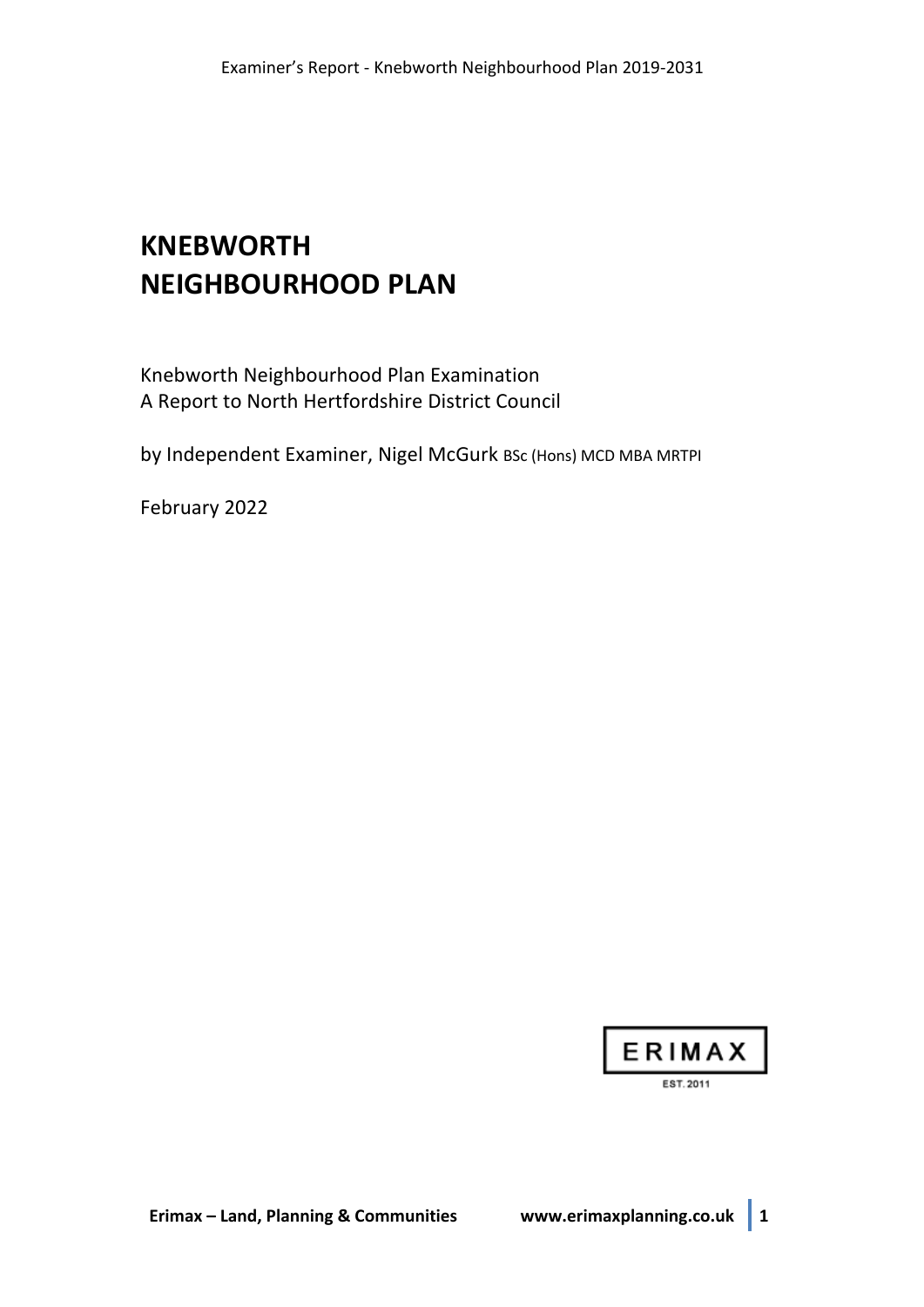# KNEBWORTH
# NEIGHBOURHOOD PLAN

Knebworth Neighbourhood Plan Examination
A Report to North Hertfordshire District Council

by Independent Examiner, Nigel McGurk BSc (Hons) MCD MBA MRTPI

February 2022

ERIMAX
EST. 2011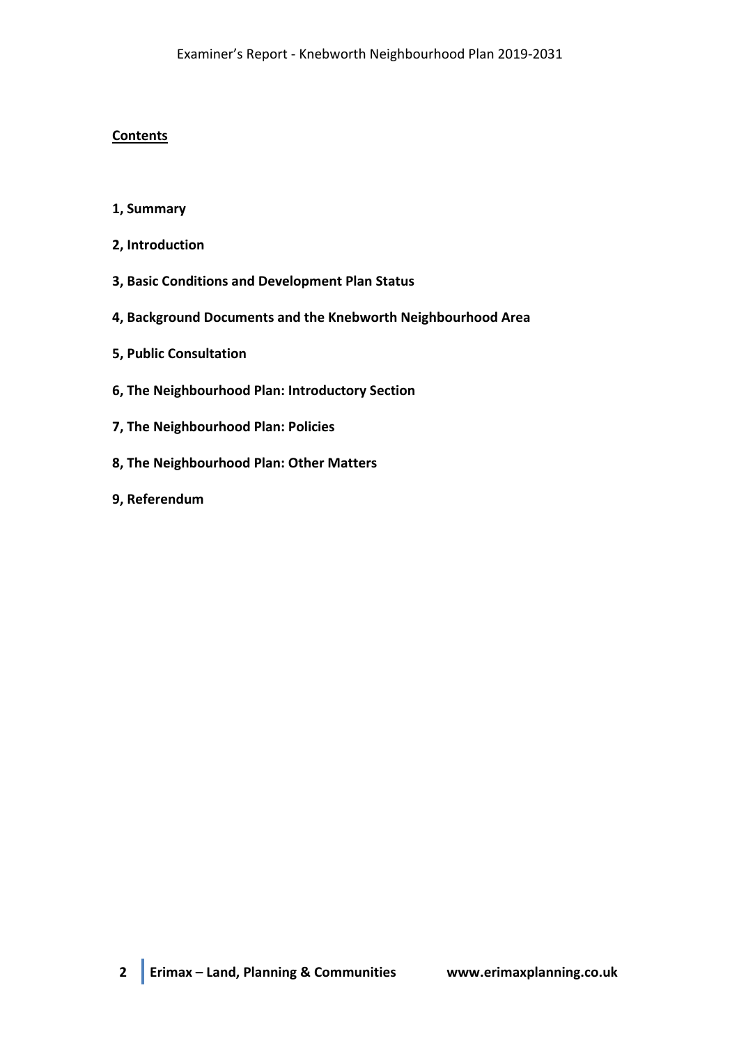**Contents**

**1, Summary**

**2, Introduction**

**3, Basic Conditions and Development Plan Status**

**4, Background Documents and the Knebworth Neighbourhood Area**

**5, Public Consultation**

**6, The Neighbourhood Plan: Introductory Section**

**7, The Neighbourhood Plan: Policies**

**8, The Neighbourhood Plan: Other Matters**

**9, Referendum**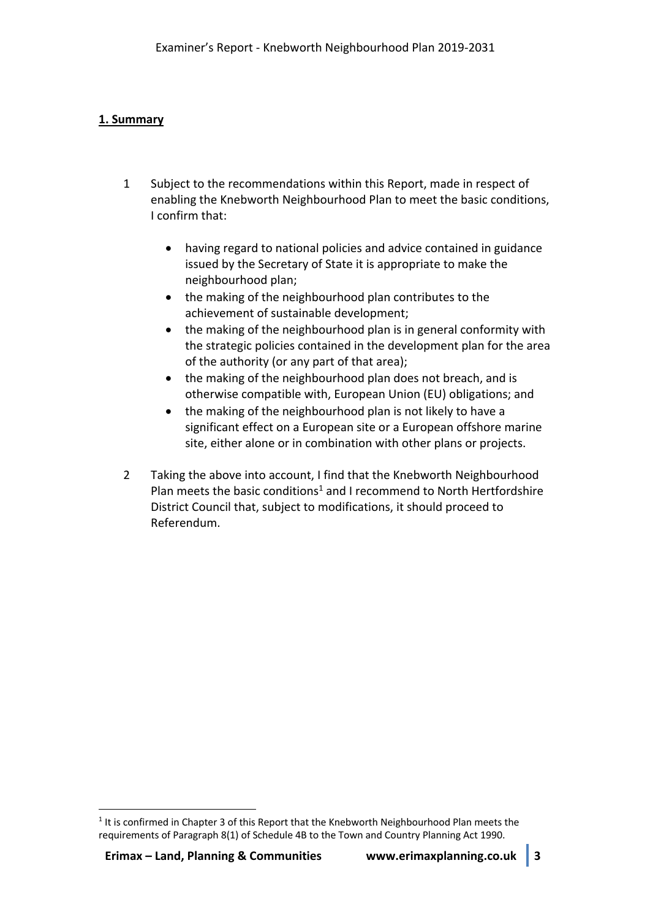## 1. Summary

1 Subject to the recommendations within this Report, made in respect of enabling the Knebworth Neighbourhood Plan to meet the basic conditions, I confirm that:

- having regard to national policies and advice contained in guidance issued by the Secretary of State it is appropriate to make the neighbourhood plan;
- the making of the neighbourhood plan contributes to the achievement of sustainable development;
- the making of the neighbourhood plan is in general conformity with the strategic policies contained in the development plan for the area of the authority (or any part of that area);
- the making of the neighbourhood plan does not breach, and is otherwise compatible with, European Union (EU) obligations; and
- the making of the neighbourhood plan is not likely to have a significant effect on a European site or a European offshore marine site, either alone or in combination with other plans or projects.

2 Taking the above into account, I find that the Knebworth Neighbourhood Plan meets the basic conditions[1] and I recommend to North Hertfordshire District Council that, subject to modifications, it should proceed to Referendum.

[1] It is confirmed in Chapter 3 of this Report that the Knebworth Neighbourhood Plan meets the requirements of Paragraph 8(1) of Schedule 4B to the Town and Country Planning Act 1990.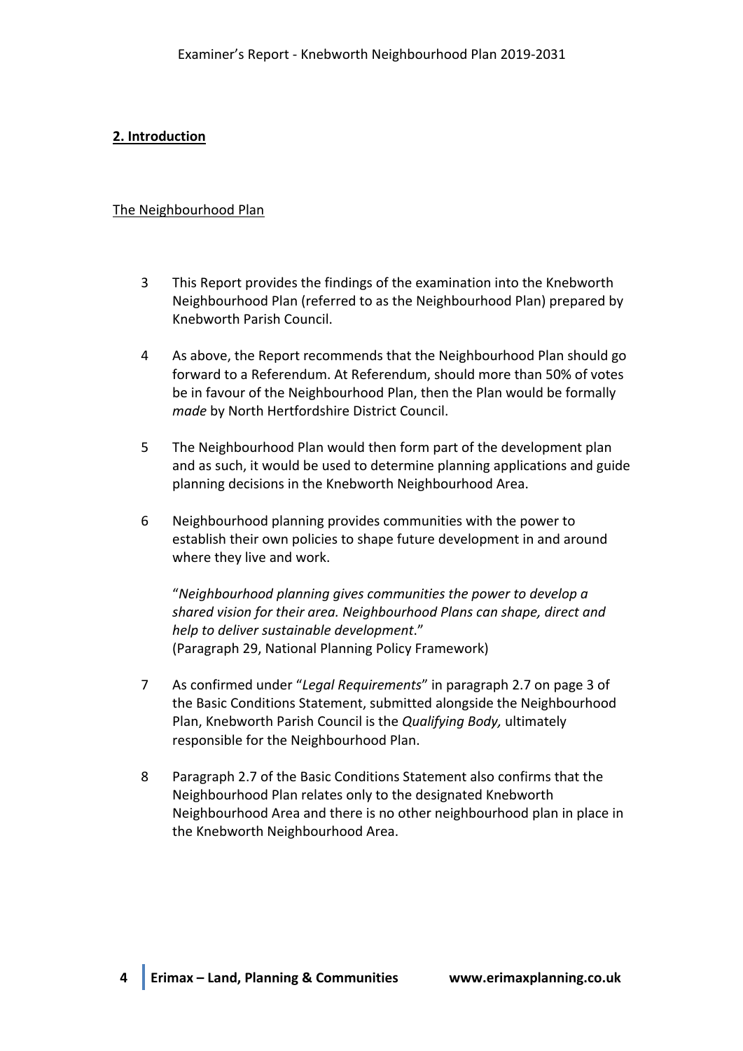## 2. Introduction

The Neighbourhood Plan

3 This Report provides the findings of the examination into the Knebworth Neighbourhood Plan (referred to as the Neighbourhood Plan) prepared by Knebworth Parish Council.

4 As above, the Report recommends that the Neighbourhood Plan should go forward to a Referendum. At Referendum, should more than 50% of votes be in favour of the Neighbourhood Plan, then the Plan would be formally *made* by North Hertfordshire District Council.

5 The Neighbourhood Plan would then form part of the development plan and as such, it would be used to determine planning applications and guide planning decisions in the Knebworth Neighbourhood Area.

6 Neighbourhood planning provides communities with the power to establish their own policies to shape future development in and around where they live and work.

"*Neighbourhood planning gives communities the power to develop a shared vision for their area. Neighbourhood Plans can shape, direct and help to deliver sustainable development*."
(Paragraph 29, National Planning Policy Framework)

7 As confirmed under "*Legal Requirements*" in paragraph 2.7 on page 3 of the Basic Conditions Statement, submitted alongside the Neighbourhood Plan, Knebworth Parish Council is the *Qualifying Body,* ultimately responsible for the Neighbourhood Plan.

8 Paragraph 2.7 of the Basic Conditions Statement also confirms that the Neighbourhood Plan relates only to the designated Knebworth Neighbourhood Area and there is no other neighbourhood plan in place in the Knebworth Neighbourhood Area.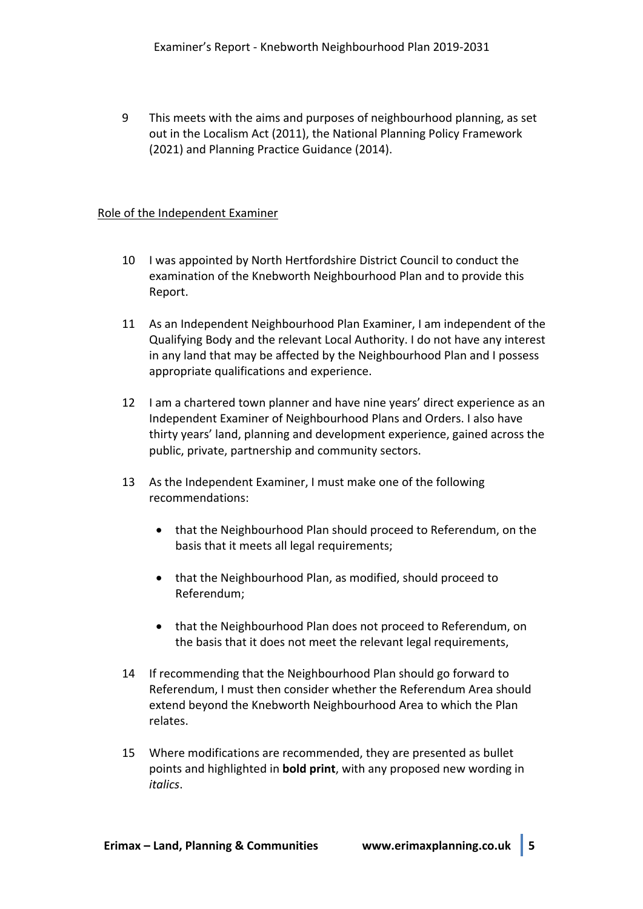9 This meets with the aims and purposes of neighbourhood planning, as set out in the Localism Act (2011), the National Planning Policy Framework (2021) and Planning Practice Guidance (2014).

## Role of the Independent Examiner

10 I was appointed by North Hertfordshire District Council to conduct the examination of the Knebworth Neighbourhood Plan and to provide this Report.

11 As an Independent Neighbourhood Plan Examiner, I am independent of the Qualifying Body and the relevant Local Authority. I do not have any interest in any land that may be affected by the Neighbourhood Plan and I possess appropriate qualifications and experience.

12 I am a chartered town planner and have nine years' direct experience as an Independent Examiner of Neighbourhood Plans and Orders. I also have thirty years' land, planning and development experience, gained across the public, private, partnership and community sectors.

13 As the Independent Examiner, I must make one of the following recommendations:

- that the Neighbourhood Plan should proceed to Referendum, on the basis that it meets all legal requirements;
- that the Neighbourhood Plan, as modified, should proceed to Referendum;
- that the Neighbourhood Plan does not proceed to Referendum, on the basis that it does not meet the relevant legal requirements,

14 If recommending that the Neighbourhood Plan should go forward to Referendum, I must then consider whether the Referendum Area should extend beyond the Knebworth Neighbourhood Area to which the Plan relates.

15 Where modifications are recommended, they are presented as bullet points and highlighted in **bold print**, with any proposed new wording in *italics*.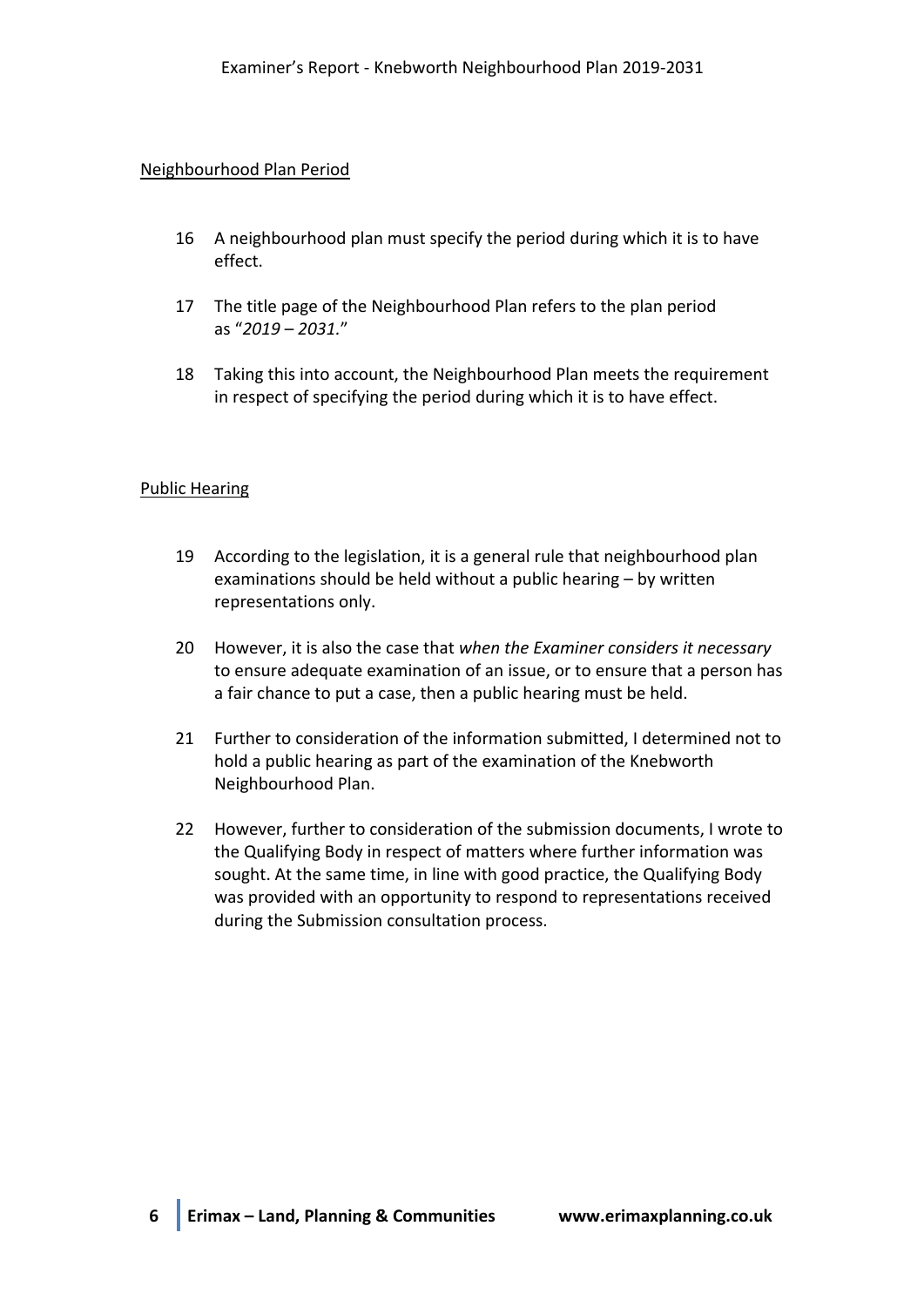## Neighbourhood Plan Period

16 A neighbourhood plan must specify the period during which it is to have effect.

17 The title page of the Neighbourhood Plan refers to the plan period as "*2019 – 2031.*"

18 Taking this into account, the Neighbourhood Plan meets the requirement in respect of specifying the period during which it is to have effect.

## Public Hearing

19 According to the legislation, it is a general rule that neighbourhood plan examinations should be held without a public hearing – by written representations only.

20 However, it is also the case that *when the Examiner considers it necessary* to ensure adequate examination of an issue, or to ensure that a person has a fair chance to put a case, then a public hearing must be held.

21 Further to consideration of the information submitted, I determined not to hold a public hearing as part of the examination of the Knebworth Neighbourhood Plan.

22 However, further to consideration of the submission documents, I wrote to the Qualifying Body in respect of matters where further information was sought. At the same time, in line with good practice, the Qualifying Body was provided with an opportunity to respond to representations received during the Submission consultation process.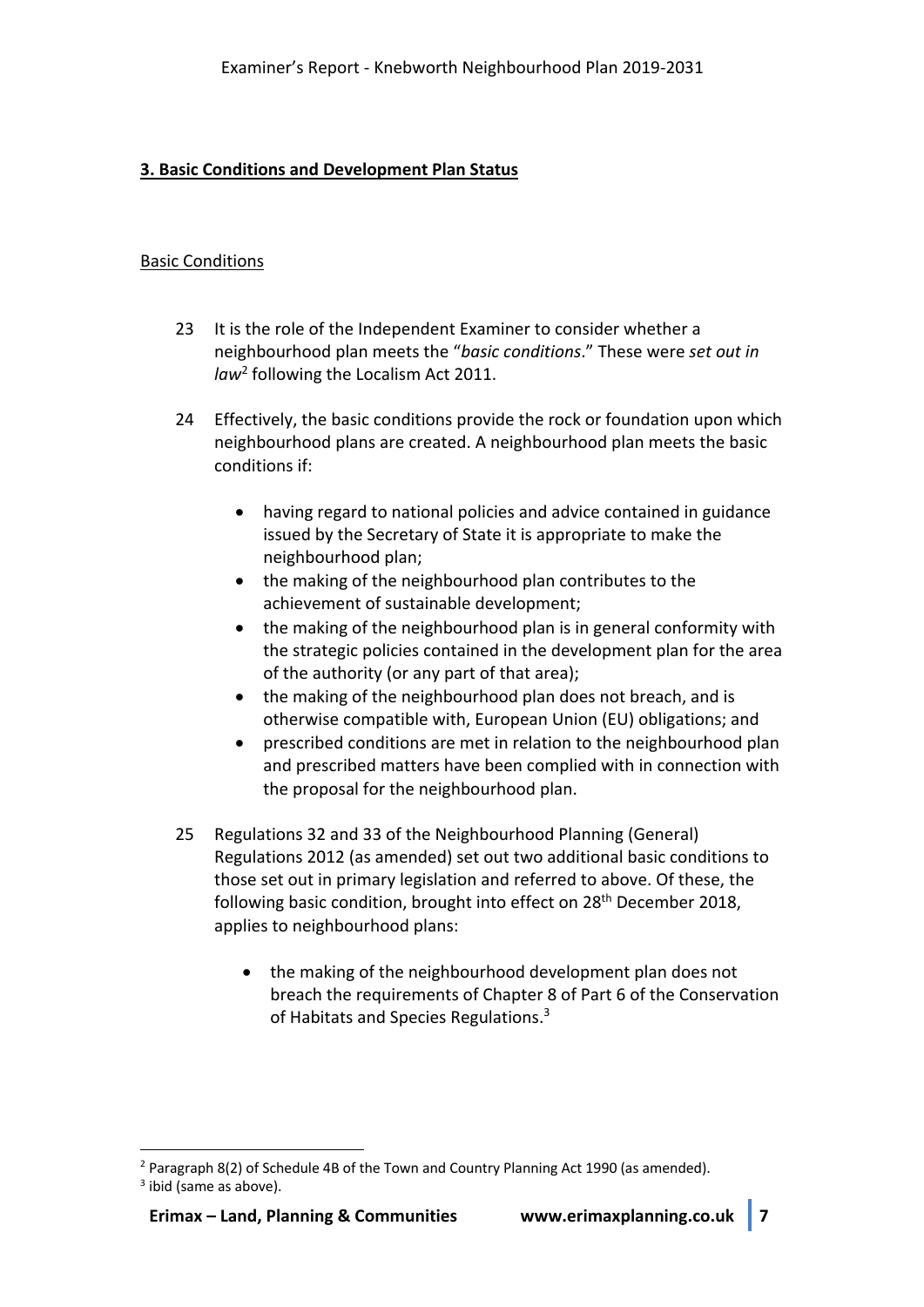## 3. Basic Conditions and Development Plan Status

### Basic Conditions

23 It is the role of the Independent Examiner to consider whether a neighbourhood plan meets the "*basic conditions*." These were *set out in law*[2] following the Localism Act 2011.

24 Effectively, the basic conditions provide the rock or foundation upon which neighbourhood plans are created. A neighbourhood plan meets the basic conditions if:

- having regard to national policies and advice contained in guidance issued by the Secretary of State it is appropriate to make the neighbourhood plan;
- the making of the neighbourhood plan contributes to the achievement of sustainable development;
- the making of the neighbourhood plan is in general conformity with the strategic policies contained in the development plan for the area of the authority (or any part of that area);
- the making of the neighbourhood plan does not breach, and is otherwise compatible with, European Union (EU) obligations; and
- prescribed conditions are met in relation to the neighbourhood plan and prescribed matters have been complied with in connection with the proposal for the neighbourhood plan.

25 Regulations 32 and 33 of the Neighbourhood Planning (General) Regulations 2012 (as amended) set out two additional basic conditions to those set out in primary legislation and referred to above. Of these, the following basic condition, brought into effect on 28th December 2018, applies to neighbourhood plans:

- the making of the neighbourhood development plan does not breach the requirements of Chapter 8 of Part 6 of the Conservation of Habitats and Species Regulations.[3]

---

[2] Paragraph 8(2) of Schedule 4B of the Town and Country Planning Act 1990 (as amended).

[3] ibid (same as above).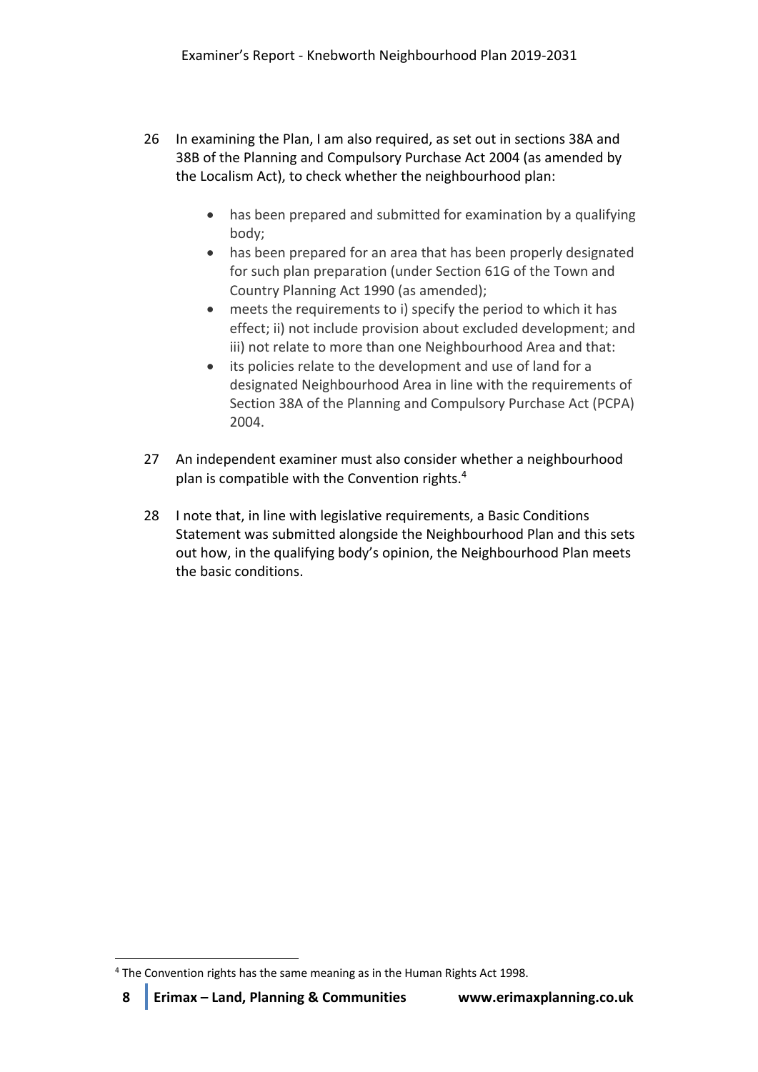26 In examining the Plan, I am also required, as set out in sections 38A and 38B of the Planning and Compulsory Purchase Act 2004 (as amended by the Localism Act), to check whether the neighbourhood plan:

- has been prepared and submitted for examination by a qualifying body;
- has been prepared for an area that has been properly designated for such plan preparation (under Section 61G of the Town and Country Planning Act 1990 (as amended);
- meets the requirements to i) specify the period to which it has effect; ii) not include provision about excluded development; and iii) not relate to more than one Neighbourhood Area and that:
- its policies relate to the development and use of land for a designated Neighbourhood Area in line with the requirements of Section 38A of the Planning and Compulsory Purchase Act (PCPA) 2004.

27 An independent examiner must also consider whether a neighbourhood plan is compatible with the Convention rights.[4]

28 I note that, in line with legislative requirements, a Basic Conditions Statement was submitted alongside the Neighbourhood Plan and this sets out how, in the qualifying body's opinion, the Neighbourhood Plan meets the basic conditions.

[4] The Convention rights has the same meaning as in the Human Rights Act 1998.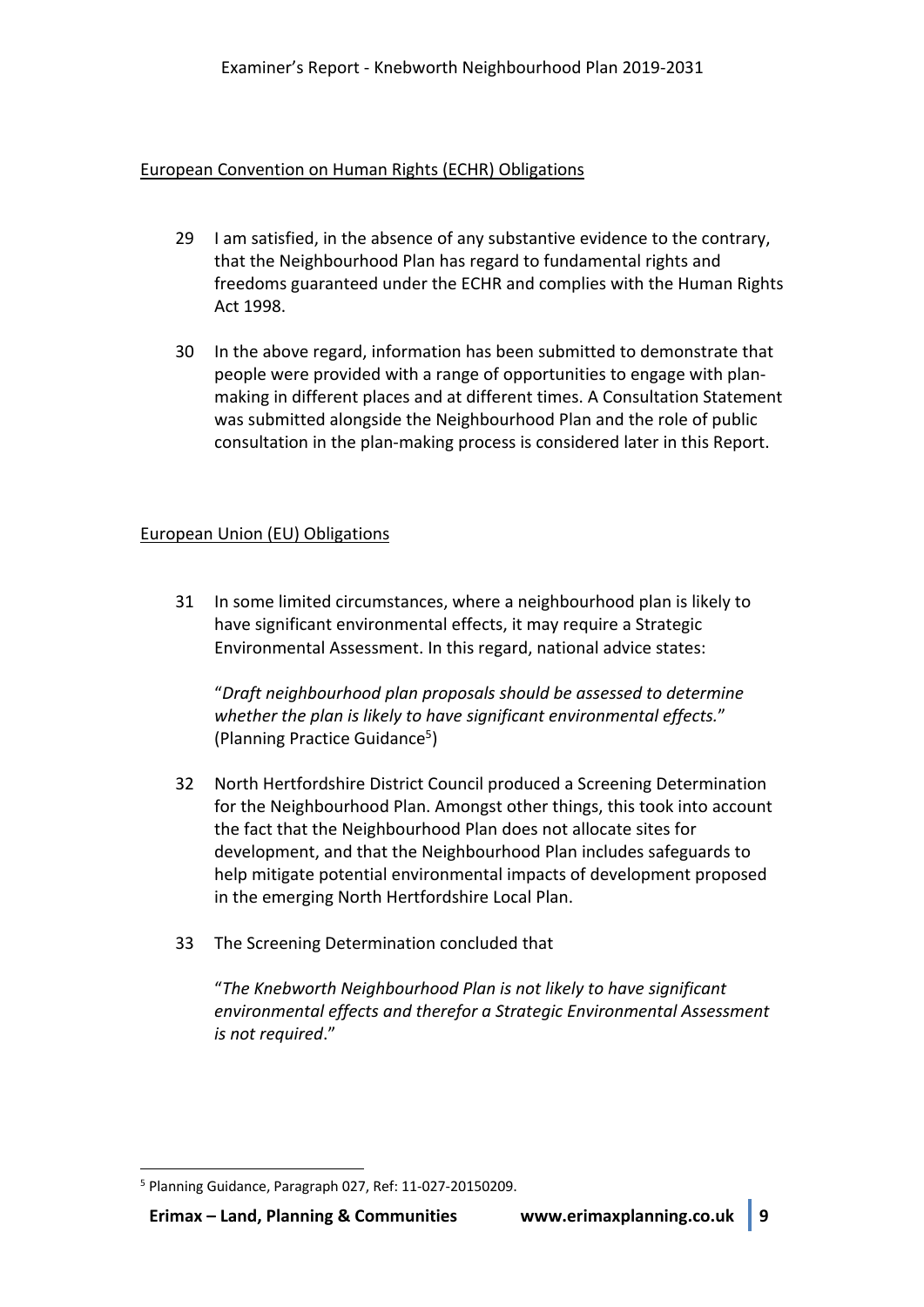European Convention on Human Rights (ECHR) Obligations

29 I am satisfied, in the absence of any substantive evidence to the contrary, that the Neighbourhood Plan has regard to fundamental rights and freedoms guaranteed under the ECHR and complies with the Human Rights Act 1998.

30 In the above regard, information has been submitted to demonstrate that people were provided with a range of opportunities to engage with plan-making in different places and at different times. A Consultation Statement was submitted alongside the Neighbourhood Plan and the role of public consultation in the plan-making process is considered later in this Report.

European Union (EU) Obligations

31 In some limited circumstances, where a neighbourhood plan is likely to have significant environmental effects, it may require a Strategic Environmental Assessment. In this regard, national advice states:

"*Draft neighbourhood plan proposals should be assessed to determine whether the plan is likely to have significant environmental effects.*" (Planning Practice Guidance[5])

32 North Hertfordshire District Council produced a Screening Determination for the Neighbourhood Plan. Amongst other things, this took into account the fact that the Neighbourhood Plan does not allocate sites for development, and that the Neighbourhood Plan includes safeguards to help mitigate potential environmental impacts of development proposed in the emerging North Hertfordshire Local Plan.

33 The Screening Determination concluded that

"*The Knebworth Neighbourhood Plan is not likely to have significant environmental effects and therefor a Strategic Environmental Assessment is not required*."

[5] Planning Guidance, Paragraph 027, Ref: 11-027-20150209.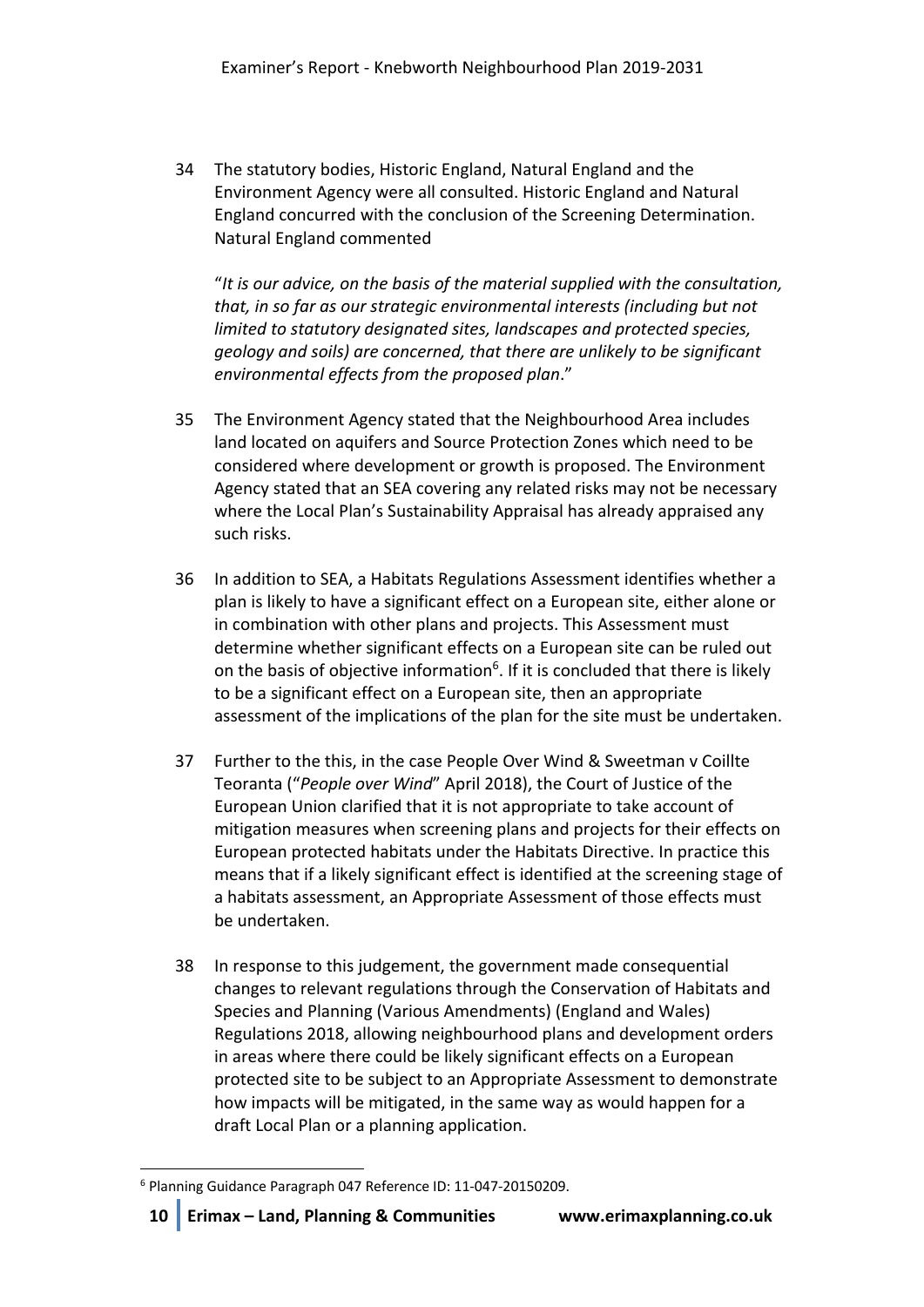34 The statutory bodies, Historic England, Natural England and the Environment Agency were all consulted. Historic England and Natural England concurred with the conclusion of the Screening Determination. Natural England commented

"*It is our advice, on the basis of the material supplied with the consultation, that, in so far as our strategic environmental interests (including but not limited to statutory designated sites, landscapes and protected species, geology and soils) are concerned, that there are unlikely to be significant environmental effects from the proposed plan*."

35 The Environment Agency stated that the Neighbourhood Area includes land located on aquifers and Source Protection Zones which need to be considered where development or growth is proposed. The Environment Agency stated that an SEA covering any related risks may not be necessary where the Local Plan's Sustainability Appraisal has already appraised any such risks.

36 In addition to SEA, a Habitats Regulations Assessment identifies whether a plan is likely to have a significant effect on a European site, either alone or in combination with other plans and projects. This Assessment must determine whether significant effects on a European site can be ruled out on the basis of objective information[6]. If it is concluded that there is likely to be a significant effect on a European site, then an appropriate assessment of the implications of the plan for the site must be undertaken.

37 Further to the this, in the case People Over Wind & Sweetman v Coillte Teoranta ("*People over Wind*" April 2018), the Court of Justice of the European Union clarified that it is not appropriate to take account of mitigation measures when screening plans and projects for their effects on European protected habitats under the Habitats Directive. In practice this means that if a likely significant effect is identified at the screening stage of a habitats assessment, an Appropriate Assessment of those effects must be undertaken.

38 In response to this judgement, the government made consequential changes to relevant regulations through the Conservation of Habitats and Species and Planning (Various Amendments) (England and Wales) Regulations 2018, allowing neighbourhood plans and development orders in areas where there could be likely significant effects on a European protected site to be subject to an Appropriate Assessment to demonstrate how impacts will be mitigated, in the same way as would happen for a draft Local Plan or a planning application.

[6] Planning Guidance Paragraph 047 Reference ID: 11-047-20150209.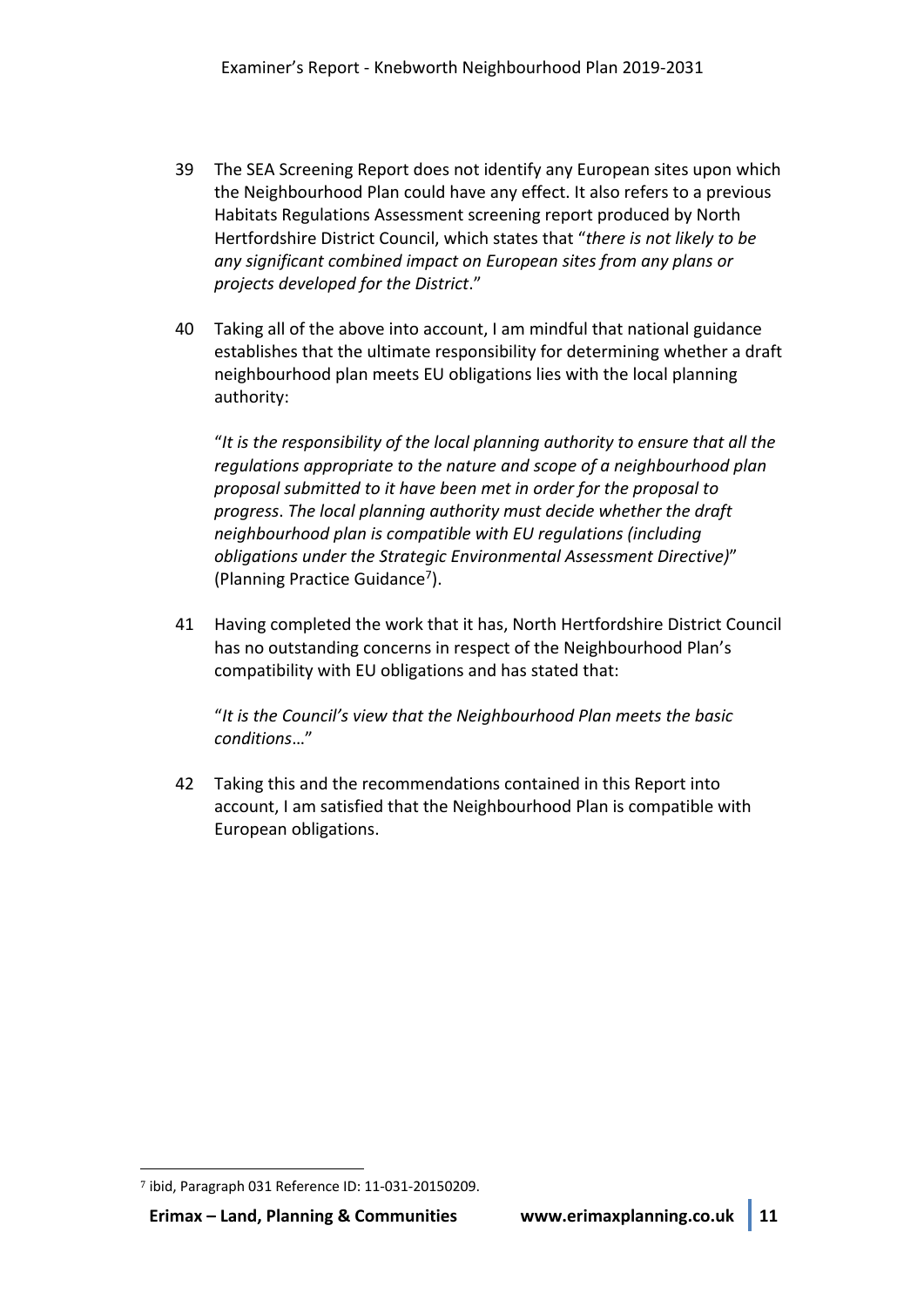39 The SEA Screening Report does not identify any European sites upon which the Neighbourhood Plan could have any effect. It also refers to a previous Habitats Regulations Assessment screening report produced by North Hertfordshire District Council, which states that "*there is not likely to be any significant combined impact on European sites from any plans or projects developed for the District*."

40 Taking all of the above into account, I am mindful that national guidance establishes that the ultimate responsibility for determining whether a draft neighbourhood plan meets EU obligations lies with the local planning authority:

"*It is the responsibility of the local planning authority to ensure that all the regulations appropriate to the nature and scope of a neighbourhood plan proposal submitted to it have been met in order for the proposal to progress. The local planning authority must decide whether the draft neighbourhood plan is compatible with EU regulations (including obligations under the Strategic Environmental Assessment Directive)*" (Planning Practice Guidance[7]).

41 Having completed the work that it has, North Hertfordshire District Council has no outstanding concerns in respect of the Neighbourhood Plan's compatibility with EU obligations and has stated that:

"*It is the Council's view that the Neighbourhood Plan meets the basic conditions*…"

42 Taking this and the recommendations contained in this Report into account, I am satisfied that the Neighbourhood Plan is compatible with European obligations.

[7] ibid, Paragraph 031 Reference ID: 11-031-20150209.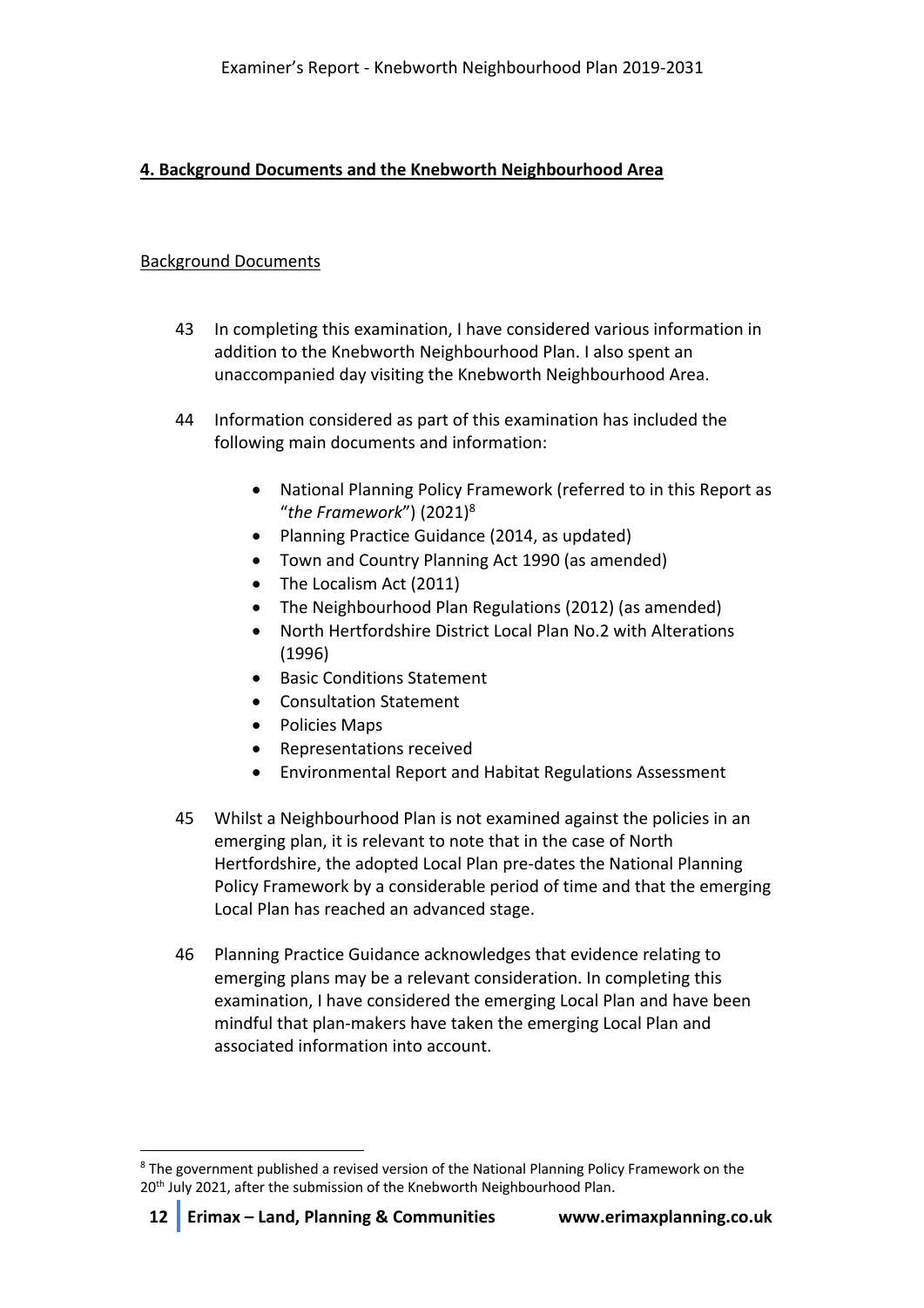## 4. Background Documents and the Knebworth Neighbourhood Area

### Background Documents

43 In completing this examination, I have considered various information in addition to the Knebworth Neighbourhood Plan. I also spent an unaccompanied day visiting the Knebworth Neighbourhood Area.

44 Information considered as part of this examination has included the following main documents and information:

- National Planning Policy Framework (referred to in this Report as "*the Framework*") (2021)[8]
- Planning Practice Guidance (2014, as updated)
- Town and Country Planning Act 1990 (as amended)
- The Localism Act (2011)
- The Neighbourhood Plan Regulations (2012) (as amended)
- North Hertfordshire District Local Plan No.2 with Alterations (1996)
- Basic Conditions Statement
- Consultation Statement
- Policies Maps
- Representations received
- Environmental Report and Habitat Regulations Assessment

45 Whilst a Neighbourhood Plan is not examined against the policies in an emerging plan, it is relevant to note that in the case of North Hertfordshire, the adopted Local Plan pre-dates the National Planning Policy Framework by a considerable period of time and that the emerging Local Plan has reached an advanced stage.

46 Planning Practice Guidance acknowledges that evidence relating to emerging plans may be a relevant consideration. In completing this examination, I have considered the emerging Local Plan and have been mindful that plan-makers have taken the emerging Local Plan and associated information into account.

[8] The government published a revised version of the National Planning Policy Framework on the 20th July 2021, after the submission of the Knebworth Neighbourhood Plan.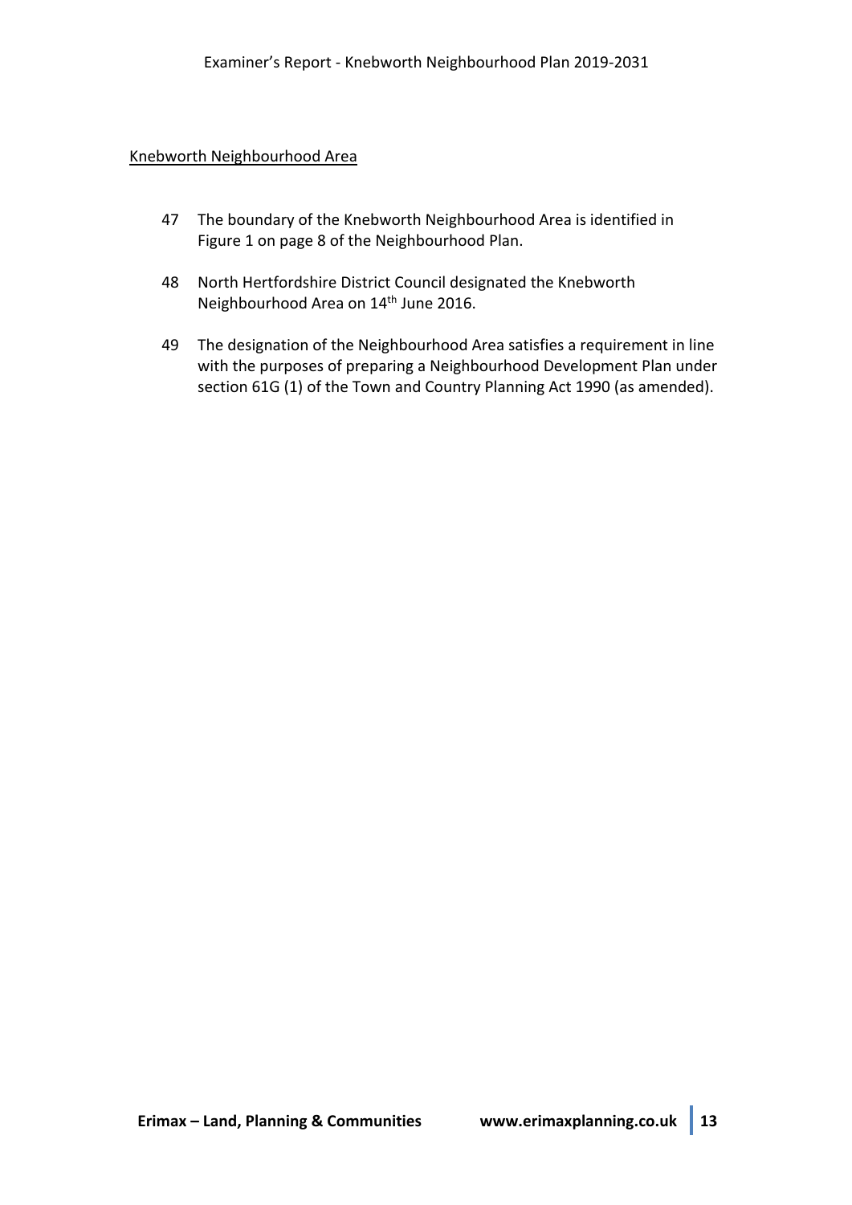Knebworth Neighbourhood Area

47 The boundary of the Knebworth Neighbourhood Area is identified in Figure 1 on page 8 of the Neighbourhood Plan.

48 North Hertfordshire District Council designated the Knebworth Neighbourhood Area on 14th June 2016.

49 The designation of the Neighbourhood Area satisfies a requirement in line with the purposes of preparing a Neighbourhood Development Plan under section 61G (1) of the Town and Country Planning Act 1990 (as amended).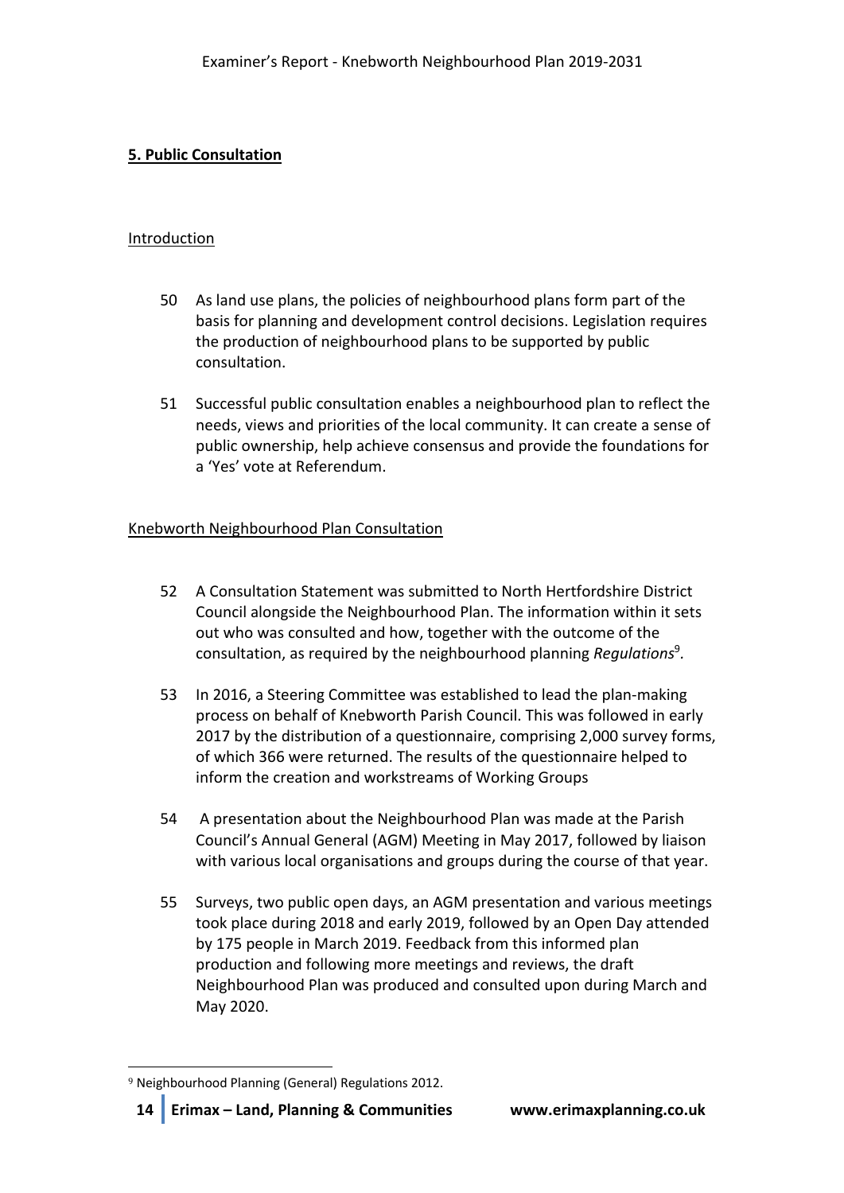## **5. Public Consultation**

Introduction

50 As land use plans, the policies of neighbourhood plans form part of the basis for planning and development control decisions. Legislation requires the production of neighbourhood plans to be supported by public consultation.

51 Successful public consultation enables a neighbourhood plan to reflect the needs, views and priorities of the local community. It can create a sense of public ownership, help achieve consensus and provide the foundations for a 'Yes' vote at Referendum.

Knebworth Neighbourhood Plan Consultation

52 A Consultation Statement was submitted to North Hertfordshire District Council alongside the Neighbourhood Plan. The information within it sets out who was consulted and how, together with the outcome of the consultation, as required by the neighbourhood planning *Regulations*[9].

53 In 2016, a Steering Committee was established to lead the plan-making process on behalf of Knebworth Parish Council. This was followed in early 2017 by the distribution of a questionnaire, comprising 2,000 survey forms, of which 366 were returned. The results of the questionnaire helped to inform the creation and workstreams of Working Groups

54 A presentation about the Neighbourhood Plan was made at the Parish Council's Annual General (AGM) Meeting in May 2017, followed by liaison with various local organisations and groups during the course of that year.

55 Surveys, two public open days, an AGM presentation and various meetings took place during 2018 and early 2019, followed by an Open Day attended by 175 people in March 2019. Feedback from this informed plan production and following more meetings and reviews, the draft Neighbourhood Plan was produced and consulted upon during March and May 2020.

[9] Neighbourhood Planning (General) Regulations 2012.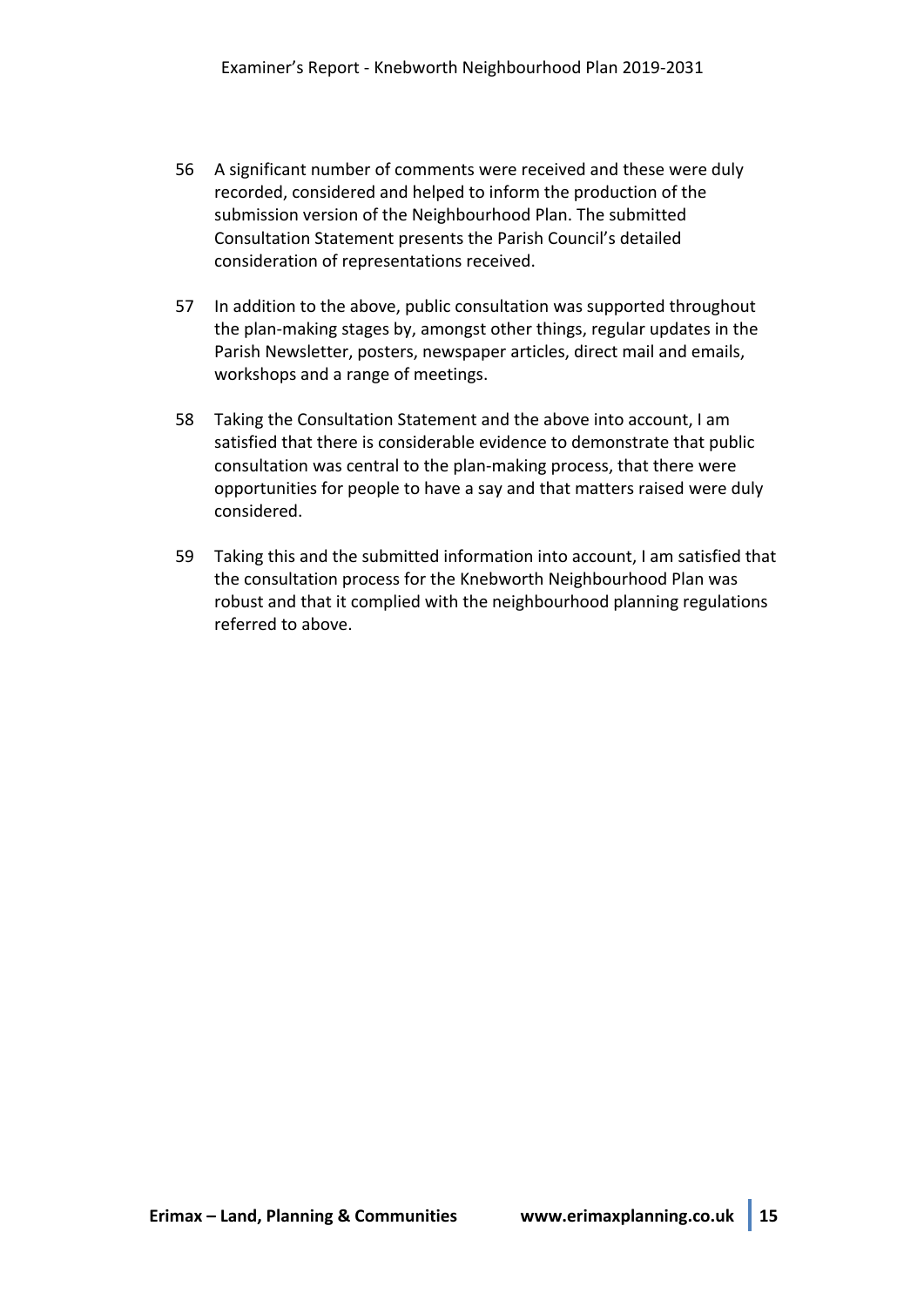56 A significant number of comments were received and these were duly recorded, considered and helped to inform the production of the submission version of the Neighbourhood Plan. The submitted Consultation Statement presents the Parish Council's detailed consideration of representations received.

57 In addition to the above, public consultation was supported throughout the plan-making stages by, amongst other things, regular updates in the Parish Newsletter, posters, newspaper articles, direct mail and emails, workshops and a range of meetings.

58 Taking the Consultation Statement and the above into account, I am satisfied that there is considerable evidence to demonstrate that public consultation was central to the plan-making process, that there were opportunities for people to have a say and that matters raised were duly considered.

59 Taking this and the submitted information into account, I am satisfied that the consultation process for the Knebworth Neighbourhood Plan was robust and that it complied with the neighbourhood planning regulations referred to above.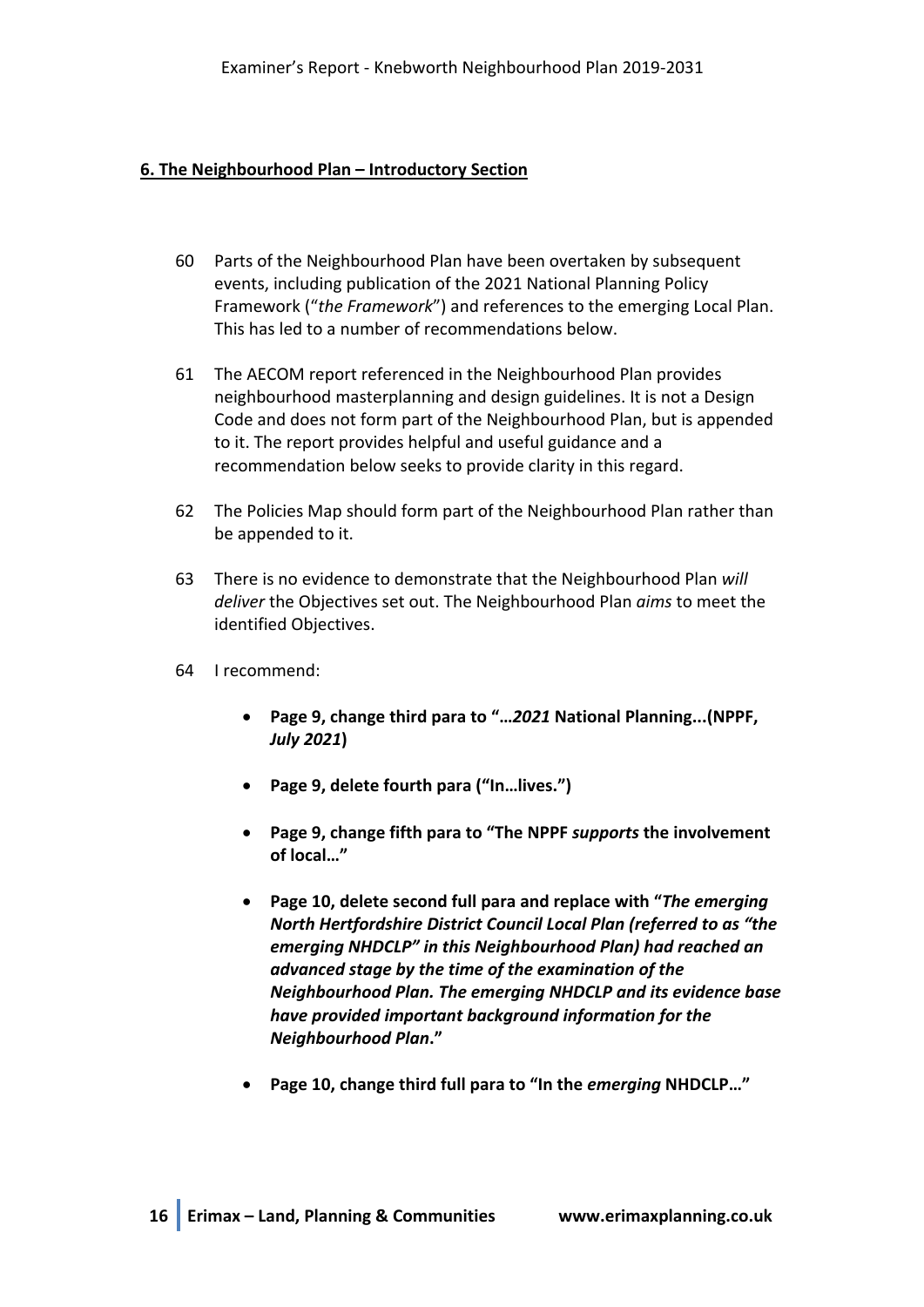**6. The Neighbourhood Plan – Introductory Section**

60 Parts of the Neighbourhood Plan have been overtaken by subsequent events, including publication of the 2021 National Planning Policy Framework ("*the Framework*") and references to the emerging Local Plan. This has led to a number of recommendations below.

61 The AECOM report referenced in the Neighbourhood Plan provides neighbourhood masterplanning and design guidelines. It is not a Design Code and does not form part of the Neighbourhood Plan, but is appended to it. The report provides helpful and useful guidance and a recommendation below seeks to provide clarity in this regard.

62 The Policies Map should form part of the Neighbourhood Plan rather than be appended to it.

63 There is no evidence to demonstrate that the Neighbourhood Plan *will deliver* the Objectives set out. The Neighbourhood Plan *aims* to meet the identified Objectives.

64 I recommend:

- **Page 9, change third para to "…*2021* National Planning...(NPPF, *July 2021*)**
- **Page 9, delete fourth para ("In…lives.")**
- **Page 9, change fifth para to "The NPPF *supports* the involvement of local…"**
- **Page 10, delete second full para and replace with "*The emerging North Hertfordshire District Council Local Plan (referred to as "the emerging NHDCLP" in this Neighbourhood Plan) had reached an advanced stage by the time of the examination of the Neighbourhood Plan. The emerging NHDCLP and its evidence base have provided important background information for the Neighbourhood Plan*."**
- **Page 10, change third full para to "In the *emerging* NHDCLP…"**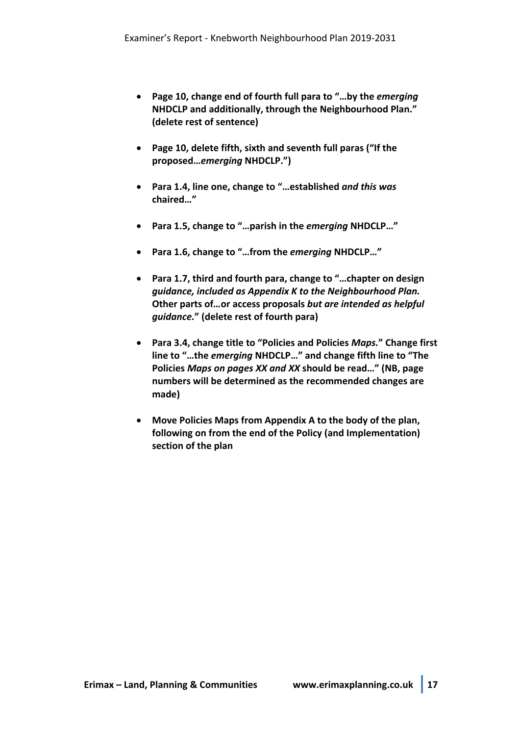- **Page 10, change end of fourth full para to "…by the *emerging* NHDCLP and additionally, through the Neighbourhood Plan." (delete rest of sentence)**

- **Page 10, delete fifth, sixth and seventh full paras ("If the proposed…*emerging* NHDCLP.")**

- **Para 1.4, line one, change to "…established *and this was* chaired…"**

- **Para 1.5, change to "…parish in the *emerging* NHDCLP…"**

- **Para 1.6, change to "…from the *emerging* NHDCLP…"**

- **Para 1.7, third and fourth para, change to "…chapter on design *guidance, included as Appendix K to the Neighbourhood Plan.* Other parts of…or access proposals *but are intended as helpful guidance.*" (delete rest of fourth para)**

- **Para 3.4, change title to "Policies and Policies *Maps.*" Change first line to "…the *emerging* NHDCLP…" and change fifth line to "The Policies *Maps on pages XX and XX* should be read…" (NB, page numbers will be determined as the recommended changes are made)**

- **Move Policies Maps from Appendix A to the body of the plan, following on from the end of the Policy (and Implementation) section of the plan**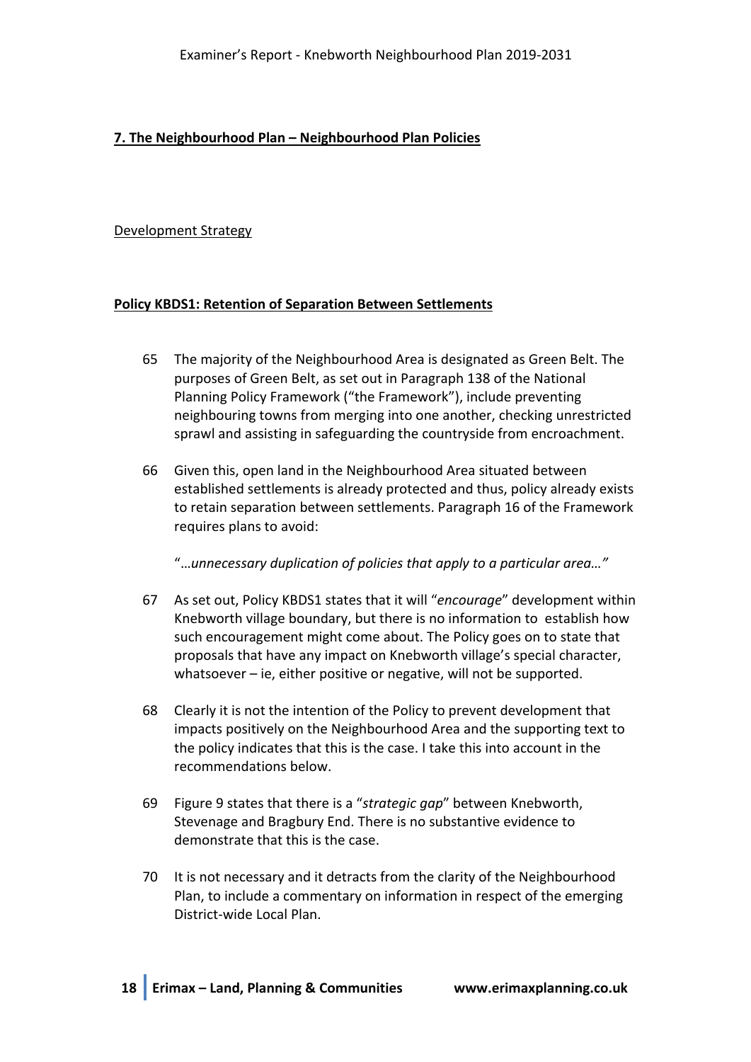## 7. The Neighbourhood Plan – Neighbourhood Plan Policies

Development Strategy

### Policy KBDS1: Retention of Separation Between Settlements

65 The majority of the Neighbourhood Area is designated as Green Belt. The purposes of Green Belt, as set out in Paragraph 138 of the National Planning Policy Framework ("the Framework"), include preventing neighbouring towns from merging into one another, checking unrestricted sprawl and assisting in safeguarding the countryside from encroachment.

66 Given this, open land in the Neighbourhood Area situated between established settlements is already protected and thus, policy already exists to retain separation between settlements. Paragraph 16 of the Framework requires plans to avoid:

"…*unnecessary duplication of policies that apply to a particular area…"*

67 As set out, Policy KBDS1 states that it will "*encourage*" development within Knebworth village boundary, but there is no information to establish how such encouragement might come about. The Policy goes on to state that proposals that have any impact on Knebworth village's special character, whatsoever – ie, either positive or negative, will not be supported.

68 Clearly it is not the intention of the Policy to prevent development that impacts positively on the Neighbourhood Area and the supporting text to the policy indicates that this is the case. I take this into account in the recommendations below.

69 Figure 9 states that there is a "*strategic gap*" between Knebworth, Stevenage and Bragbury End. There is no substantive evidence to demonstrate that this is the case.

70 It is not necessary and it detracts from the clarity of the Neighbourhood Plan, to include a commentary on information in respect of the emerging District-wide Local Plan.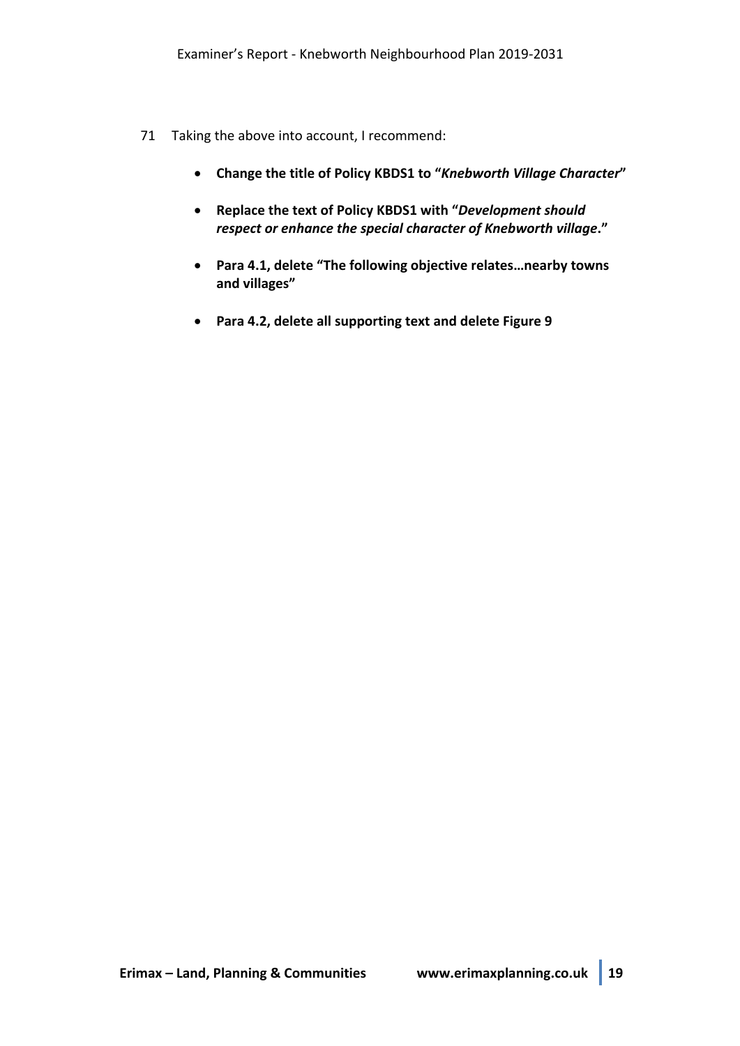71 Taking the above into account, I recommend:

- **Change the title of Policy KBDS1 to "*Knebworth Village Character*"**

- **Replace the text of Policy KBDS1 with "*Development should respect or enhance the special character of Knebworth village*."**

- **Para 4.1, delete "The following objective relates…nearby towns and villages"**

- **Para 4.2, delete all supporting text and delete Figure 9**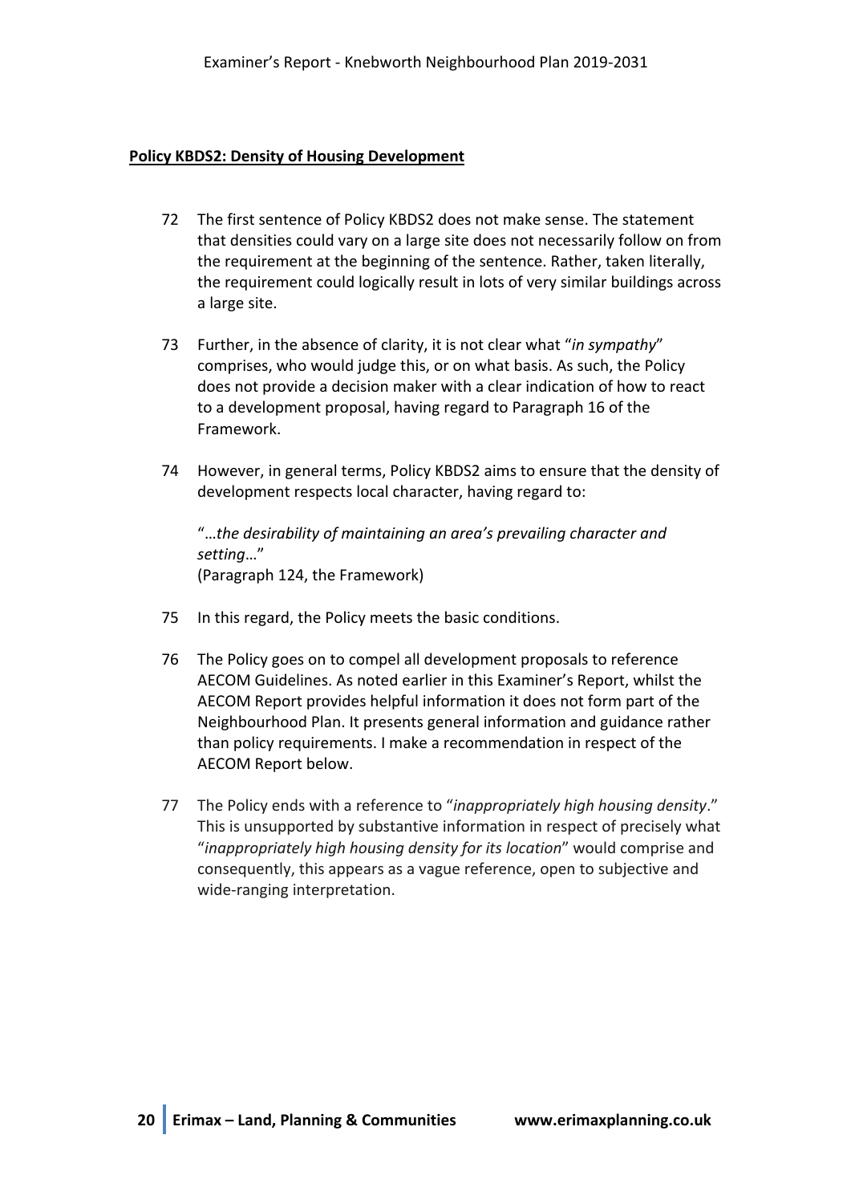**Policy KBDS2: Density of Housing Development**

72 The first sentence of Policy KBDS2 does not make sense. The statement that densities could vary on a large site does not necessarily follow on from the requirement at the beginning of the sentence. Rather, taken literally, the requirement could logically result in lots of very similar buildings across a large site.

73 Further, in the absence of clarity, it is not clear what "*in sympathy*" comprises, who would judge this, or on what basis. As such, the Policy does not provide a decision maker with a clear indication of how to react to a development proposal, having regard to Paragraph 16 of the Framework.

74 However, in general terms, Policy KBDS2 aims to ensure that the density of development respects local character, having regard to:

"*…the desirability of maintaining an area's prevailing character and setting…*"
(Paragraph 124, the Framework)

75 In this regard, the Policy meets the basic conditions.

76 The Policy goes on to compel all development proposals to reference AECOM Guidelines. As noted earlier in this Examiner's Report, whilst the AECOM Report provides helpful information it does not form part of the Neighbourhood Plan. It presents general information and guidance rather than policy requirements. I make a recommendation in respect of the AECOM Report below.

77 The Policy ends with a reference to "*inappropriately high housing density*." This is unsupported by substantive information in respect of precisely what "*inappropriately high housing density for its location*" would comprise and consequently, this appears as a vague reference, open to subjective and wide-ranging interpretation.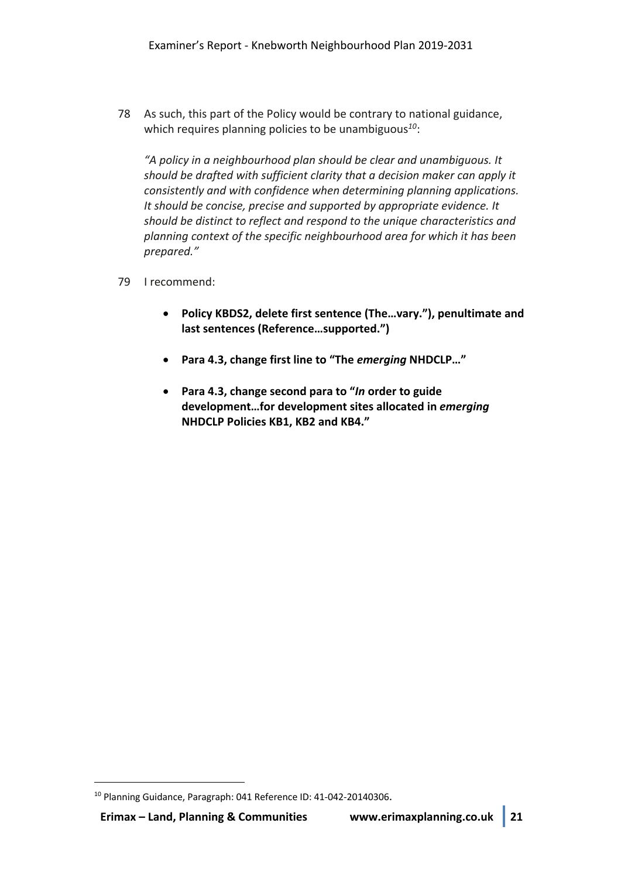78 As such, this part of the Policy would be contrary to national guidance, which requires planning policies to be unambiguous[10]:

*"A policy in a neighbourhood plan should be clear and unambiguous. It should be drafted with sufficient clarity that a decision maker can apply it consistently and with confidence when determining planning applications. It should be concise, precise and supported by appropriate evidence. It should be distinct to reflect and respond to the unique characteristics and planning context of the specific neighbourhood area for which it has been prepared."*

79 I recommend:

- **Policy KBDS2, delete first sentence (The…vary."), penultimate and last sentences (Reference…supported.")**
- **Para 4.3, change first line to "The *emerging* NHDCLP…"**
- **Para 4.3, change second para to "*In* order to guide development…for development sites allocated in *emerging* NHDCLP Policies KB1, KB2 and KB4."**

[10] Planning Guidance, Paragraph: 041 Reference ID: 41-042-20140306.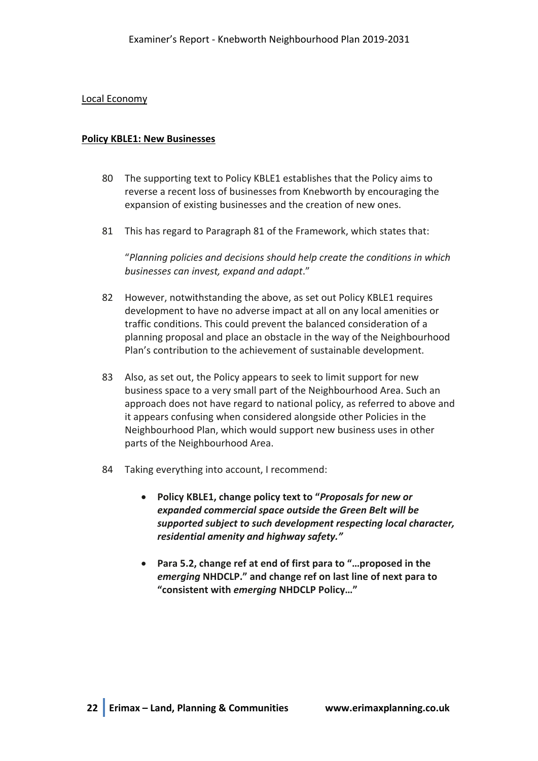Local Economy

**Policy KBLE1: New Businesses**

80 The supporting text to Policy KBLE1 establishes that the Policy aims to reverse a recent loss of businesses from Knebworth by encouraging the expansion of existing businesses and the creation of new ones.

81 This has regard to Paragraph 81 of the Framework, which states that:

"*Planning policies and decisions should help create the conditions in which businesses can invest, expand and adapt*."

82 However, notwithstanding the above, as set out Policy KBLE1 requires development to have no adverse impact at all on any local amenities or traffic conditions. This could prevent the balanced consideration of a planning proposal and place an obstacle in the way of the Neighbourhood Plan's contribution to the achievement of sustainable development.

83 Also, as set out, the Policy appears to seek to limit support for new business space to a very small part of the Neighbourhood Area. Such an approach does not have regard to national policy, as referred to above and it appears confusing when considered alongside other Policies in the Neighbourhood Plan, which would support new business uses in other parts of the Neighbourhood Area.

84 Taking everything into account, I recommend:

- **Policy KBLE1, change policy text to "*Proposals for new or expanded commercial space outside the Green Belt will be supported subject to such development respecting local character, residential amenity and highway safety."***

- **Para 5.2, change ref at end of first para to "…proposed in the *emerging* NHDCLP." and change ref on last line of next para to "consistent with *emerging* NHDCLP Policy…"**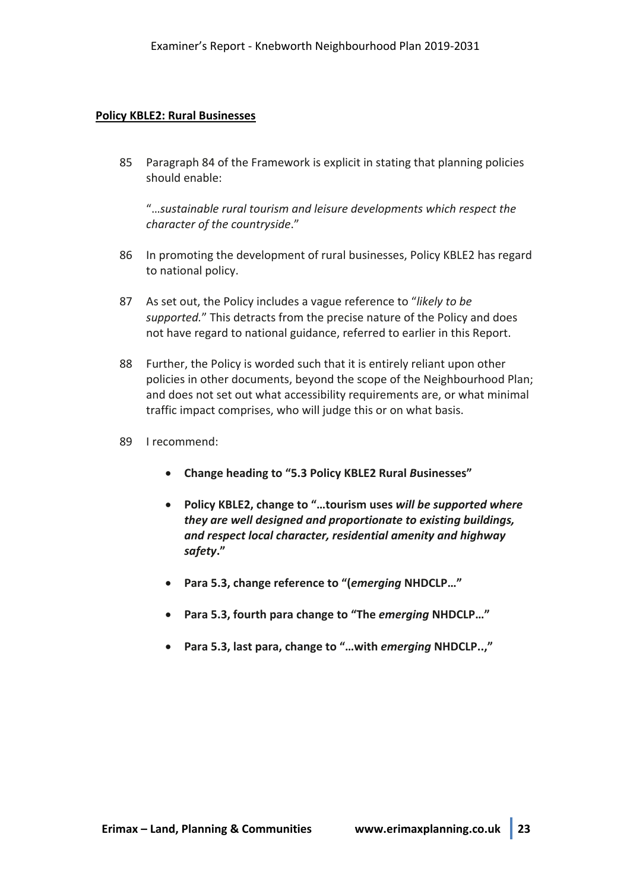**Policy KBLE2: Rural Businesses**

85 Paragraph 84 of the Framework is explicit in stating that planning policies should enable:

"…*sustainable rural tourism and leisure developments which respect the character of the countryside*."

86 In promoting the development of rural businesses, Policy KBLE2 has regard to national policy.

87 As set out, the Policy includes a vague reference to "*likely to be supported.*" This detracts from the precise nature of the Policy and does not have regard to national guidance, referred to earlier in this Report.

88 Further, the Policy is worded such that it is entirely reliant upon other policies in other documents, beyond the scope of the Neighbourhood Plan; and does not set out what accessibility requirements are, or what minimal traffic impact comprises, who will judge this or on what basis.

89 I recommend:

- **Change heading to "5.3 Policy KBLE2 Rural *B*usinesses"**
- **Policy KBLE2, change to "…tourism uses *will be supported where they are well designed and proportionate to existing buildings, and respect local character, residential amenity and highway safety*."**
- **Para 5.3, change reference to "(*emerging* NHDCLP…"**
- **Para 5.3, fourth para change to "The *emerging* NHDCLP…"**
- **Para 5.3, last para, change to "…with *emerging* NHDCLP..,"**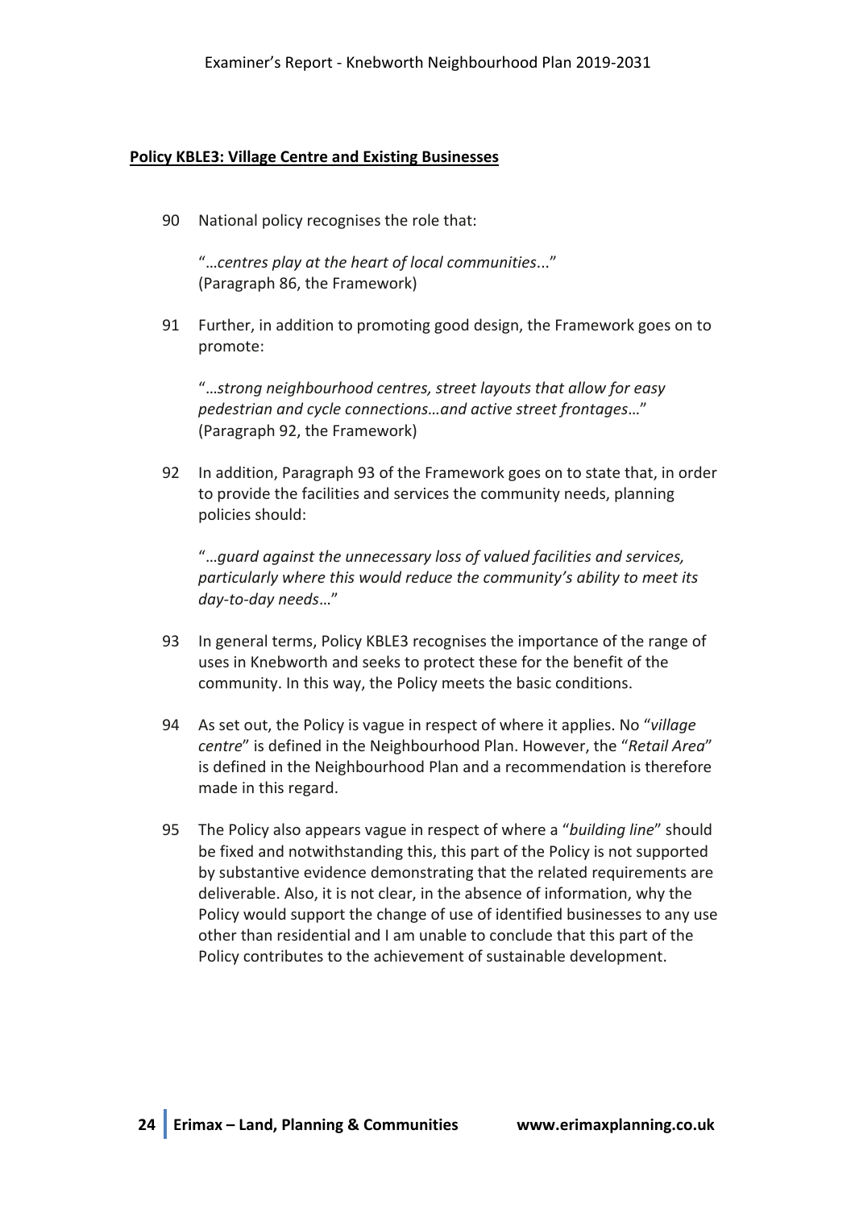**Policy KBLE3: Village Centre and Existing Businesses**

90 National policy recognises the role that:

"*…centres play at the heart of local communities*..." (Paragraph 86, the Framework)

91 Further, in addition to promoting good design, the Framework goes on to promote:

"*…strong neighbourhood centres, street layouts that allow for easy pedestrian and cycle connections…and active street frontages*…" (Paragraph 92, the Framework)

92 In addition, Paragraph 93 of the Framework goes on to state that, in order to provide the facilities and services the community needs, planning policies should:

"*…guard against the unnecessary loss of valued facilities and services, particularly where this would reduce the community's ability to meet its day-to-day needs*…"

93 In general terms, Policy KBLE3 recognises the importance of the range of uses in Knebworth and seeks to protect these for the benefit of the community. In this way, the Policy meets the basic conditions.

94 As set out, the Policy is vague in respect of where it applies. No "*village centre*" is defined in the Neighbourhood Plan. However, the "*Retail Area*" is defined in the Neighbourhood Plan and a recommendation is therefore made in this regard.

95 The Policy also appears vague in respect of where a "*building line*" should be fixed and notwithstanding this, this part of the Policy is not supported by substantive evidence demonstrating that the related requirements are deliverable. Also, it is not clear, in the absence of information, why the Policy would support the change of use of identified businesses to any use other than residential and I am unable to conclude that this part of the Policy contributes to the achievement of sustainable development.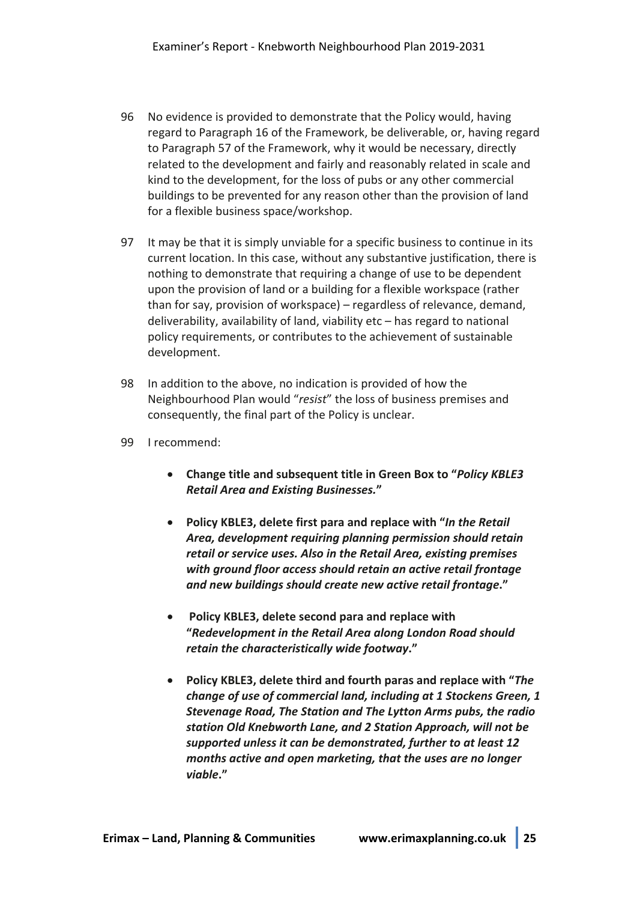96 No evidence is provided to demonstrate that the Policy would, having regard to Paragraph 16 of the Framework, be deliverable, or, having regard to Paragraph 57 of the Framework, why it would be necessary, directly related to the development and fairly and reasonably related in scale and kind to the development, for the loss of pubs or any other commercial buildings to be prevented for any reason other than the provision of land for a flexible business space/workshop.

97 It may be that it is simply unviable for a specific business to continue in its current location. In this case, without any substantive justification, there is nothing to demonstrate that requiring a change of use to be dependent upon the provision of land or a building for a flexible workspace (rather than for say, provision of workspace) – regardless of relevance, demand, deliverability, availability of land, viability etc – has regard to national policy requirements, or contributes to the achievement of sustainable development.

98 In addition to the above, no indication is provided of how the Neighbourhood Plan would "*resist*" the loss of business premises and consequently, the final part of the Policy is unclear.

99 I recommend:

- **Change title and subsequent title in Green Box to "*Policy KBLE3 Retail Area and Existing Businesses.*"**
- **Policy KBLE3, delete first para and replace with "*In the Retail Area, development requiring planning permission should retain retail or service uses. Also in the Retail Area, existing premises with ground floor access should retain an active retail frontage and new buildings should create new active retail frontage*."**
- **Policy KBLE3, delete second para and replace with "*Redevelopment in the Retail Area along London Road should retain the characteristically wide footway*."**
- **Policy KBLE3, delete third and fourth paras and replace with "*The change of use of commercial land, including at 1 Stockens Green, 1 Stevenage Road, The Station and The Lytton Arms pubs, the radio station Old Knebworth Lane, and 2 Station Approach, will not be supported unless it can be demonstrated, further to at least 12 months active and open marketing, that the uses are no longer viable*."**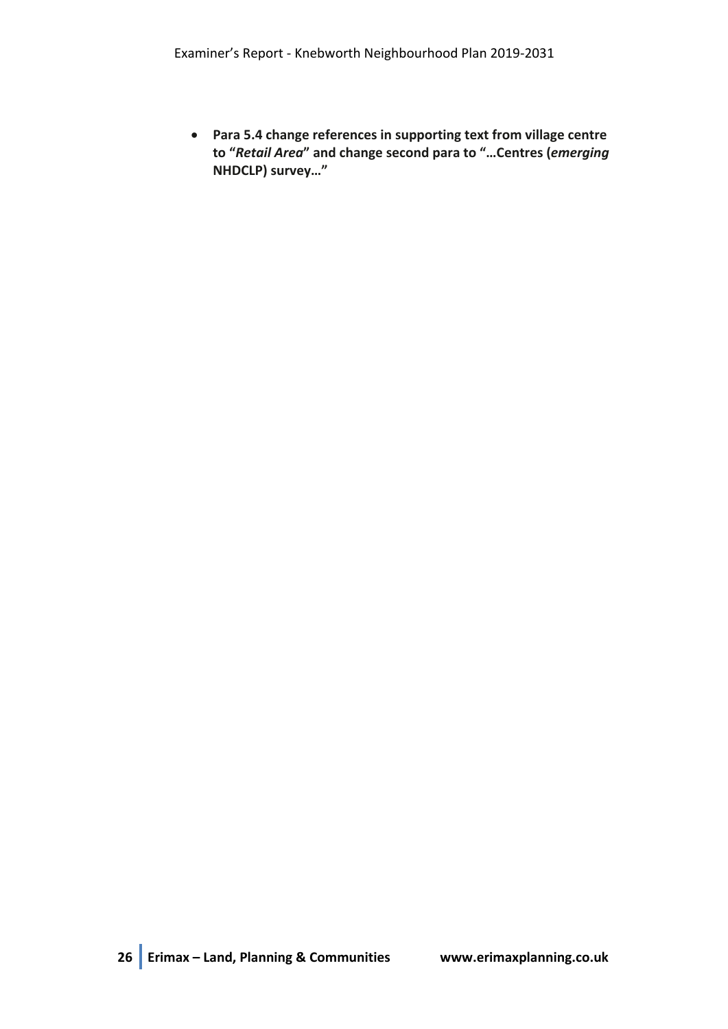- **Para 5.4 change references in supporting text from village centre to "*Retail Area*" and change second para to "…Centres (*emerging* NHDCLP) survey…"**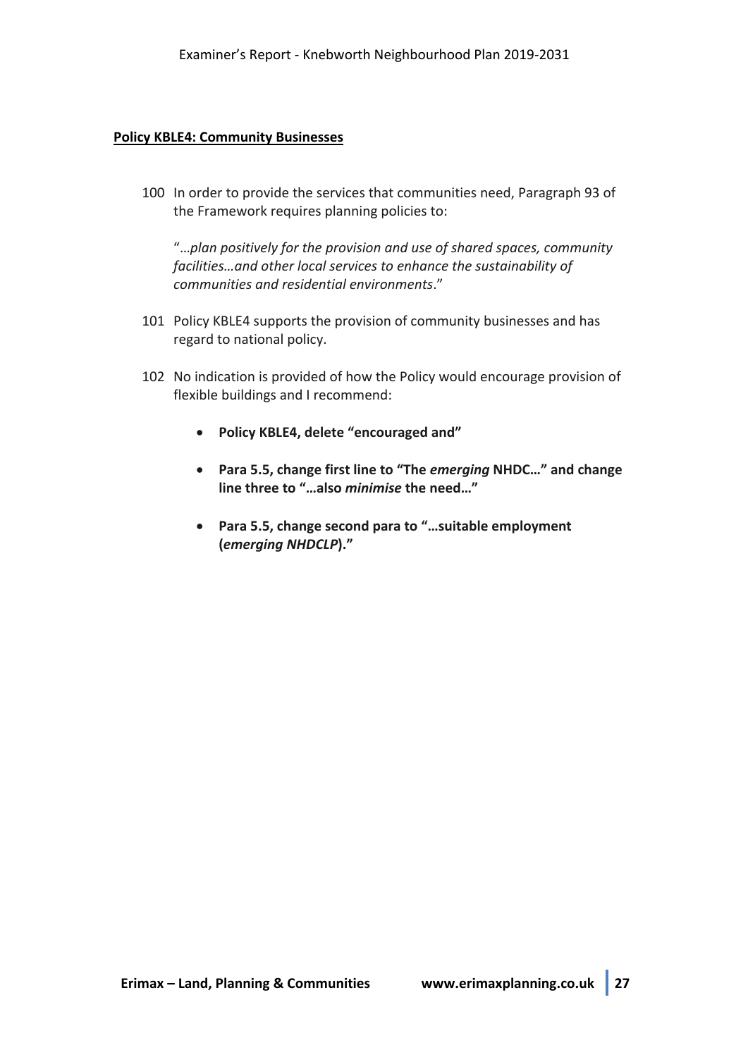**Policy KBLE4: Community Businesses**

100 In order to provide the services that communities need, Paragraph 93 of the Framework requires planning policies to:

"*…plan positively for the provision and use of shared spaces, community facilities…and other local services to enhance the sustainability of communities and residential environments*."

101 Policy KBLE4 supports the provision of community businesses and has regard to national policy.

102 No indication is provided of how the Policy would encourage provision of flexible buildings and I recommend:

- **Policy KBLE4, delete "encouraged and"**
- **Para 5.5, change first line to "The *emerging* NHDC…" and change line three to "…also *minimise* the need…"**
- **Para 5.5, change second para to "…suitable employment (*emerging NHDCLP*)."**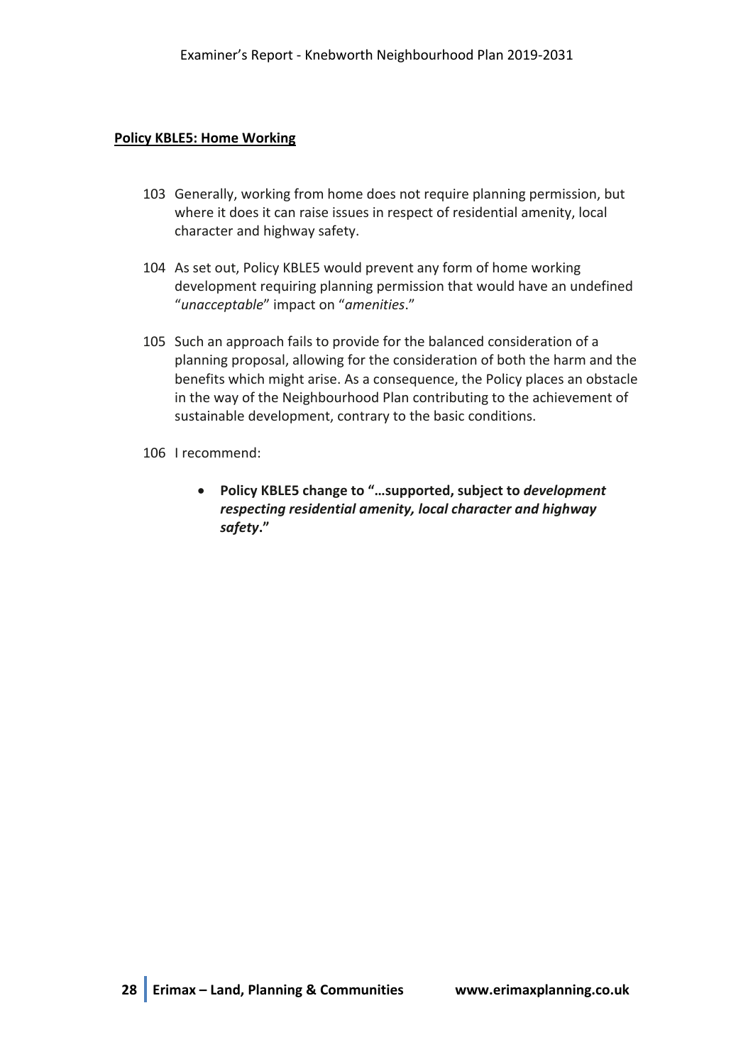**Policy KBLE5: Home Working**

103 Generally, working from home does not require planning permission, but where it does it can raise issues in respect of residential amenity, local character and highway safety.

104 As set out, Policy KBLE5 would prevent any form of home working development requiring planning permission that would have an undefined "*unacceptable*" impact on "*amenities*."

105 Such an approach fails to provide for the balanced consideration of a planning proposal, allowing for the consideration of both the harm and the benefits which might arise. As a consequence, the Policy places an obstacle in the way of the Neighbourhood Plan contributing to the achievement of sustainable development, contrary to the basic conditions.

106 I recommend:

- **Policy KBLE5 change to "…supported, subject to *development respecting residential amenity, local character and highway safety*."**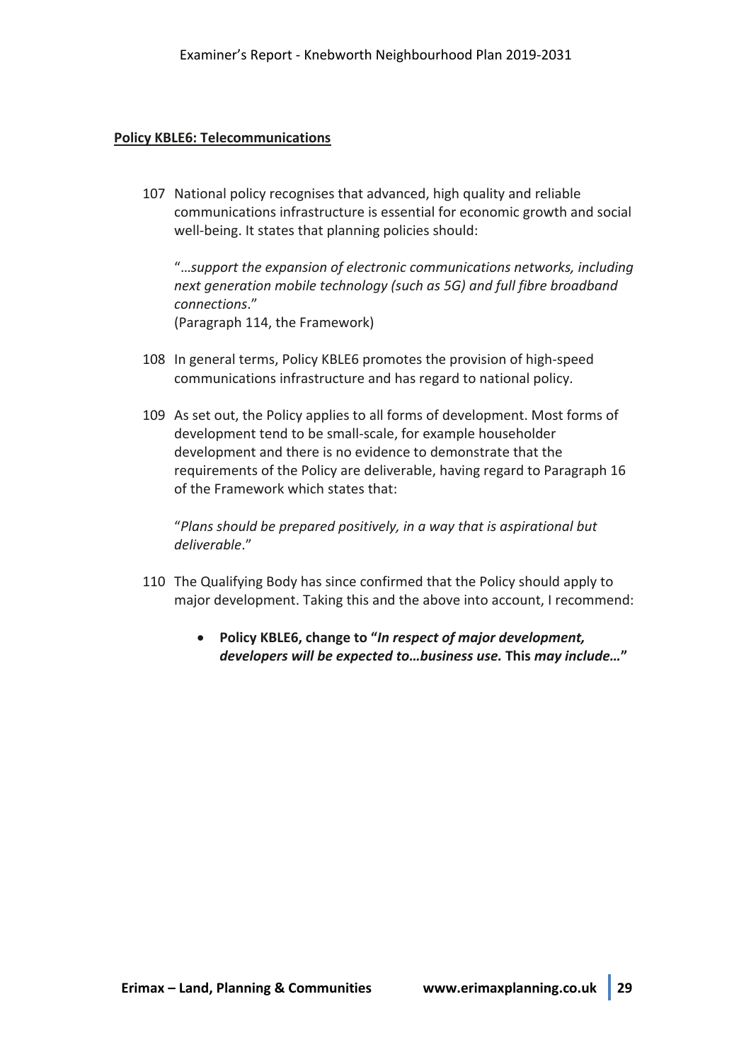**Policy KBLE6: Telecommunications**

107 National policy recognises that advanced, high quality and reliable communications infrastructure is essential for economic growth and social well-being. It states that planning policies should:

"…*support the expansion of electronic communications networks, including next generation mobile technology (such as 5G) and full fibre broadband connections*."
(Paragraph 114, the Framework)

108 In general terms, Policy KBLE6 promotes the provision of high-speed communications infrastructure and has regard to national policy.

109 As set out, the Policy applies to all forms of development. Most forms of development tend to be small-scale, for example householder development and there is no evidence to demonstrate that the requirements of the Policy are deliverable, having regard to Paragraph 16 of the Framework which states that:

"*Plans should be prepared positively, in a way that is aspirational but deliverable*."

110 The Qualifying Body has since confirmed that the Policy should apply to major development. Taking this and the above into account, I recommend:

- **Policy KBLE6, change to "*In respect of major development, developers will be expected to…business use.* This *may include…*"**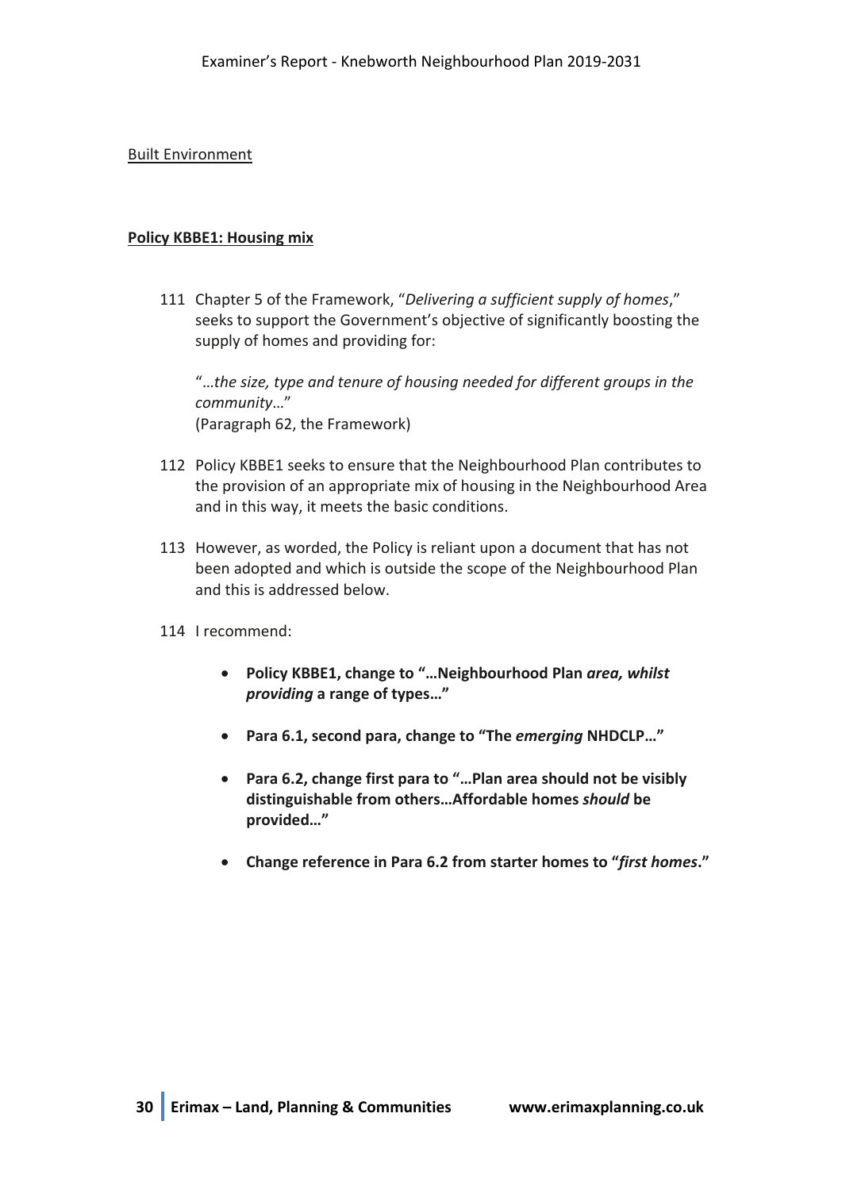Built Environment

**Policy KBBE1: Housing mix**

111 Chapter 5 of the Framework, "*Delivering a sufficient supply of homes*," seeks to support the Government's objective of significantly boosting the supply of homes and providing for:

"*…the size, type and tenure of housing needed for different groups in the community…*"
(Paragraph 62, the Framework)

112 Policy KBBE1 seeks to ensure that the Neighbourhood Plan contributes to the provision of an appropriate mix of housing in the Neighbourhood Area and in this way, it meets the basic conditions.

113 However, as worded, the Policy is reliant upon a document that has not been adopted and which is outside the scope of the Neighbourhood Plan and this is addressed below.

114 I recommend:

- **Policy KBBE1, change to "…Neighbourhood Plan *area, whilst providing* a range of types…"**

- **Para 6.1, second para, change to "The *emerging* NHDCLP…"**

- **Para 6.2, change first para to "…Plan area should not be visibly distinguishable from others…Affordable homes *should* be provided…"**

- **Change reference in Para 6.2 from starter homes to "*first homes*."**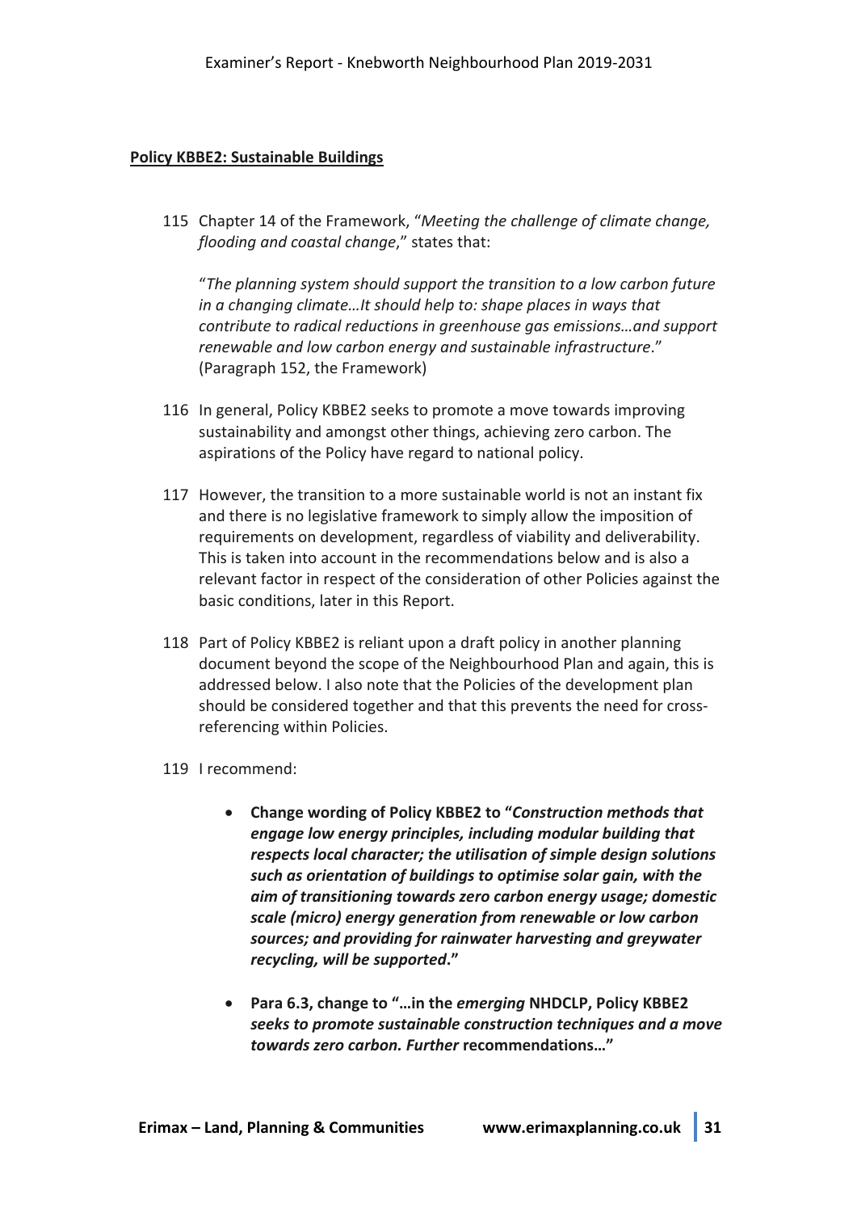**Policy KBBE2: Sustainable Buildings**

115 Chapter 14 of the Framework, "*Meeting the challenge of climate change, flooding and coastal change*," states that:

"*The planning system should support the transition to a low carbon future in a changing climate…It should help to: shape places in ways that contribute to radical reductions in greenhouse gas emissions…and support renewable and low carbon energy and sustainable infrastructure*." (Paragraph 152, the Framework)

116 In general, Policy KBBE2 seeks to promote a move towards improving sustainability and amongst other things, achieving zero carbon. The aspirations of the Policy have regard to national policy.

117 However, the transition to a more sustainable world is not an instant fix and there is no legislative framework to simply allow the imposition of requirements on development, regardless of viability and deliverability. This is taken into account in the recommendations below and is also a relevant factor in respect of the consideration of other Policies against the basic conditions, later in this Report.

118 Part of Policy KBBE2 is reliant upon a draft policy in another planning document beyond the scope of the Neighbourhood Plan and again, this is addressed below. I also note that the Policies of the development plan should be considered together and that this prevents the need for cross-referencing within Policies.

119 I recommend:

- **Change wording of Policy KBBE2 to "*Construction methods that engage low energy principles, including modular building that respects local character; the utilisation of simple design solutions such as orientation of buildings to optimise solar gain, with the aim of transitioning towards zero carbon energy usage; domestic scale (micro) energy generation from renewable or low carbon sources; and providing for rainwater harvesting and greywater recycling, will be supported*."**

- **Para 6.3, change to "…in the *emerging* NHDCLP, Policy KBBE2 *seeks to promote sustainable construction techniques and a move towards zero carbon. Further* recommendations…"**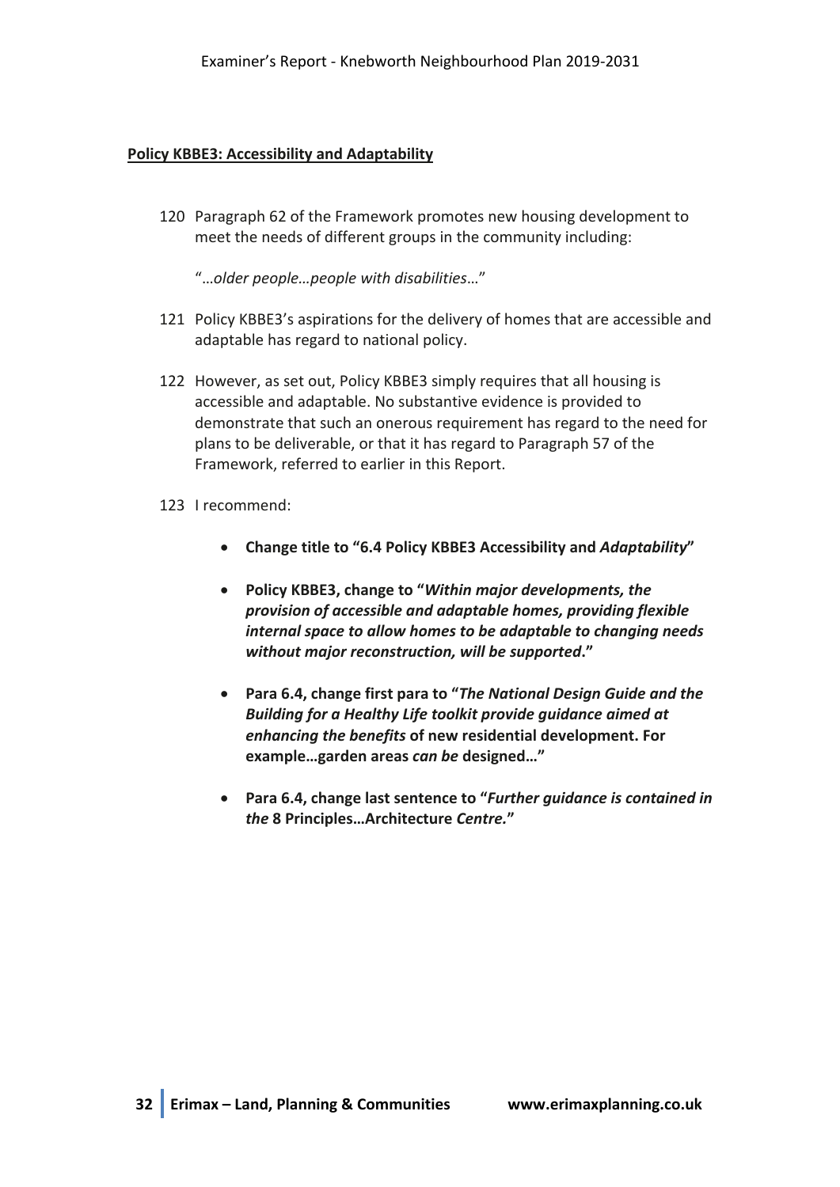**Policy KBBE3: Accessibility and Adaptability**

120 Paragraph 62 of the Framework promotes new housing development to meet the needs of different groups in the community including:

"…*older people…people with disabilities*…"

121 Policy KBBE3's aspirations for the delivery of homes that are accessible and adaptable has regard to national policy.

122 However, as set out, Policy KBBE3 simply requires that all housing is accessible and adaptable. No substantive evidence is provided to demonstrate that such an onerous requirement has regard to the need for plans to be deliverable, or that it has regard to Paragraph 57 of the Framework, referred to earlier in this Report.

123 I recommend:

- **Change title to "6.4 Policy KBBE3 Accessibility and *Adaptability*"**
- **Policy KBBE3, change to "*Within major developments, the provision of accessible and adaptable homes, providing flexible internal space to allow homes to be adaptable to changing needs without major reconstruction, will be supported*."**
- **Para 6.4, change first para to "*The National Design Guide and the Building for a Healthy Life toolkit provide guidance aimed at enhancing the benefits* of new residential development. For example…garden areas *can be* designed…"**
- **Para 6.4, change last sentence to "*Further guidance is contained in the* 8 Principles…Architecture *Centre.*"**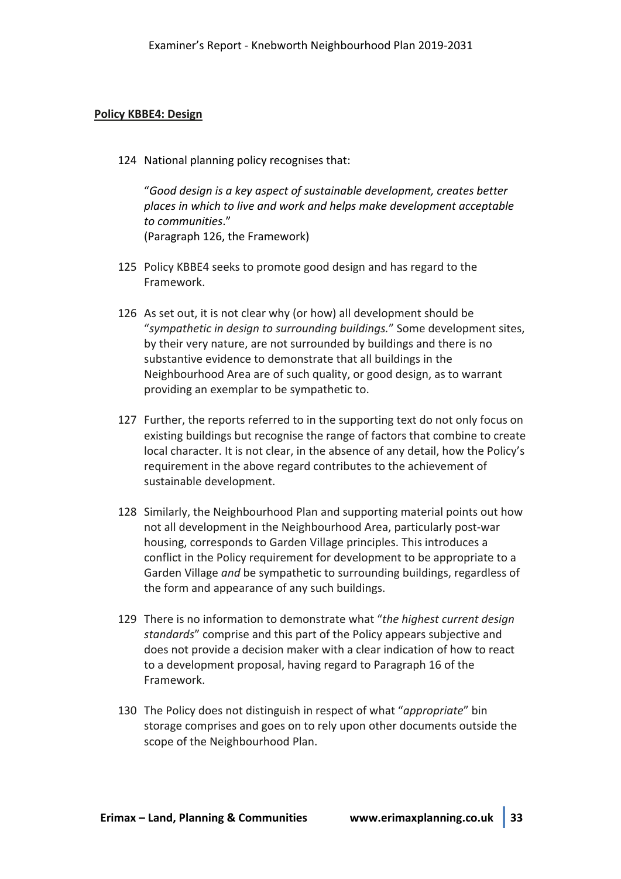**Policy KBBE4: Design**

124 National planning policy recognises that:

"*Good design is a key aspect of sustainable development, creates better places in which to live and work and helps make development acceptable to communities*."
(Paragraph 126, the Framework)

125 Policy KBBE4 seeks to promote good design and has regard to the Framework.

126 As set out, it is not clear why (or how) all development should be "*sympathetic in design to surrounding buildings.*" Some development sites, by their very nature, are not surrounded by buildings and there is no substantive evidence to demonstrate that all buildings in the Neighbourhood Area are of such quality, or good design, as to warrant providing an exemplar to be sympathetic to.

127 Further, the reports referred to in the supporting text do not only focus on existing buildings but recognise the range of factors that combine to create local character. It is not clear, in the absence of any detail, how the Policy's requirement in the above regard contributes to the achievement of sustainable development.

128 Similarly, the Neighbourhood Plan and supporting material points out how not all development in the Neighbourhood Area, particularly post-war housing, corresponds to Garden Village principles. This introduces a conflict in the Policy requirement for development to be appropriate to a Garden Village *and* be sympathetic to surrounding buildings, regardless of the form and appearance of any such buildings.

129 There is no information to demonstrate what "*the highest current design standards*" comprise and this part of the Policy appears subjective and does not provide a decision maker with a clear indication of how to react to a development proposal, having regard to Paragraph 16 of the Framework.

130 The Policy does not distinguish in respect of what "*appropriate*" bin storage comprises and goes on to rely upon other documents outside the scope of the Neighbourhood Plan.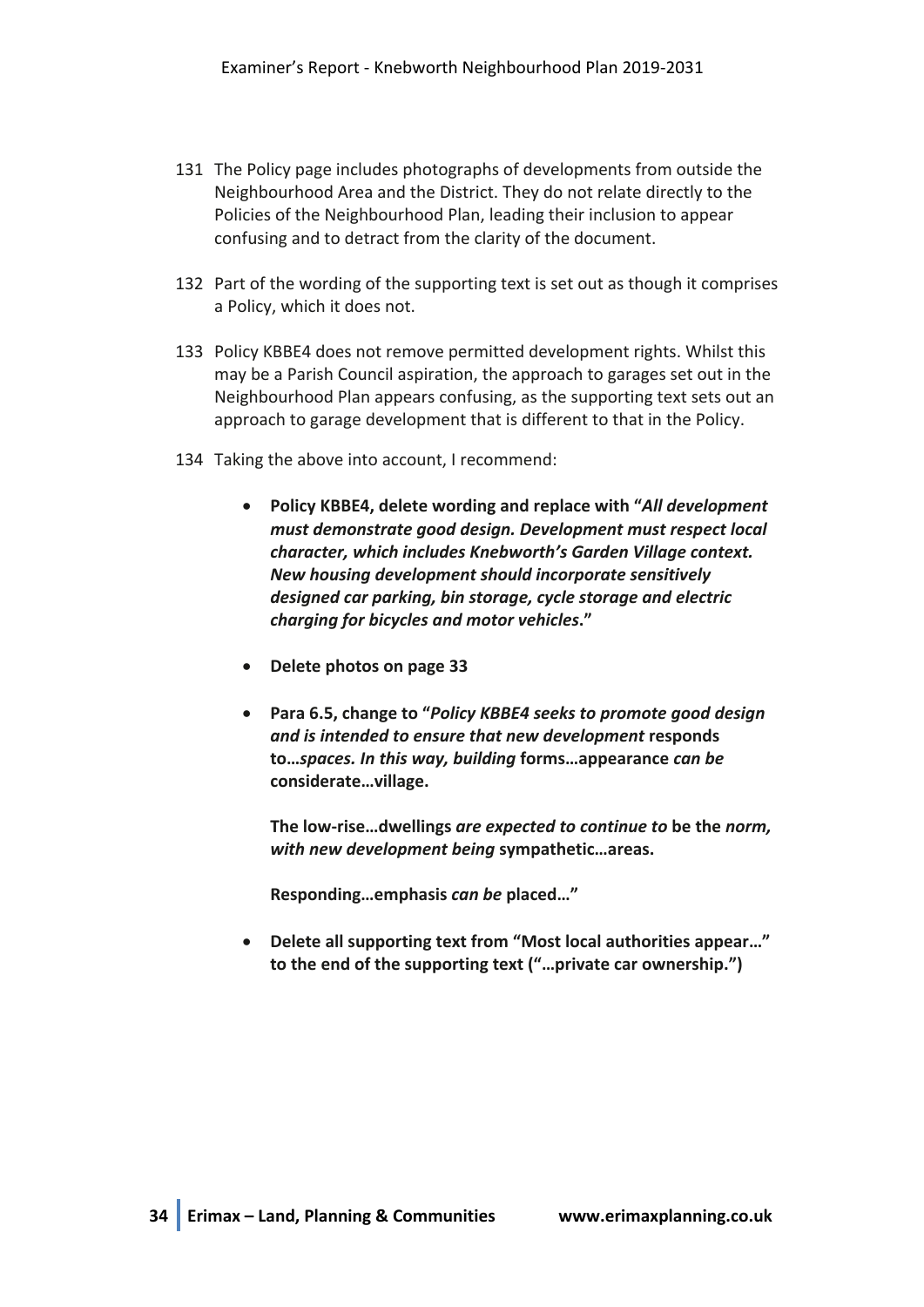131 The Policy page includes photographs of developments from outside the Neighbourhood Area and the District. They do not relate directly to the Policies of the Neighbourhood Plan, leading their inclusion to appear confusing and to detract from the clarity of the document.

132 Part of the wording of the supporting text is set out as though it comprises a Policy, which it does not.

133 Policy KBBE4 does not remove permitted development rights. Whilst this may be a Parish Council aspiration, the approach to garages set out in the Neighbourhood Plan appears confusing, as the supporting text sets out an approach to garage development that is different to that in the Policy.

134 Taking the above into account, I recommend:

- **Policy KBBE4, delete wording and replace with "*All development must demonstrate good design. Development must respect local character, which includes Knebworth's Garden Village context. New housing development should incorporate sensitively designed car parking, bin storage, cycle storage and electric charging for bicycles and motor vehicles*."**

- **Delete photos on page 33**

- **Para 6.5, change to "*Policy KBBE4 seeks to promote good design and is intended to ensure that new development* responds to…*spaces. In this way, building* forms…appearance *can be* considerate…village.**

  **The low-rise…dwellings *are expected to continue to* be the *norm, with new development being* sympathetic…areas.**

  **Responding…emphasis *can be* placed…"**

- **Delete all supporting text from "Most local authorities appear…" to the end of the supporting text ("…private car ownership.")**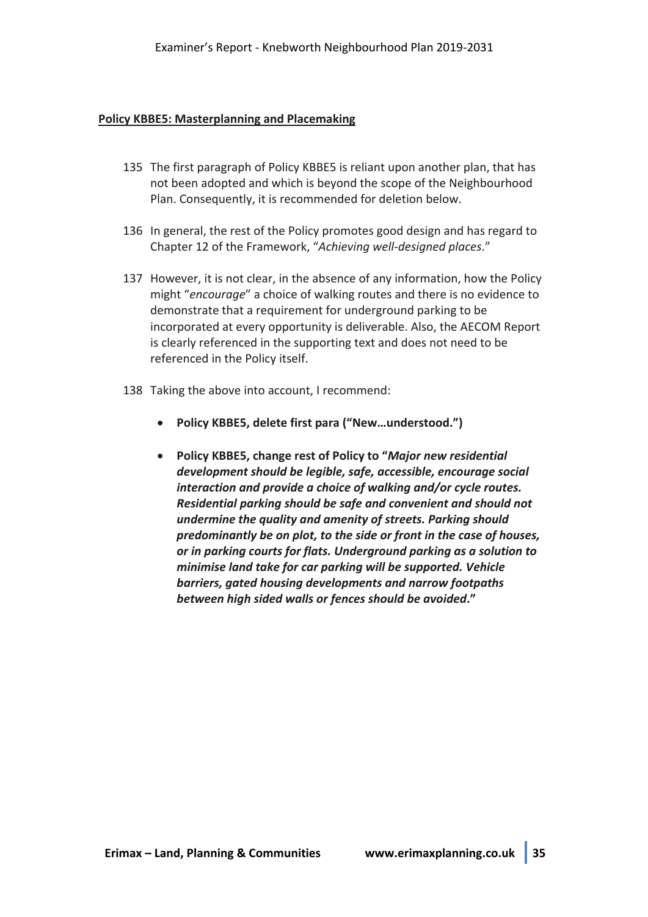**Policy KBBE5: Masterplanning and Placemaking**

135 The first paragraph of Policy KBBE5 is reliant upon another plan, that has not been adopted and which is beyond the scope of the Neighbourhood Plan. Consequently, it is recommended for deletion below.

136 In general, the rest of the Policy promotes good design and has regard to Chapter 12 of the Framework, "*Achieving well-designed places*."

137 However, it is not clear, in the absence of any information, how the Policy might "*encourage*" a choice of walking routes and there is no evidence to demonstrate that a requirement for underground parking to be incorporated at every opportunity is deliverable. Also, the AECOM Report is clearly referenced in the supporting text and does not need to be referenced in the Policy itself.

138 Taking the above into account, I recommend:

- **Policy KBBE5, delete first para ("New…understood.")**

- **Policy KBBE5, change rest of Policy to "*Major new residential development should be legible, safe, accessible, encourage social interaction and provide a choice of walking and/or cycle routes. Residential parking should be safe and convenient and should not undermine the quality and amenity of streets. Parking should predominantly be on plot, to the side or front in the case of houses, or in parking courts for flats. Underground parking as a solution to minimise land take for car parking will be supported. Vehicle barriers, gated housing developments and narrow footpaths between high sided walls or fences should be avoided*."**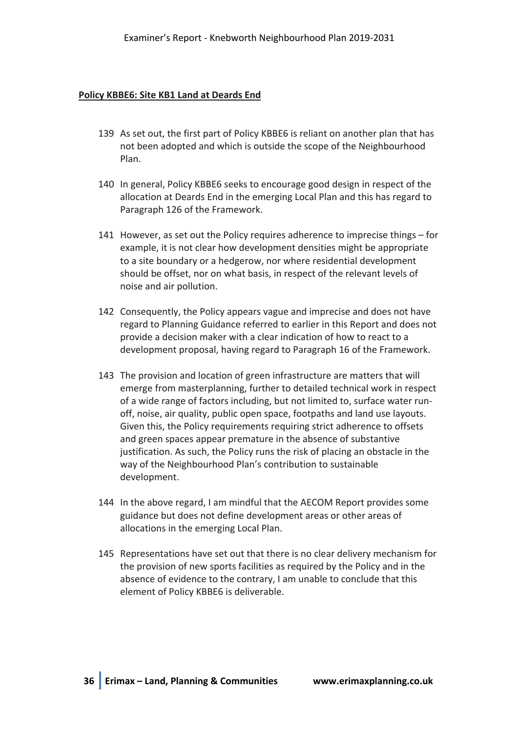**Policy KBBE6: Site KB1 Land at Deards End**

139 As set out, the first part of Policy KBBE6 is reliant on another plan that has not been adopted and which is outside the scope of the Neighbourhood Plan.

140 In general, Policy KBBE6 seeks to encourage good design in respect of the allocation at Deards End in the emerging Local Plan and this has regard to Paragraph 126 of the Framework.

141 However, as set out the Policy requires adherence to imprecise things – for example, it is not clear how development densities might be appropriate to a site boundary or a hedgerow, nor where residential development should be offset, nor on what basis, in respect of the relevant levels of noise and air pollution.

142 Consequently, the Policy appears vague and imprecise and does not have regard to Planning Guidance referred to earlier in this Report and does not provide a decision maker with a clear indication of how to react to a development proposal, having regard to Paragraph 16 of the Framework.

143 The provision and location of green infrastructure are matters that will emerge from masterplanning, further to detailed technical work in respect of a wide range of factors including, but not limited to, surface water run-off, noise, air quality, public open space, footpaths and land use layouts. Given this, the Policy requirements requiring strict adherence to offsets and green spaces appear premature in the absence of substantive justification. As such, the Policy runs the risk of placing an obstacle in the way of the Neighbourhood Plan's contribution to sustainable development.

144 In the above regard, I am mindful that the AECOM Report provides some guidance but does not define development areas or other areas of allocations in the emerging Local Plan.

145 Representations have set out that there is no clear delivery mechanism for the provision of new sports facilities as required by the Policy and in the absence of evidence to the contrary, I am unable to conclude that this element of Policy KBBE6 is deliverable.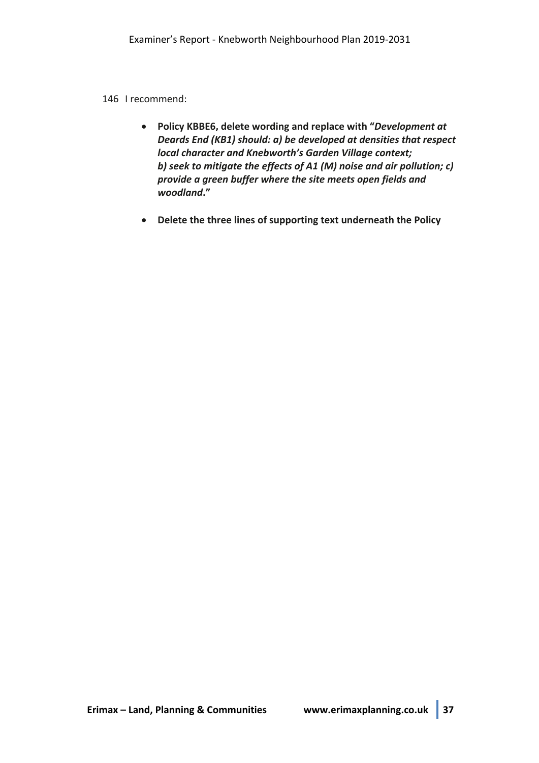146 I recommend:

- **Policy KBBE6, delete wording and replace with "*Development at Deards End (KB1) should: a) be developed at densities that respect local character and Knebworth's Garden Village context; b) seek to mitigate the effects of A1 (M) noise and air pollution; c) provide a green buffer where the site meets open fields and woodland*."**

- **Delete the three lines of supporting text underneath the Policy**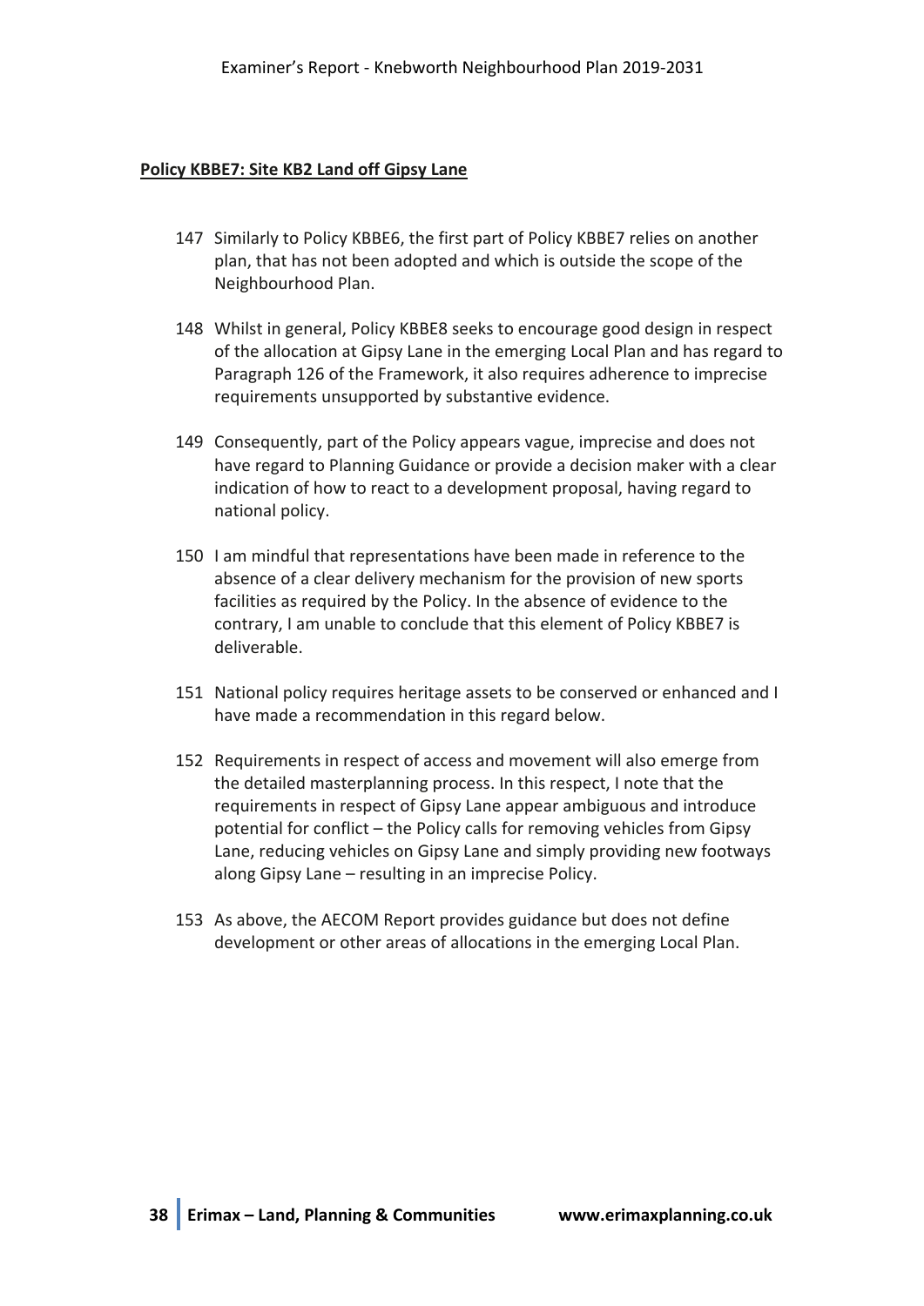**Policy KBBE7: Site KB2 Land off Gipsy Lane**

147 Similarly to Policy KBBE6, the first part of Policy KBBE7 relies on another plan, that has not been adopted and which is outside the scope of the Neighbourhood Plan.

148 Whilst in general, Policy KBBE8 seeks to encourage good design in respect of the allocation at Gipsy Lane in the emerging Local Plan and has regard to Paragraph 126 of the Framework, it also requires adherence to imprecise requirements unsupported by substantive evidence.

149 Consequently, part of the Policy appears vague, imprecise and does not have regard to Planning Guidance or provide a decision maker with a clear indication of how to react to a development proposal, having regard to national policy.

150 I am mindful that representations have been made in reference to the absence of a clear delivery mechanism for the provision of new sports facilities as required by the Policy. In the absence of evidence to the contrary, I am unable to conclude that this element of Policy KBBE7 is deliverable.

151 National policy requires heritage assets to be conserved or enhanced and I have made a recommendation in this regard below.

152 Requirements in respect of access and movement will also emerge from the detailed masterplanning process. In this respect, I note that the requirements in respect of Gipsy Lane appear ambiguous and introduce potential for conflict – the Policy calls for removing vehicles from Gipsy Lane, reducing vehicles on Gipsy Lane and simply providing new footways along Gipsy Lane – resulting in an imprecise Policy.

153 As above, the AECOM Report provides guidance but does not define development or other areas of allocations in the emerging Local Plan.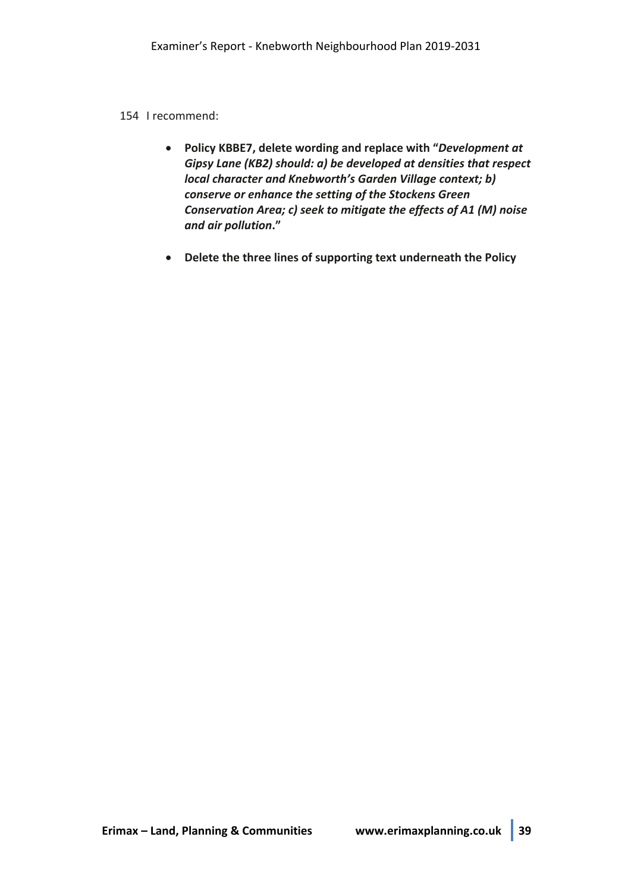154 I recommend:

- **Policy KBBE7, delete wording and replace with "*Development at Gipsy Lane (KB2) should: a) be developed at densities that respect local character and Knebworth's Garden Village context; b) conserve or enhance the setting of the Stockens Green Conservation Area; c) seek to mitigate the effects of A1 (M) noise and air pollution*."**

- **Delete the three lines of supporting text underneath the Policy**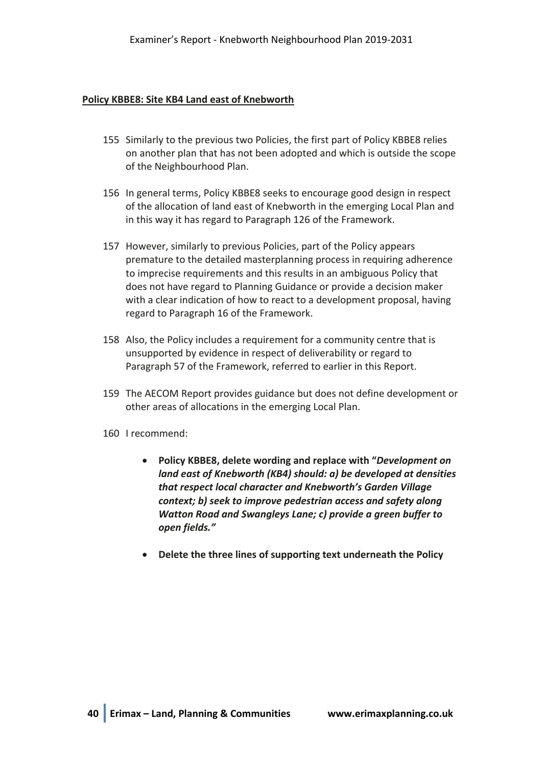**Policy KBBE8: Site KB4 Land east of Knebworth**

155 Similarly to the previous two Policies, the first part of Policy KBBE8 relies on another plan that has not been adopted and which is outside the scope of the Neighbourhood Plan.

156 In general terms, Policy KBBE8 seeks to encourage good design in respect of the allocation of land east of Knebworth in the emerging Local Plan and in this way it has regard to Paragraph 126 of the Framework.

157 However, similarly to previous Policies, part of the Policy appears premature to the detailed masterplanning process in requiring adherence to imprecise requirements and this results in an ambiguous Policy that does not have regard to Planning Guidance or provide a decision maker with a clear indication of how to react to a development proposal, having regard to Paragraph 16 of the Framework.

158 Also, the Policy includes a requirement for a community centre that is unsupported by evidence in respect of deliverability or regard to Paragraph 57 of the Framework, referred to earlier in this Report.

159 The AECOM Report provides guidance but does not define development or other areas of allocations in the emerging Local Plan.

160 I recommend:

- **Policy KBBE8, delete wording and replace with "*Development on land east of Knebworth (KB4) should: a) be developed at densities that respect local character and Knebworth's Garden Village context; b) seek to improve pedestrian access and safety along Watton Road and Swangleys Lane; c) provide a green buffer to open fields.*"**
- **Delete the three lines of supporting text underneath the Policy**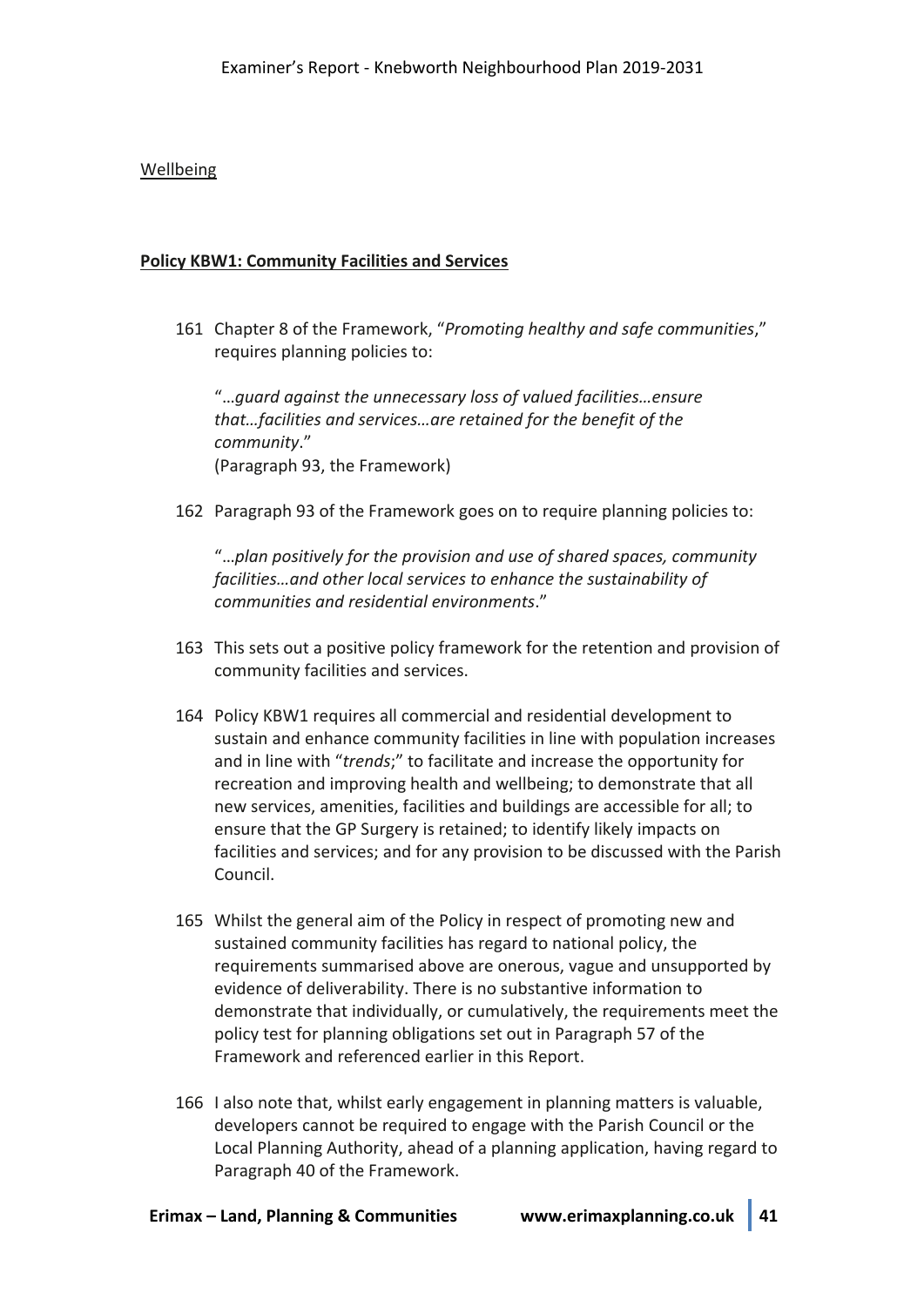Wellbeing

**Policy KBW1: Community Facilities and Services**

161 Chapter 8 of the Framework, "*Promoting healthy and safe communities*," requires planning policies to:

"…*guard against the unnecessary loss of valued facilities…ensure that…facilities and services…are retained for the benefit of the community*."
(Paragraph 93, the Framework)

162 Paragraph 93 of the Framework goes on to require planning policies to:

"…*plan positively for the provision and use of shared spaces, community facilities…and other local services to enhance the sustainability of communities and residential environments*."

163 This sets out a positive policy framework for the retention and provision of community facilities and services.

164 Policy KBW1 requires all commercial and residential development to sustain and enhance community facilities in line with population increases and in line with "*trends*;" to facilitate and increase the opportunity for recreation and improving health and wellbeing; to demonstrate that all new services, amenities, facilities and buildings are accessible for all; to ensure that the GP Surgery is retained; to identify likely impacts on facilities and services; and for any provision to be discussed with the Parish Council.

165 Whilst the general aim of the Policy in respect of promoting new and sustained community facilities has regard to national policy, the requirements summarised above are onerous, vague and unsupported by evidence of deliverability. There is no substantive information to demonstrate that individually, or cumulatively, the requirements meet the policy test for planning obligations set out in Paragraph 57 of the Framework and referenced earlier in this Report.

166 I also note that, whilst early engagement in planning matters is valuable, developers cannot be required to engage with the Parish Council or the Local Planning Authority, ahead of a planning application, having regard to Paragraph 40 of the Framework.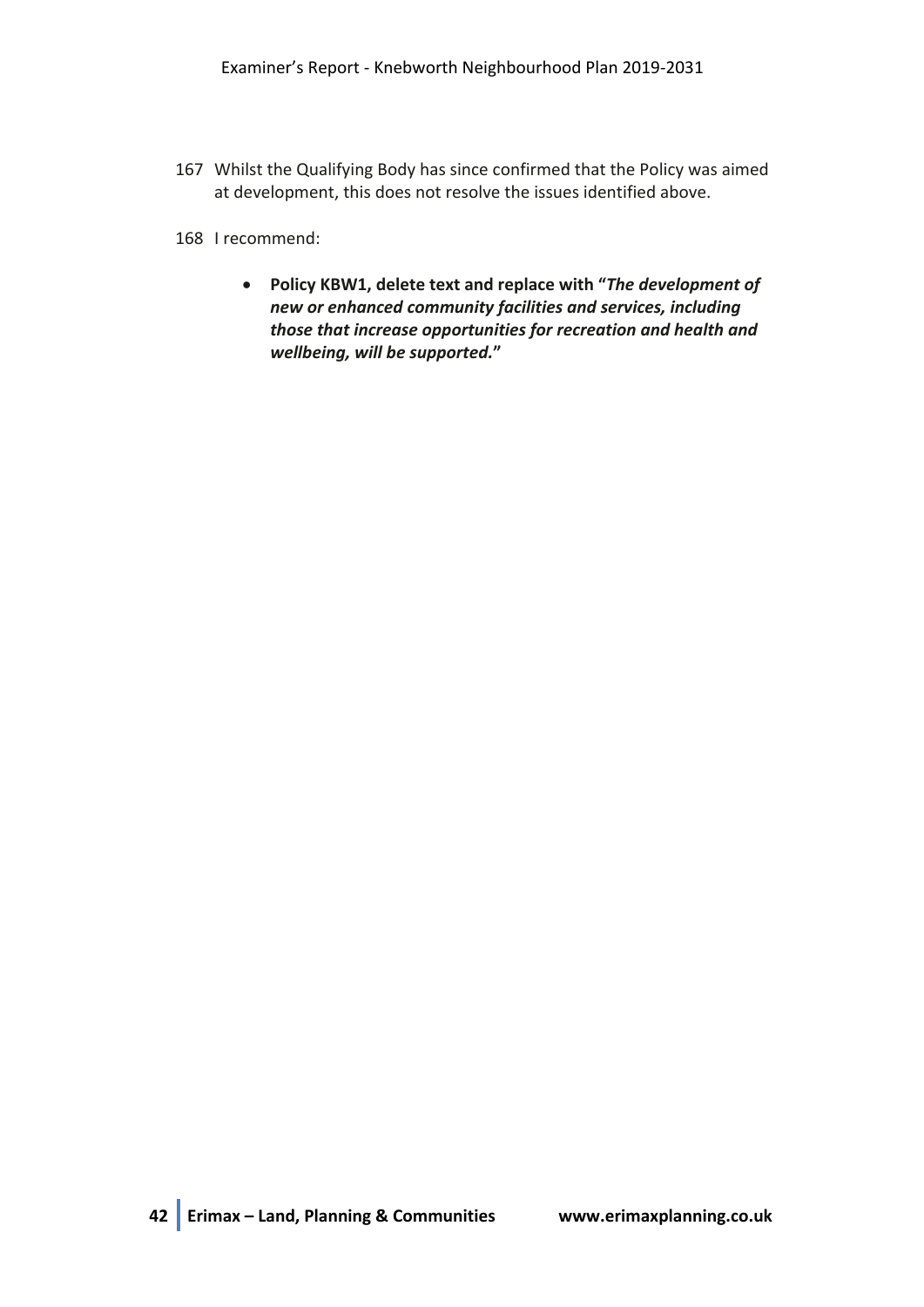167 Whilst the Qualifying Body has since confirmed that the Policy was aimed at development, this does not resolve the issues identified above.

168 I recommend:

- **Policy KBW1, delete text and replace with "*The development of new or enhanced community facilities and services, including those that increase opportunities for recreation and health and wellbeing, will be supported.*"**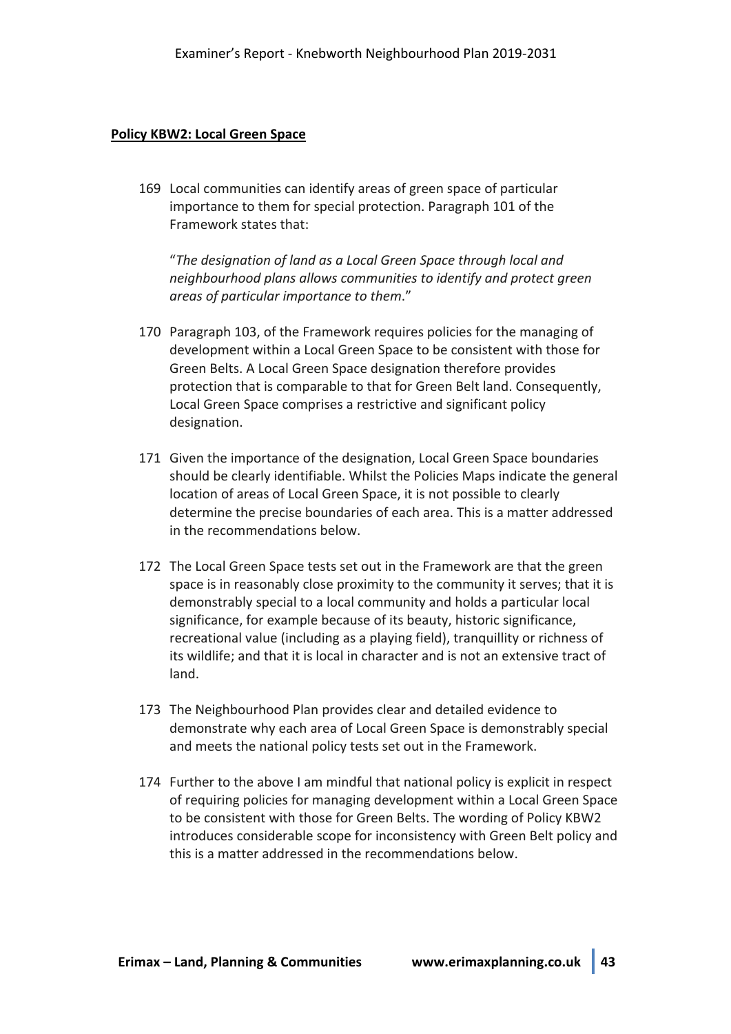**Policy KBW2: Local Green Space**

169 Local communities can identify areas of green space of particular importance to them for special protection. Paragraph 101 of the Framework states that:

"*The designation of land as a Local Green Space through local and neighbourhood plans allows communities to identify and protect green areas of particular importance to them*."

170 Paragraph 103, of the Framework requires policies for the managing of development within a Local Green Space to be consistent with those for Green Belts. A Local Green Space designation therefore provides protection that is comparable to that for Green Belt land. Consequently, Local Green Space comprises a restrictive and significant policy designation.

171 Given the importance of the designation, Local Green Space boundaries should be clearly identifiable. Whilst the Policies Maps indicate the general location of areas of Local Green Space, it is not possible to clearly determine the precise boundaries of each area. This is a matter addressed in the recommendations below.

172 The Local Green Space tests set out in the Framework are that the green space is in reasonably close proximity to the community it serves; that it is demonstrably special to a local community and holds a particular local significance, for example because of its beauty, historic significance, recreational value (including as a playing field), tranquillity or richness of its wildlife; and that it is local in character and is not an extensive tract of land.

173 The Neighbourhood Plan provides clear and detailed evidence to demonstrate why each area of Local Green Space is demonstrably special and meets the national policy tests set out in the Framework.

174 Further to the above I am mindful that national policy is explicit in respect of requiring policies for managing development within a Local Green Space to be consistent with those for Green Belts. The wording of Policy KBW2 introduces considerable scope for inconsistency with Green Belt policy and this is a matter addressed in the recommendations below.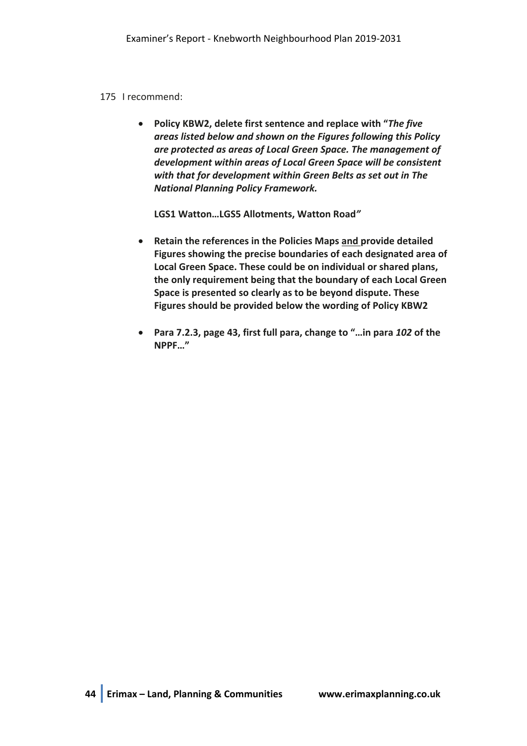175 I recommend:

- **Policy KBW2, delete first sentence and replace with "*The five areas listed below and shown on the Figures following this Policy are protected as areas of Local Green Space. The management of development within areas of Local Green Space will be consistent with that for development within Green Belts as set out in The National Planning Policy Framework.***

  **LGS1 Watton…LGS5 Allotments, Watton Road*"***

- **Retain the references in the Policies Maps <u>and</u> provide detailed Figures showing the precise boundaries of each designated area of Local Green Space. These could be on individual or shared plans, the only requirement being that the boundary of each Local Green Space is presented so clearly as to be beyond dispute. These Figures should be provided below the wording of Policy KBW2**

- **Para 7.2.3, page 43, first full para, change to "…in para *102* of the NPPF…"**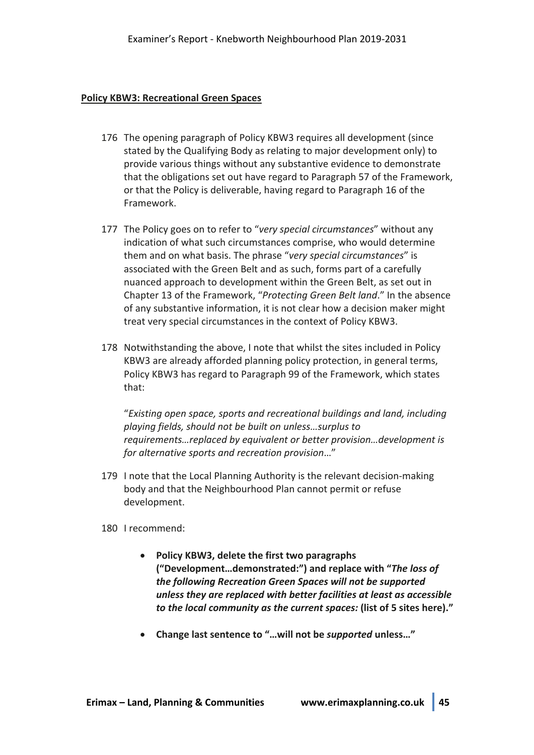**Policy KBW3: Recreational Green Spaces**

176 The opening paragraph of Policy KBW3 requires all development (since stated by the Qualifying Body as relating to major development only) to provide various things without any substantive evidence to demonstrate that the obligations set out have regard to Paragraph 57 of the Framework, or that the Policy is deliverable, having regard to Paragraph 16 of the Framework.

177 The Policy goes on to refer to "*very special circumstances*" without any indication of what such circumstances comprise, who would determine them and on what basis. The phrase "*very special circumstances*" is associated with the Green Belt and as such, forms part of a carefully nuanced approach to development within the Green Belt, as set out in Chapter 13 of the Framework, "*Protecting Green Belt land*." In the absence of any substantive information, it is not clear how a decision maker might treat very special circumstances in the context of Policy KBW3.

178 Notwithstanding the above, I note that whilst the sites included in Policy KBW3 are already afforded planning policy protection, in general terms, Policy KBW3 has regard to Paragraph 99 of the Framework, which states that:

"*Existing open space, sports and recreational buildings and land, including playing fields, should not be built on unless…surplus to requirements…replaced by equivalent or better provision…development is for alternative sports and recreation provision*…"

179 I note that the Local Planning Authority is the relevant decision-making body and that the Neighbourhood Plan cannot permit or refuse development.

180 I recommend:

- **Policy KBW3, delete the first two paragraphs ("Development…demonstrated:") and replace with "*The loss of the following Recreation Green Spaces will not be supported unless they are replaced with better facilities at least as accessible to the local community as the current spaces:* (list of 5 sites here)."**
- **Change last sentence to "…will not be *supported* unless…"**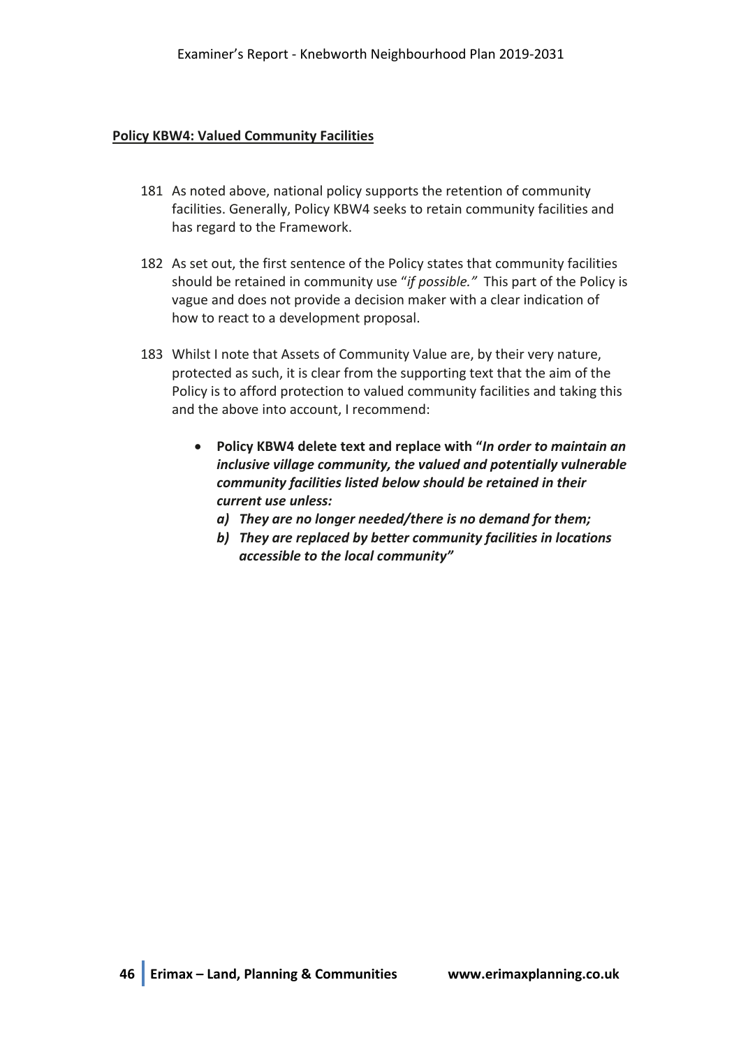**Policy KBW4: Valued Community Facilities**

181 As noted above, national policy supports the retention of community facilities. Generally, Policy KBW4 seeks to retain community facilities and has regard to the Framework.

182 As set out, the first sentence of the Policy states that community facilities should be retained in community use "*if possible.*" This part of the Policy is vague and does not provide a decision maker with a clear indication of how to react to a development proposal.

183 Whilst I note that Assets of Community Value are, by their very nature, protected as such, it is clear from the supporting text that the aim of the Policy is to afford protection to valued community facilities and taking this and the above into account, I recommend:

- **Policy KBW4 delete text and replace with "*In order to maintain an inclusive village community, the valued and potentially vulnerable community facilities listed below should be retained in their current use unless:***
  ***a) They are no longer needed/there is no demand for them;***
  ***b) They are replaced by better community facilities in locations accessible to the local community"***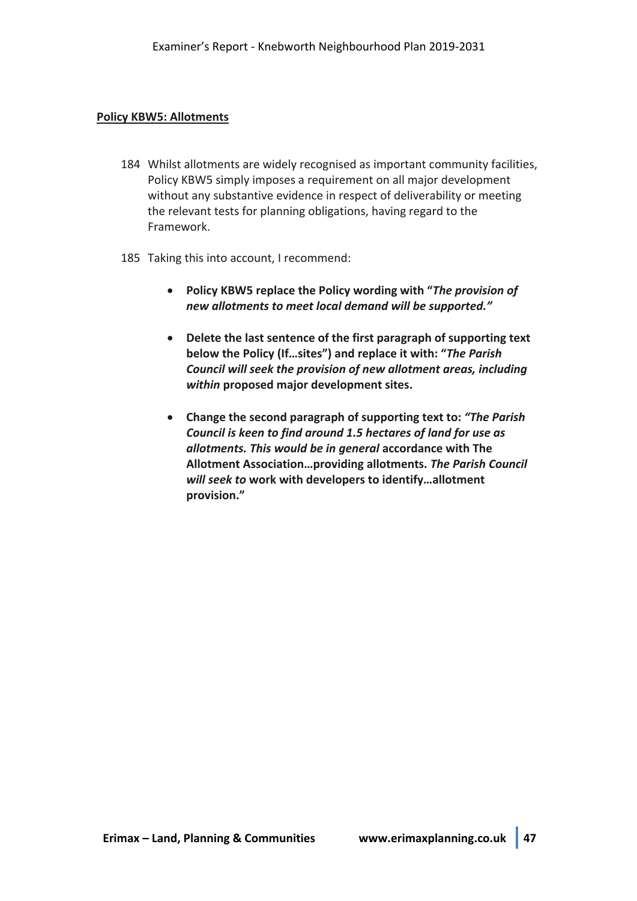**Policy KBW5: Allotments**

184 Whilst allotments are widely recognised as important community facilities, Policy KBW5 simply imposes a requirement on all major development without any substantive evidence in respect of deliverability or meeting the relevant tests for planning obligations, having regard to the Framework.

185 Taking this into account, I recommend:

- **Policy KBW5 replace the Policy wording with "*The provision of new allotments to meet local demand will be supported."***

- **Delete the last sentence of the first paragraph of supporting text below the Policy (If…sites") and replace it with: "*The Parish Council will seek the provision of new allotment areas, including within* proposed major development sites.**

- **Change the second paragraph of supporting text to: *"The Parish Council is keen to find around 1.5 hectares of land for use as allotments. This would be in general* accordance with The Allotment Association…providing allotments. *The Parish Council will seek to* work with developers to identify…allotment provision."**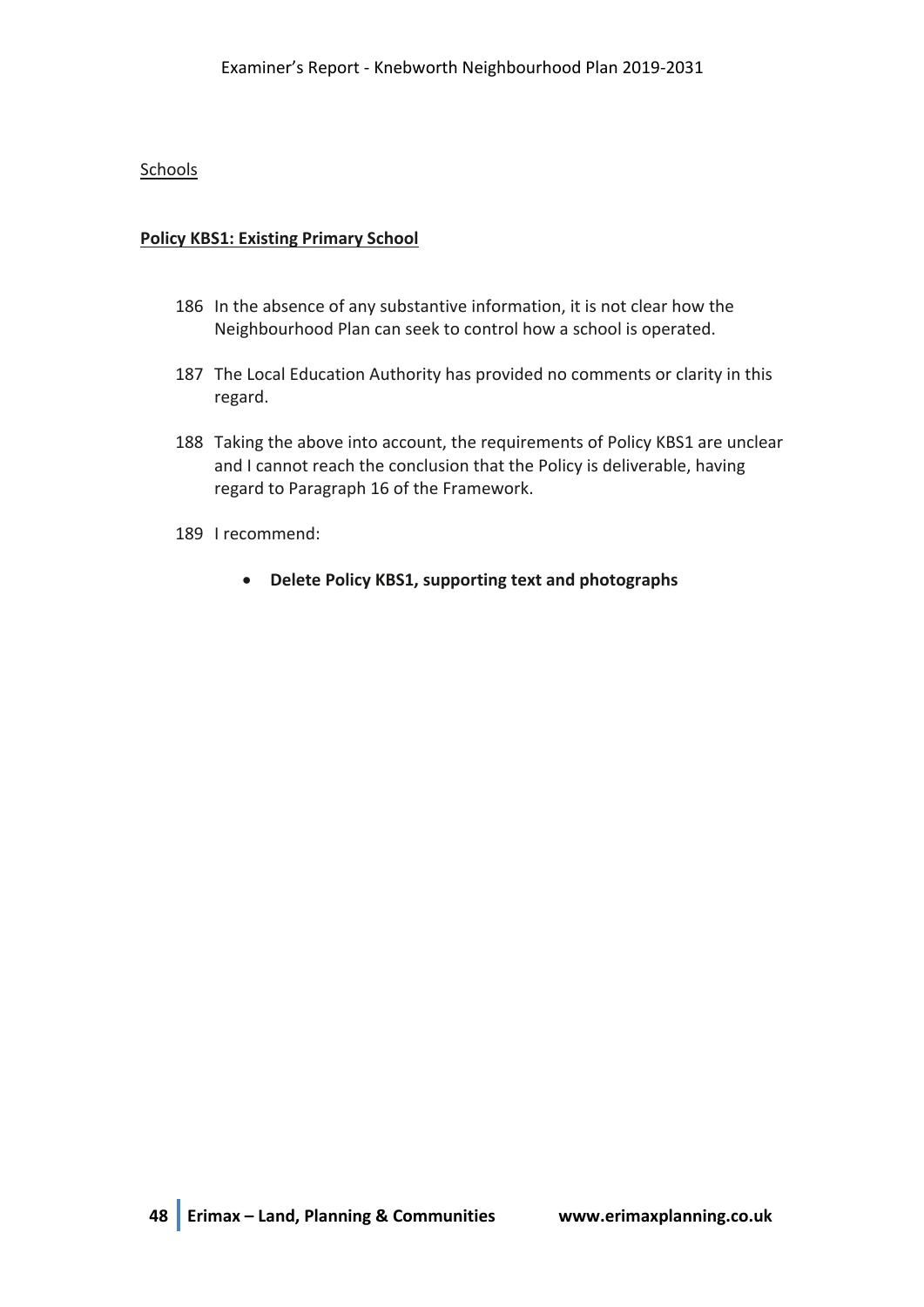Schools

**Policy KBS1: Existing Primary School**

186 In the absence of any substantive information, it is not clear how the Neighbourhood Plan can seek to control how a school is operated.

187 The Local Education Authority has provided no comments or clarity in this regard.

188 Taking the above into account, the requirements of Policy KBS1 are unclear and I cannot reach the conclusion that the Policy is deliverable, having regard to Paragraph 16 of the Framework.

189 I recommend:

- **Delete Policy KBS1, supporting text and photographs**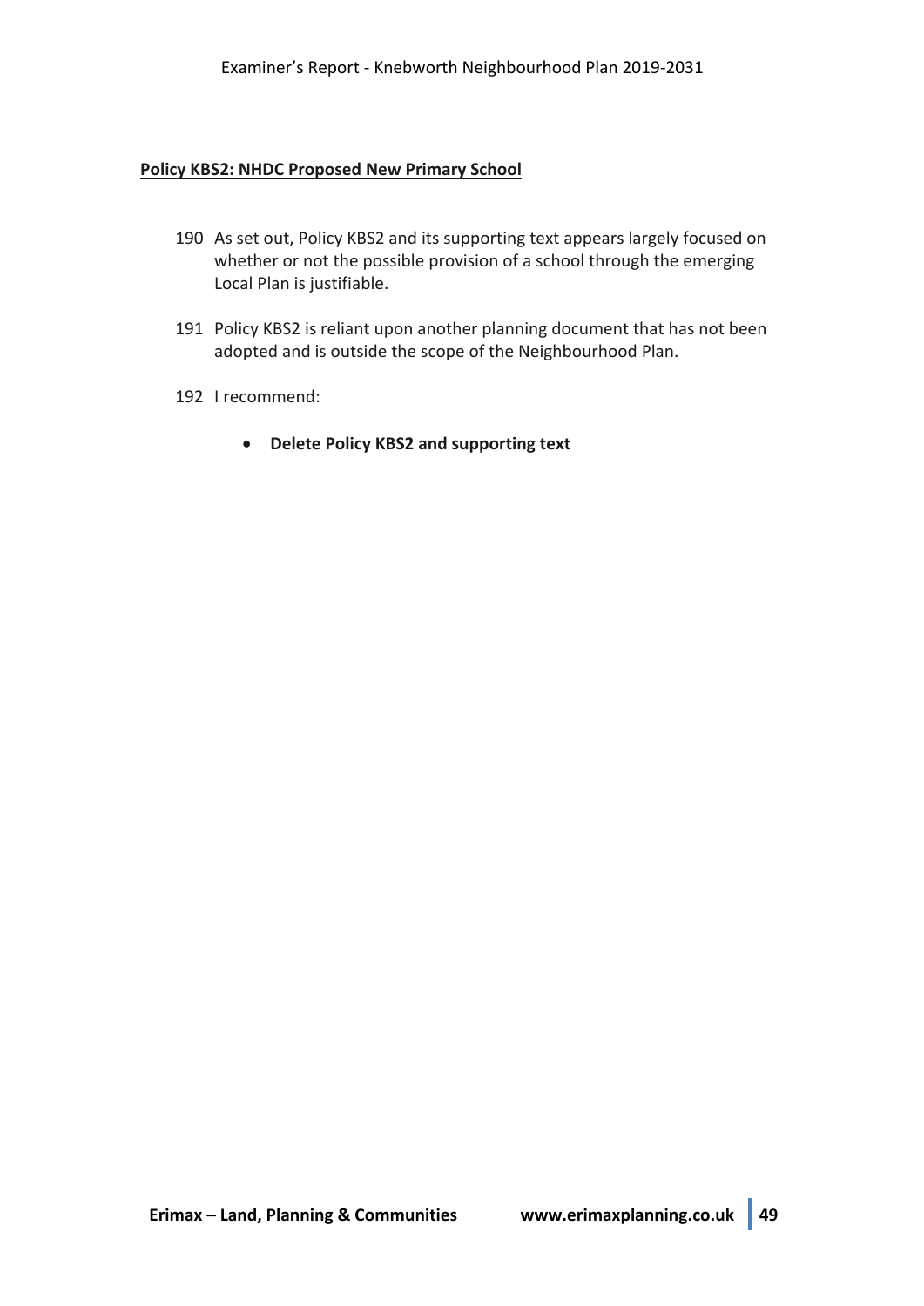**Policy KBS2: NHDC Proposed New Primary School**

190 As set out, Policy KBS2 and its supporting text appears largely focused on whether or not the possible provision of a school through the emerging Local Plan is justifiable.

191 Policy KBS2 is reliant upon another planning document that has not been adopted and is outside the scope of the Neighbourhood Plan.

192 I recommend:

- **Delete Policy KBS2 and supporting text**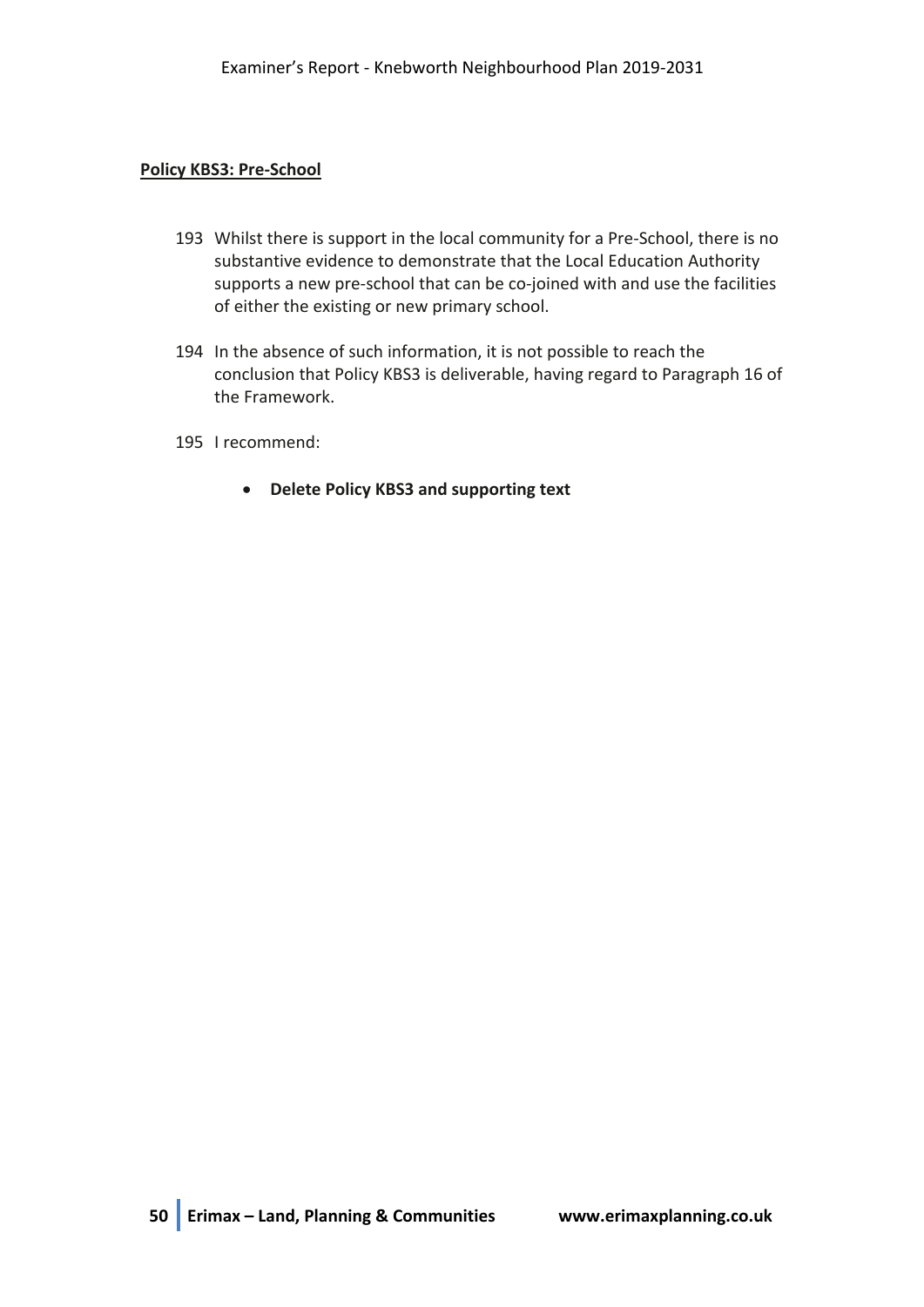**Policy KBS3: Pre-School**

193 Whilst there is support in the local community for a Pre-School, there is no substantive evidence to demonstrate that the Local Education Authority supports a new pre-school that can be co-joined with and use the facilities of either the existing or new primary school.

194 In the absence of such information, it is not possible to reach the conclusion that Policy KBS3 is deliverable, having regard to Paragraph 16 of the Framework.

195 I recommend:

- **Delete Policy KBS3 and supporting text**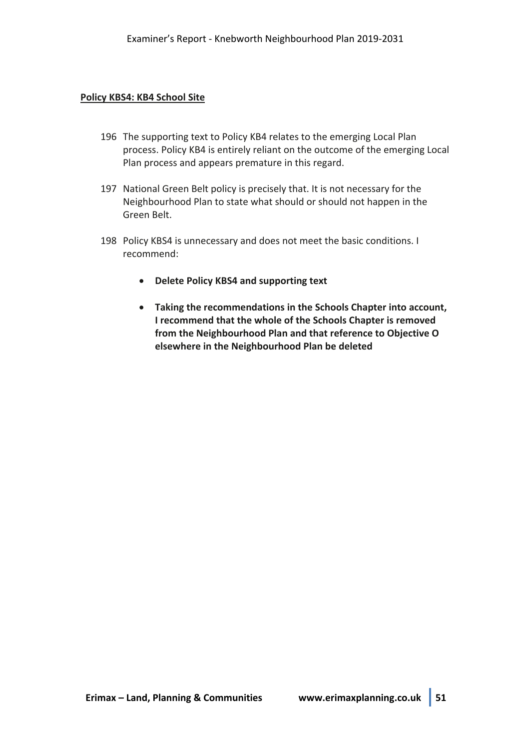**Policy KBS4: KB4 School Site**

196 The supporting text to Policy KB4 relates to the emerging Local Plan process. Policy KB4 is entirely reliant on the outcome of the emerging Local Plan process and appears premature in this regard.

197 National Green Belt policy is precisely that. It is not necessary for the Neighbourhood Plan to state what should or should not happen in the Green Belt.

198 Policy KBS4 is unnecessary and does not meet the basic conditions. I recommend:

- **Delete Policy KBS4 and supporting text**
- **Taking the recommendations in the Schools Chapter into account, I recommend that the whole of the Schools Chapter is removed from the Neighbourhood Plan and that reference to Objective O elsewhere in the Neighbourhood Plan be deleted**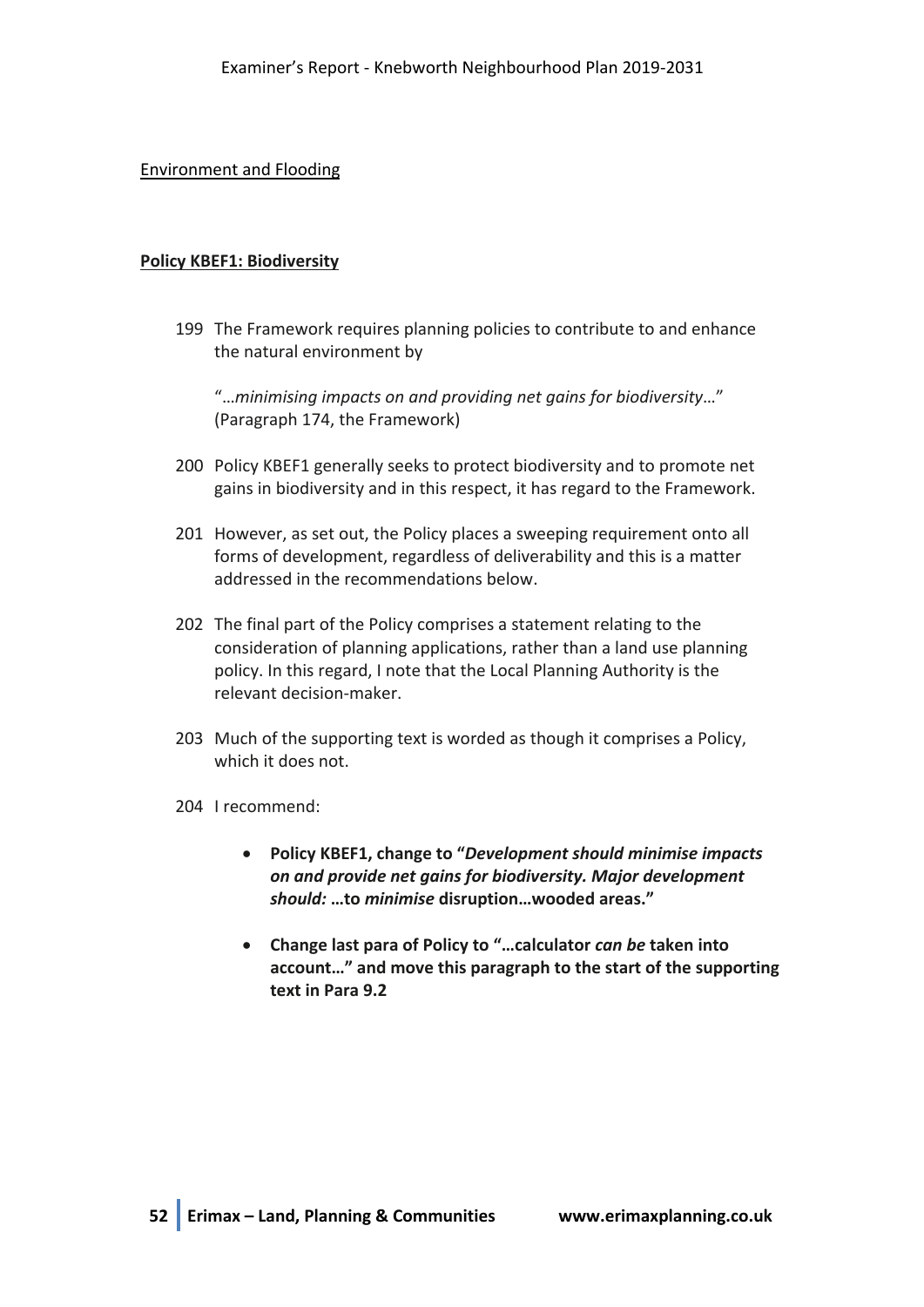Environment and Flooding

**Policy KBEF1: Biodiversity**

199 The Framework requires planning policies to contribute to and enhance the natural environment by

"…*minimising impacts on and providing net gains for biodiversity*…" (Paragraph 174, the Framework)

200 Policy KBEF1 generally seeks to protect biodiversity and to promote net gains in biodiversity and in this respect, it has regard to the Framework.

201 However, as set out, the Policy places a sweeping requirement onto all forms of development, regardless of deliverability and this is a matter addressed in the recommendations below.

202 The final part of the Policy comprises a statement relating to the consideration of planning applications, rather than a land use planning policy. In this regard, I note that the Local Planning Authority is the relevant decision-maker.

203 Much of the supporting text is worded as though it comprises a Policy, which it does not.

204 I recommend:

- **Policy KBEF1, change to "*Development should minimise impacts on and provide net gains for biodiversity. Major development should:* …to *minimise* disruption…wooded areas."**
- **Change last para of Policy to "…calculator *can be* taken into account…" and move this paragraph to the start of the supporting text in Para 9.2**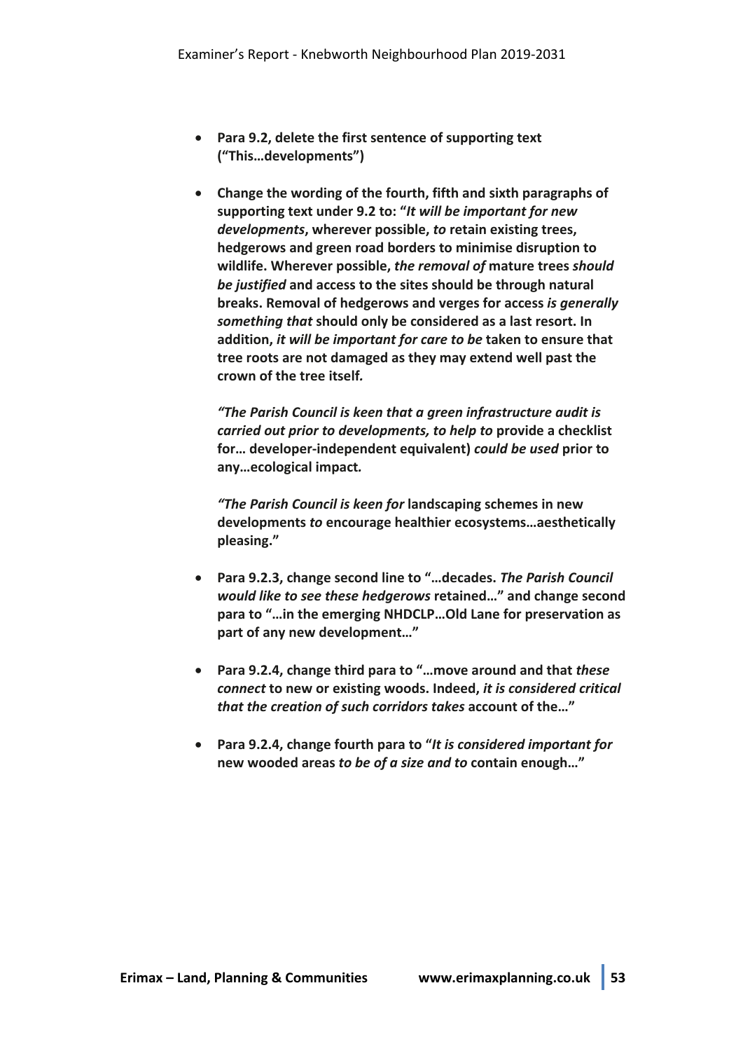- **Para 9.2, delete the first sentence of supporting text ("This…developments")**

- **Change the wording of the fourth, fifth and sixth paragraphs of supporting text under 9.2 to: "*It will be important for new developments*, wherever possible, *to* retain existing trees, hedgerows and green road borders to minimise disruption to wildlife. Wherever possible, *the removal of* mature trees *should be justified* and access to the sites should be through natural breaks. Removal of hedgerows and verges for access *is generally something that* should only be considered as a last resort. In addition, *it will be important for care to be* taken to ensure that tree roots are not damaged as they may extend well past the crown of the tree itself.**

  ***"The Parish Council is keen that a green infrastructure audit is carried out prior to developments, to help to* provide a checklist for… developer-independent equivalent) *could be used* prior to any…ecological impact.**

  ***"The Parish Council is keen for* landscaping schemes in new developments *to* encourage healthier ecosystems…aesthetically pleasing."**

- **Para 9.2.3, change second line to "…decades. *The Parish Council would like to see these hedgerows* retained…" and change second para to "…in the emerging NHDCLP…Old Lane for preservation as part of any new development…"**

- **Para 9.2.4, change third para to "…move around and that *these connect* to new or existing woods. Indeed, *it is considered critical that the creation of such corridors takes* account of the…"**

- **Para 9.2.4, change fourth para to "*It is considered important for* new wooded areas *to be of a size and to* contain enough…"**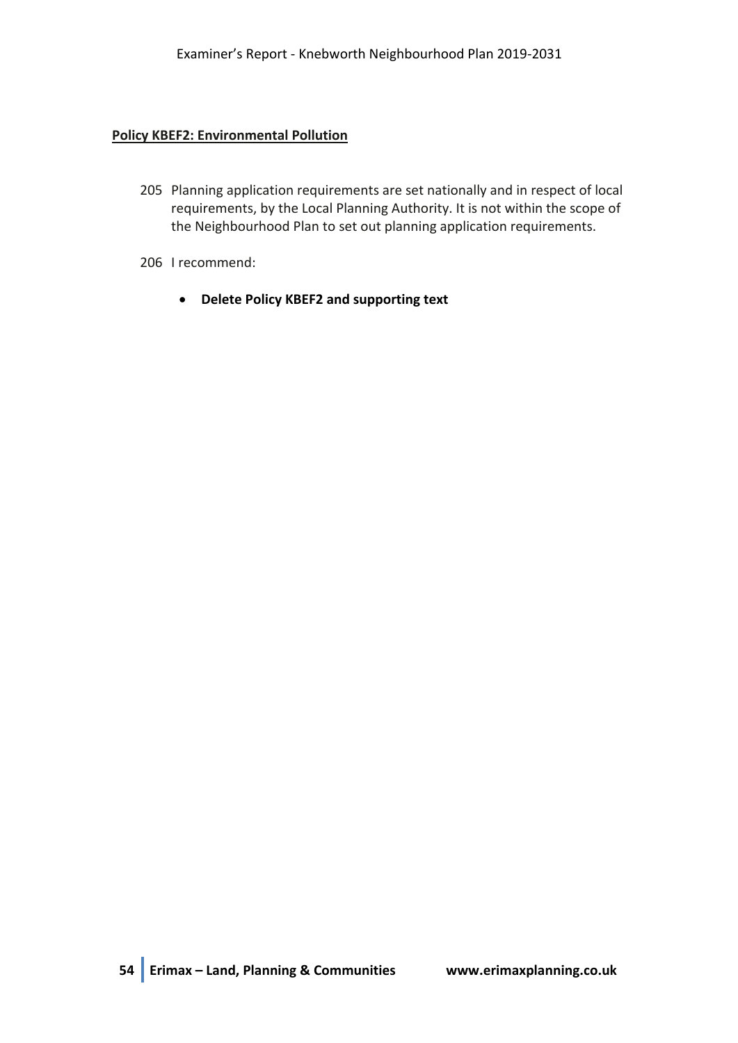**Policy KBEF2: Environmental Pollution**

205 Planning application requirements are set nationally and in respect of local requirements, by the Local Planning Authority. It is not within the scope of the Neighbourhood Plan to set out planning application requirements.

206 I recommend:

- **Delete Policy KBEF2 and supporting text**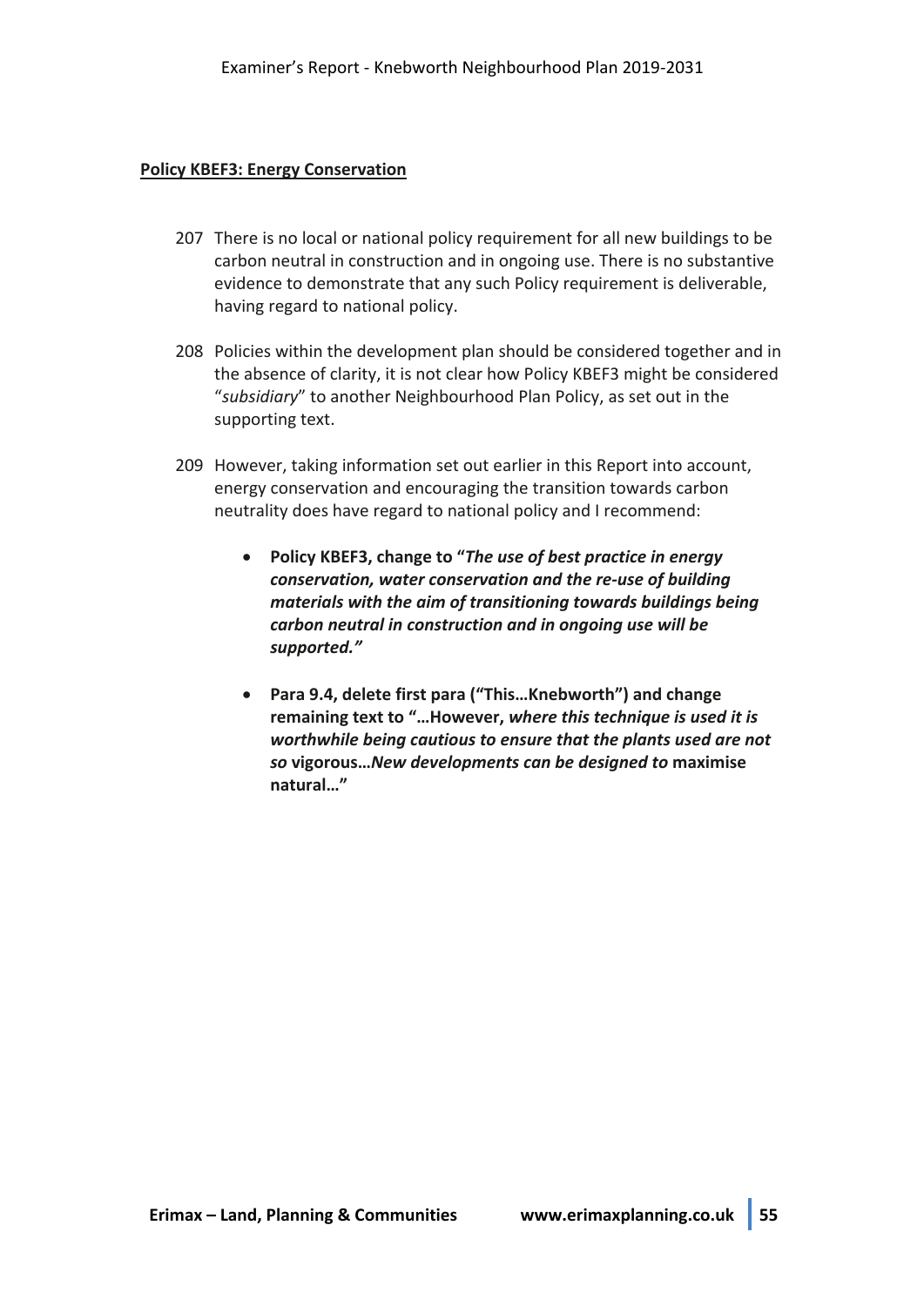**Policy KBEF3: Energy Conservation**

207 There is no local or national policy requirement for all new buildings to be carbon neutral in construction and in ongoing use. There is no substantive evidence to demonstrate that any such Policy requirement is deliverable, having regard to national policy.

208 Policies within the development plan should be considered together and in the absence of clarity, it is not clear how Policy KBEF3 might be considered "*subsidiary*" to another Neighbourhood Plan Policy, as set out in the supporting text.

209 However, taking information set out earlier in this Report into account, energy conservation and encouraging the transition towards carbon neutrality does have regard to national policy and I recommend:

- **Policy KBEF3, change to "*The use of best practice in energy conservation, water conservation and the re-use of building materials with the aim of transitioning towards buildings being carbon neutral in construction and in ongoing use will be supported."***

- **Para 9.4, delete first para ("This…Knebworth") and change remaining text to "…However, *where this technique is used it is worthwhile being cautious to ensure that the plants used are not so* vigorous…*New developments can be designed to* maximise natural…"**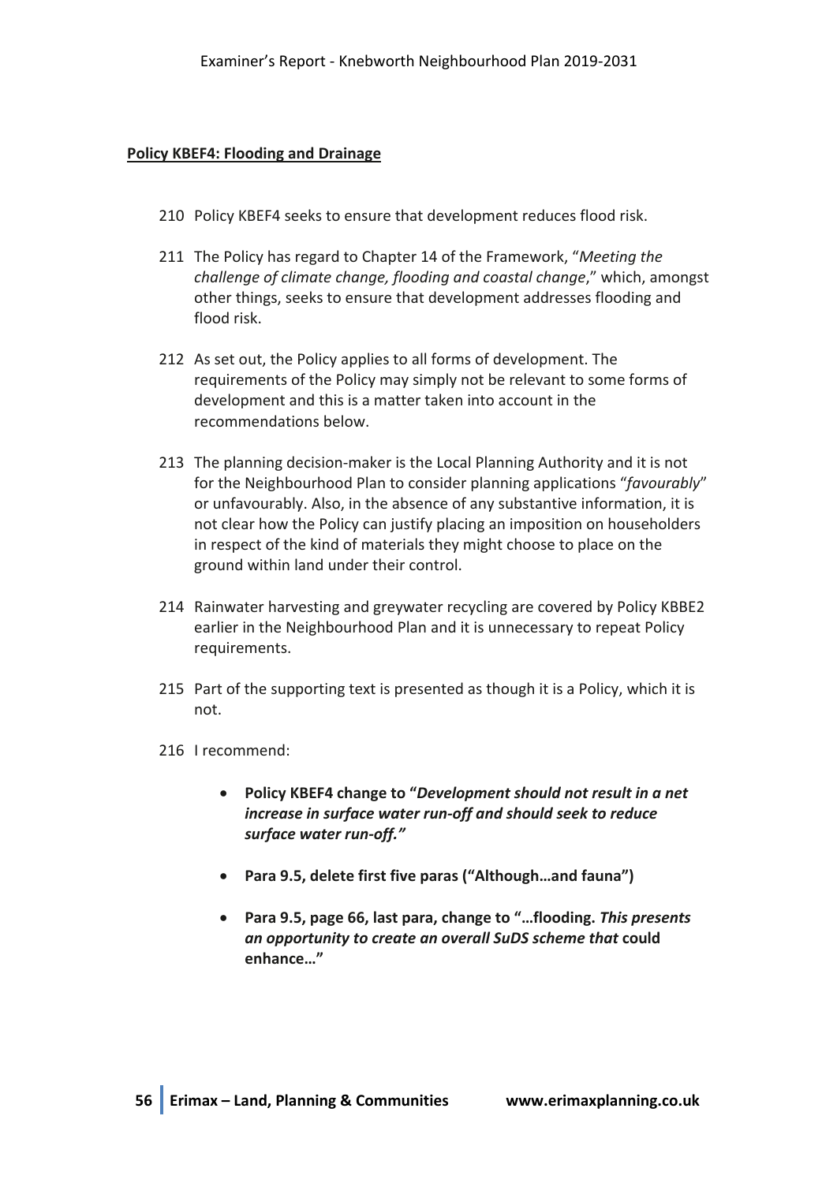**Policy KBEF4: Flooding and Drainage**

210 Policy KBEF4 seeks to ensure that development reduces flood risk.

211 The Policy has regard to Chapter 14 of the Framework, "*Meeting the challenge of climate change, flooding and coastal change*," which, amongst other things, seeks to ensure that development addresses flooding and flood risk.

212 As set out, the Policy applies to all forms of development. The requirements of the Policy may simply not be relevant to some forms of development and this is a matter taken into account in the recommendations below.

213 The planning decision-maker is the Local Planning Authority and it is not for the Neighbourhood Plan to consider planning applications "*favourably*" or unfavourably. Also, in the absence of any substantive information, it is not clear how the Policy can justify placing an imposition on householders in respect of the kind of materials they might choose to place on the ground within land under their control.

214 Rainwater harvesting and greywater recycling are covered by Policy KBBE2 earlier in the Neighbourhood Plan and it is unnecessary to repeat Policy requirements.

215 Part of the supporting text is presented as though it is a Policy, which it is not.

216 I recommend:

- **Policy KBEF4 change to "*Development should not result in a net increase in surface water run-off and should seek to reduce surface water run-off."***
- **Para 9.5, delete first five paras ("Although…and fauna")**
- **Para 9.5, page 66, last para, change to "…flooding. *This presents an opportunity to create an overall SuDS scheme that* could enhance…"**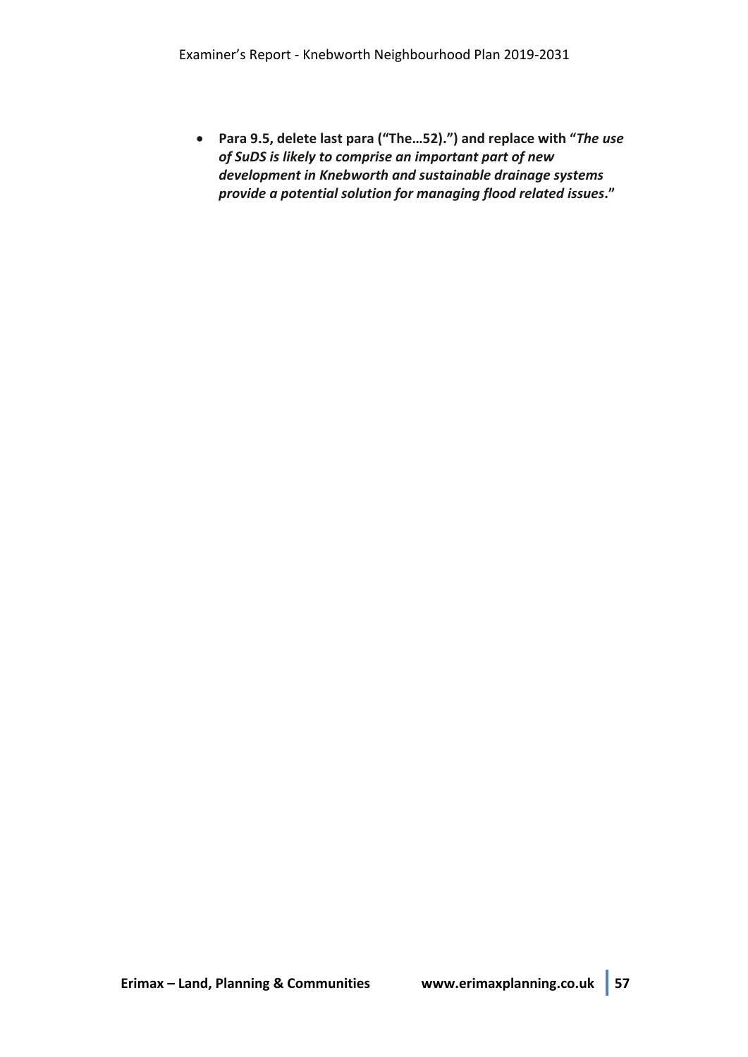- **Para 9.5, delete last para ("The…52).") and replace with "*The use of SuDS is likely to comprise an important part of new development in Knebworth and sustainable drainage systems provide a potential solution for managing flood related issues*."**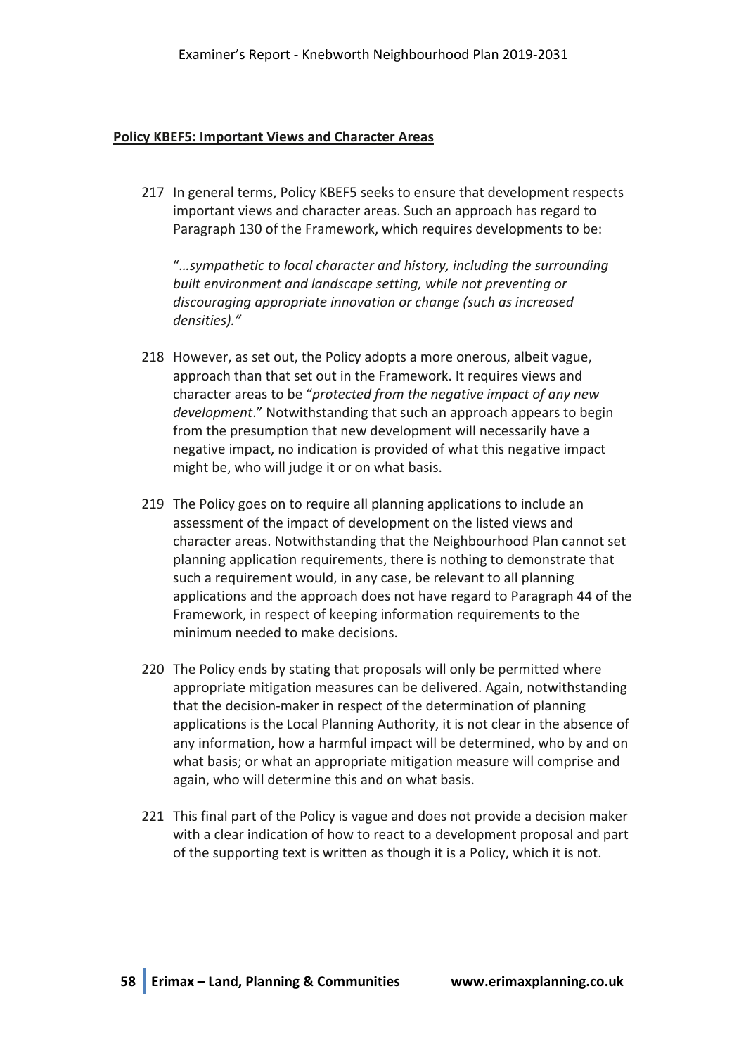**Policy KBEF5: Important Views and Character Areas**

217 In general terms, Policy KBEF5 seeks to ensure that development respects important views and character areas. Such an approach has regard to Paragraph 130 of the Framework, which requires developments to be:

"*…sympathetic to local character and history, including the surrounding built environment and landscape setting, while not preventing or discouraging appropriate innovation or change (such as increased densities).*"

218 However, as set out, the Policy adopts a more onerous, albeit vague, approach than that set out in the Framework. It requires views and character areas to be "*protected from the negative impact of any new development*." Notwithstanding that such an approach appears to begin from the presumption that new development will necessarily have a negative impact, no indication is provided of what this negative impact might be, who will judge it or on what basis.

219 The Policy goes on to require all planning applications to include an assessment of the impact of development on the listed views and character areas. Notwithstanding that the Neighbourhood Plan cannot set planning application requirements, there is nothing to demonstrate that such a requirement would, in any case, be relevant to all planning applications and the approach does not have regard to Paragraph 44 of the Framework, in respect of keeping information requirements to the minimum needed to make decisions.

220 The Policy ends by stating that proposals will only be permitted where appropriate mitigation measures can be delivered. Again, notwithstanding that the decision-maker in respect of the determination of planning applications is the Local Planning Authority, it is not clear in the absence of any information, how a harmful impact will be determined, who by and on what basis; or what an appropriate mitigation measure will comprise and again, who will determine this and on what basis.

221 This final part of the Policy is vague and does not provide a decision maker with a clear indication of how to react to a development proposal and part of the supporting text is written as though it is a Policy, which it is not.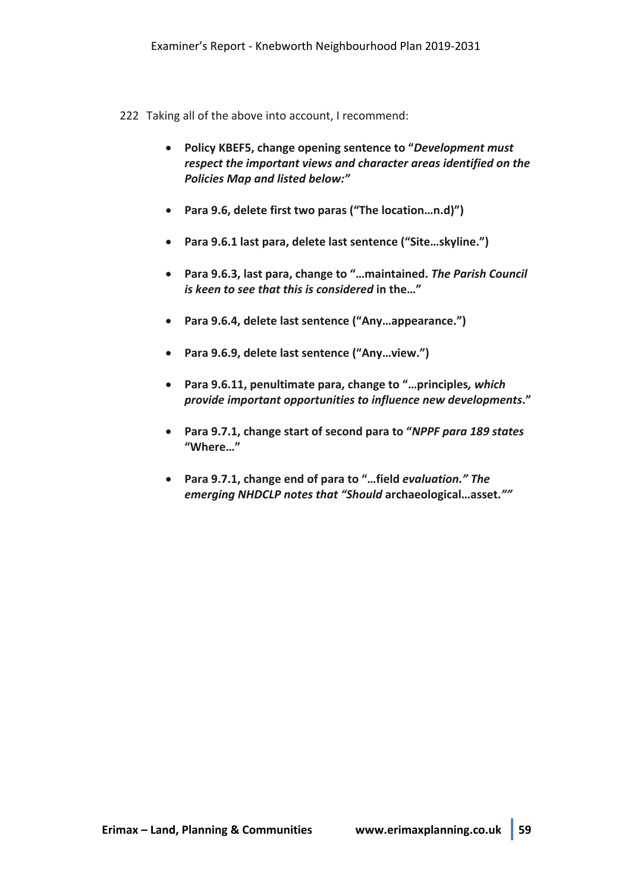222 Taking all of the above into account, I recommend:

- **Policy KBEF5, change opening sentence to "*Development must respect the important views and character areas identified on the Policies Map and listed below:"***
- **Para 9.6, delete first two paras ("The location…n.d)")**
- **Para 9.6.1 last para, delete last sentence ("Site…skyline.")**
- **Para 9.6.3, last para, change to "…maintained. *The Parish Council is keen to see that this is considered* in the…"**
- **Para 9.6.4, delete last sentence ("Any…appearance.")**
- **Para 9.6.9, delete last sentence ("Any…view.")**
- **Para 9.6.11, penultimate para, change to "…principles*, which provide important opportunities to influence new developments*."**
- **Para 9.7.1, change start of second para to "*NPPF para 189 states* "Where…"**
- **Para 9.7.1, change end of para to "…field *evaluation." The emerging NHDCLP notes that "Should* archaeological…asset.*""***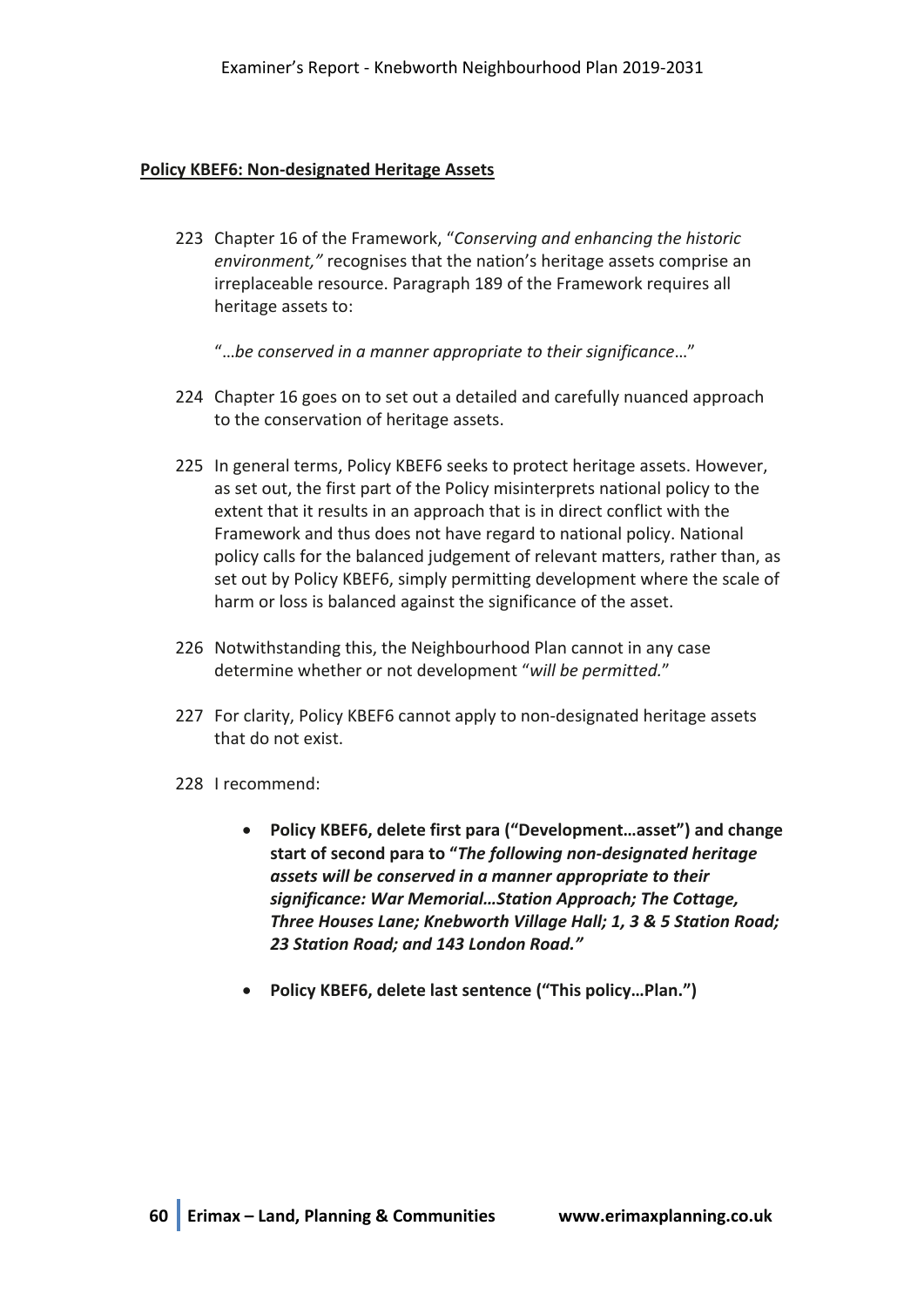**Policy KBEF6: Non-designated Heritage Assets**

223 Chapter 16 of the Framework, "*Conserving and enhancing the historic environment,*" recognises that the nation's heritage assets comprise an irreplaceable resource. Paragraph 189 of the Framework requires all heritage assets to:

"…*be conserved in a manner appropriate to their significance*…"

224 Chapter 16 goes on to set out a detailed and carefully nuanced approach to the conservation of heritage assets.

225 In general terms, Policy KBEF6 seeks to protect heritage assets. However, as set out, the first part of the Policy misinterprets national policy to the extent that it results in an approach that is in direct conflict with the Framework and thus does not have regard to national policy. National policy calls for the balanced judgement of relevant matters, rather than, as set out by Policy KBEF6, simply permitting development where the scale of harm or loss is balanced against the significance of the asset.

226 Notwithstanding this, the Neighbourhood Plan cannot in any case determine whether or not development "*will be permitted.*"

227 For clarity, Policy KBEF6 cannot apply to non-designated heritage assets that do not exist.

228 I recommend:

- **Policy KBEF6, delete first para ("Development…asset") and change start of second para to "*The following non-designated heritage assets will be conserved in a manner appropriate to their significance: War Memorial…Station Approach; The Cottage, Three Houses Lane; Knebworth Village Hall; 1, 3 & 5 Station Road; 23 Station Road; and 143 London Road.*"**

- **Policy KBEF6, delete last sentence ("This policy…Plan.")**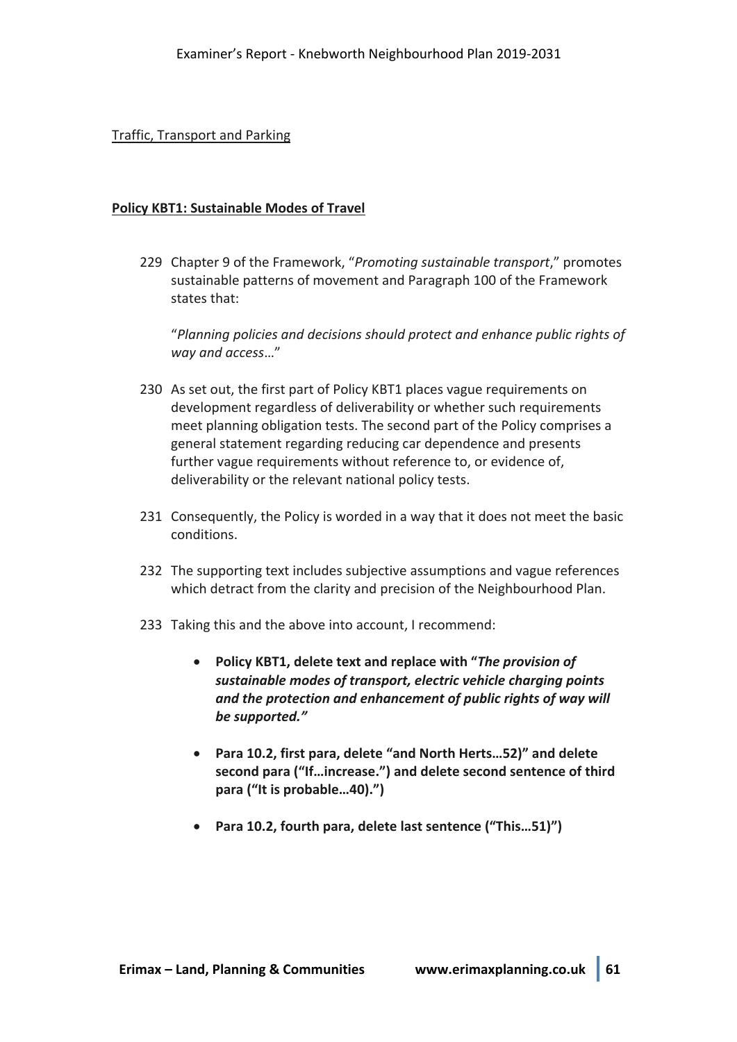Traffic, Transport and Parking

**Policy KBT1: Sustainable Modes of Travel**

229 Chapter 9 of the Framework, "*Promoting sustainable transport*," promotes sustainable patterns of movement and Paragraph 100 of the Framework states that:

"*Planning policies and decisions should protect and enhance public rights of way and access*…"

230 As set out, the first part of Policy KBT1 places vague requirements on development regardless of deliverability or whether such requirements meet planning obligation tests. The second part of the Policy comprises a general statement regarding reducing car dependence and presents further vague requirements without reference to, or evidence of, deliverability or the relevant national policy tests.

231 Consequently, the Policy is worded in a way that it does not meet the basic conditions.

232 The supporting text includes subjective assumptions and vague references which detract from the clarity and precision of the Neighbourhood Plan.

233 Taking this and the above into account, I recommend:

- **Policy KBT1, delete text and replace with "*The provision of sustainable modes of transport, electric vehicle charging points and the protection and enhancement of public rights of way will be supported.*"**
- **Para 10.2, first para, delete "and North Herts…52)" and delete second para ("If…increase.") and delete second sentence of third para ("It is probable…40).")**
- **Para 10.2, fourth para, delete last sentence ("This…51)")**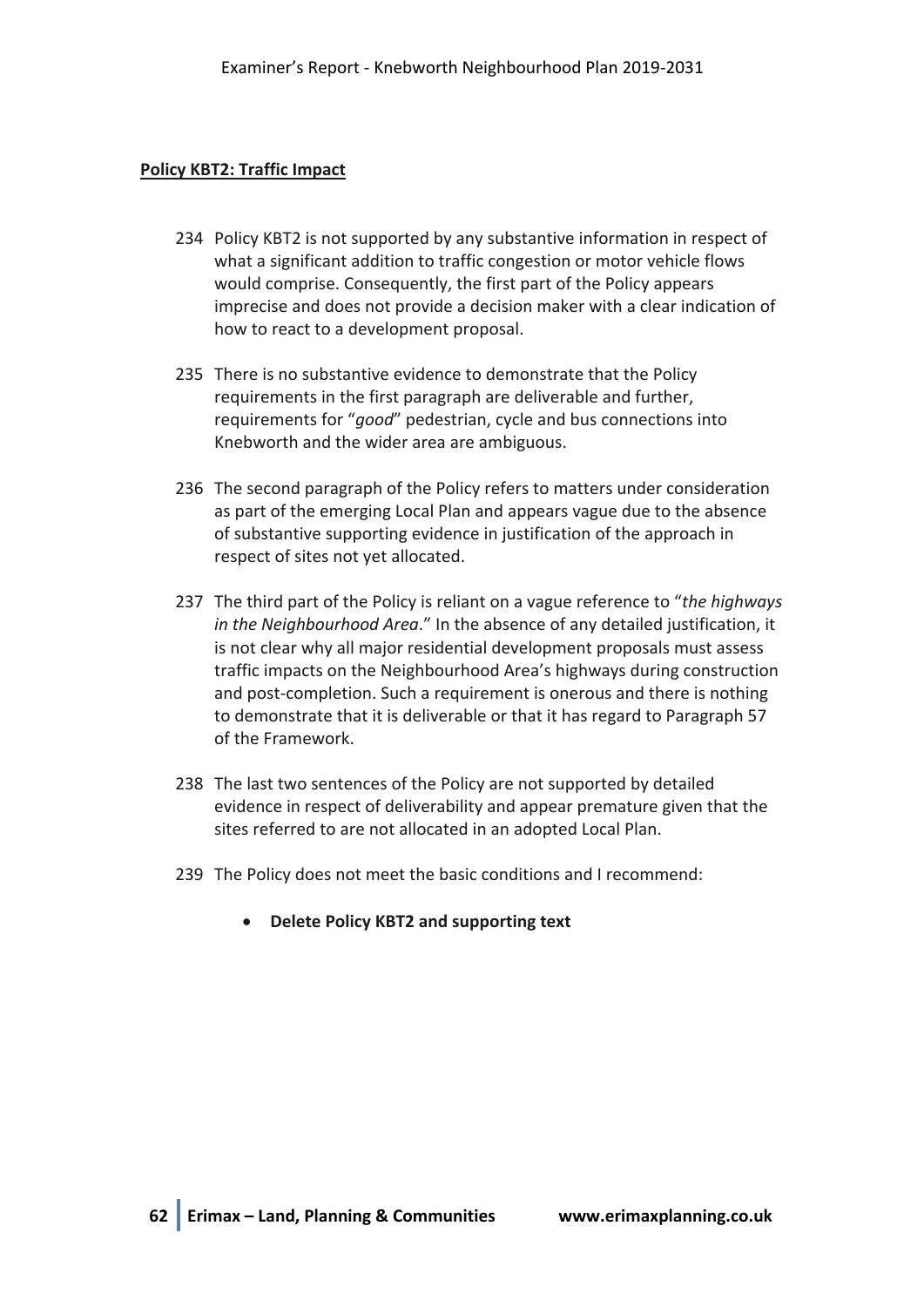**Policy KBT2: Traffic Impact**

234 Policy KBT2 is not supported by any substantive information in respect of what a significant addition to traffic congestion or motor vehicle flows would comprise. Consequently, the first part of the Policy appears imprecise and does not provide a decision maker with a clear indication of how to react to a development proposal.

235 There is no substantive evidence to demonstrate that the Policy requirements in the first paragraph are deliverable and further, requirements for "*good*" pedestrian, cycle and bus connections into Knebworth and the wider area are ambiguous.

236 The second paragraph of the Policy refers to matters under consideration as part of the emerging Local Plan and appears vague due to the absence of substantive supporting evidence in justification of the approach in respect of sites not yet allocated.

237 The third part of the Policy is reliant on a vague reference to "*the highways in the Neighbourhood Area*." In the absence of any detailed justification, it is not clear why all major residential development proposals must assess traffic impacts on the Neighbourhood Area's highways during construction and post-completion. Such a requirement is onerous and there is nothing to demonstrate that it is deliverable or that it has regard to Paragraph 57 of the Framework.

238 The last two sentences of the Policy are not supported by detailed evidence in respect of deliverability and appear premature given that the sites referred to are not allocated in an adopted Local Plan.

239 The Policy does not meet the basic conditions and I recommend:

- **Delete Policy KBT2 and supporting text**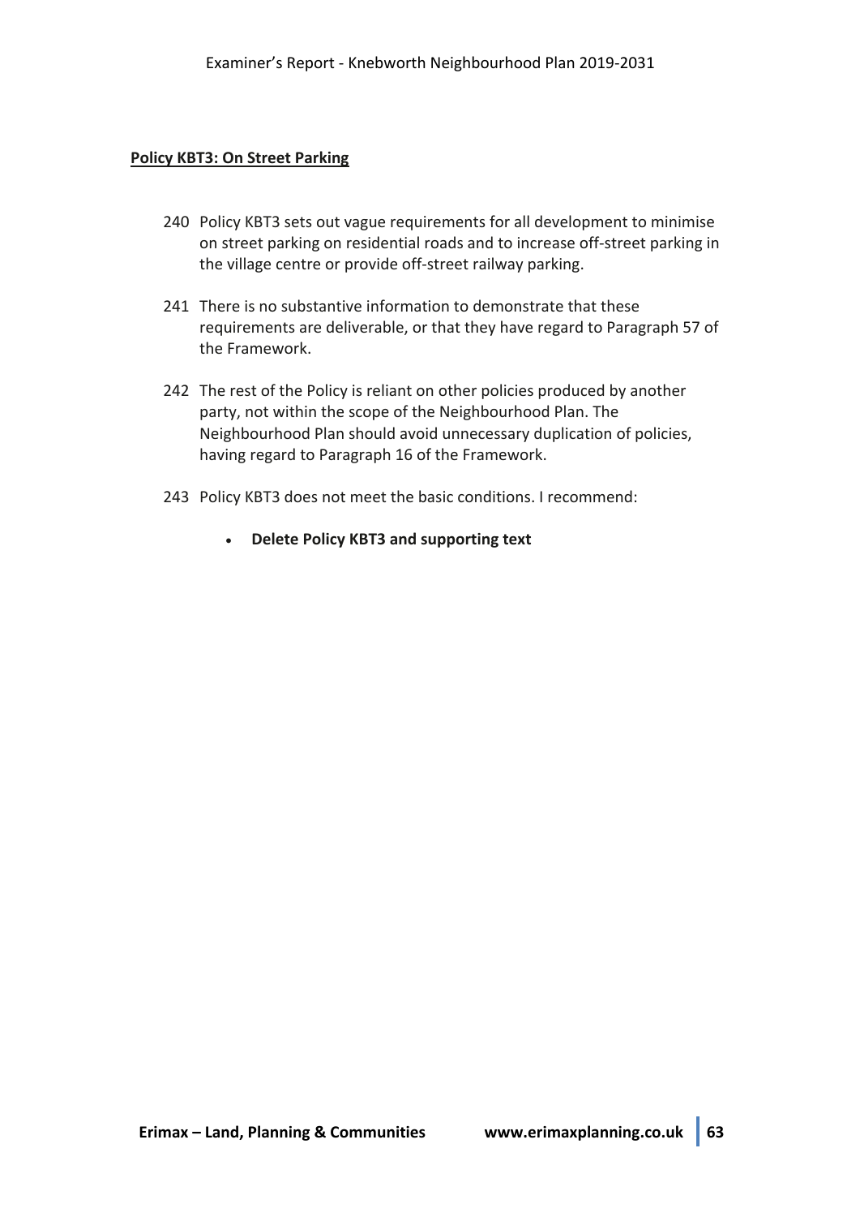**Policy KBT3: On Street Parking**

240 Policy KBT3 sets out vague requirements for all development to minimise on street parking on residential roads and to increase off-street parking in the village centre or provide off-street railway parking.

241 There is no substantive information to demonstrate that these requirements are deliverable, or that they have regard to Paragraph 57 of the Framework.

242 The rest of the Policy is reliant on other policies produced by another party, not within the scope of the Neighbourhood Plan. The Neighbourhood Plan should avoid unnecessary duplication of policies, having regard to Paragraph 16 of the Framework.

243 Policy KBT3 does not meet the basic conditions. I recommend:

- **Delete Policy KBT3 and supporting text**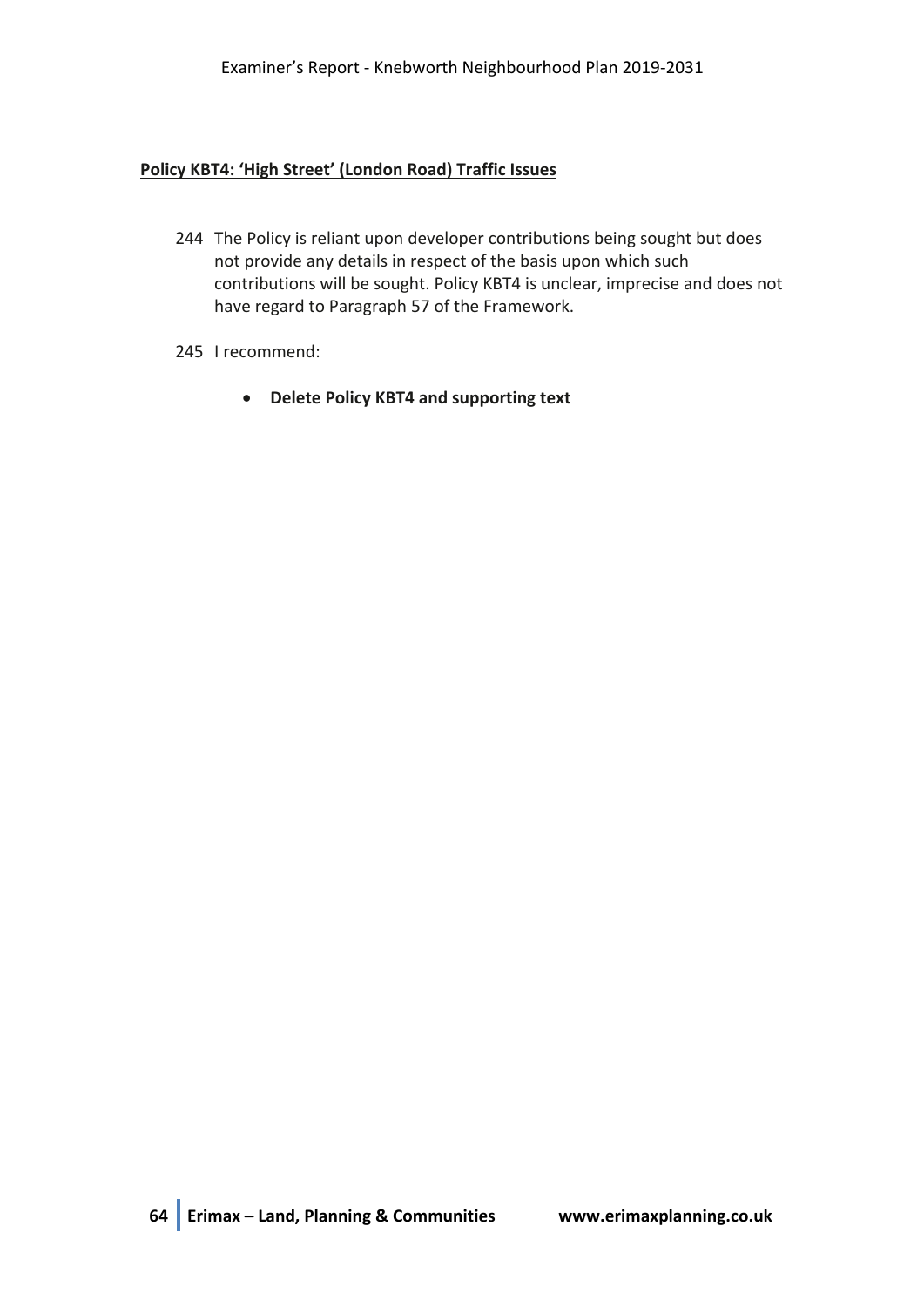**Policy KBT4: 'High Street' (London Road) Traffic Issues**

244 The Policy is reliant upon developer contributions being sought but does not provide any details in respect of the basis upon which such contributions will be sought. Policy KBT4 is unclear, imprecise and does not have regard to Paragraph 57 of the Framework.

245 I recommend:

- **Delete Policy KBT4 and supporting text**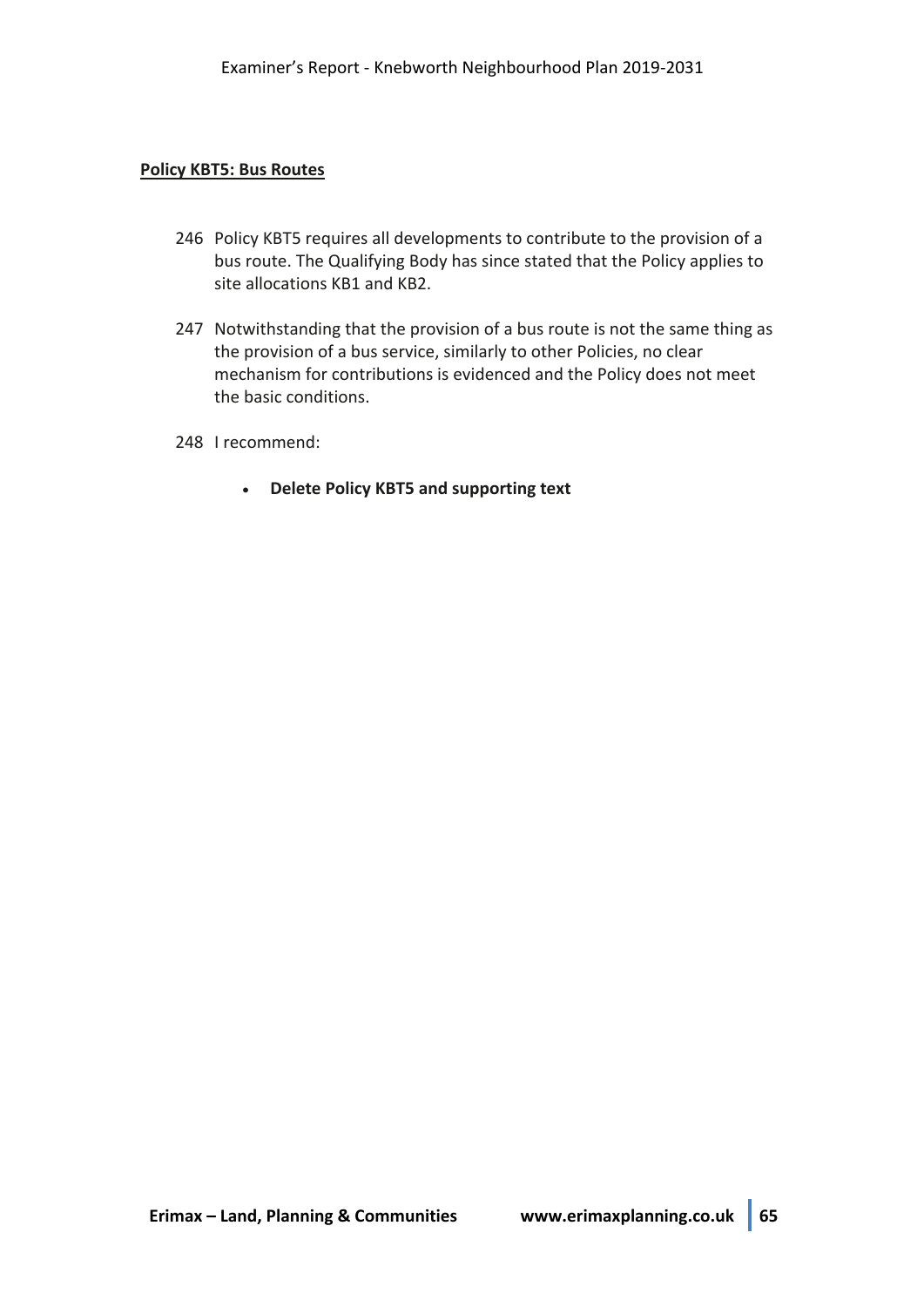**Policy KBT5: Bus Routes**

246 Policy KBT5 requires all developments to contribute to the provision of a bus route. The Qualifying Body has since stated that the Policy applies to site allocations KB1 and KB2.

247 Notwithstanding that the provision of a bus route is not the same thing as the provision of a bus service, similarly to other Policies, no clear mechanism for contributions is evidenced and the Policy does not meet the basic conditions.

248 I recommend:

- **Delete Policy KBT5 and supporting text**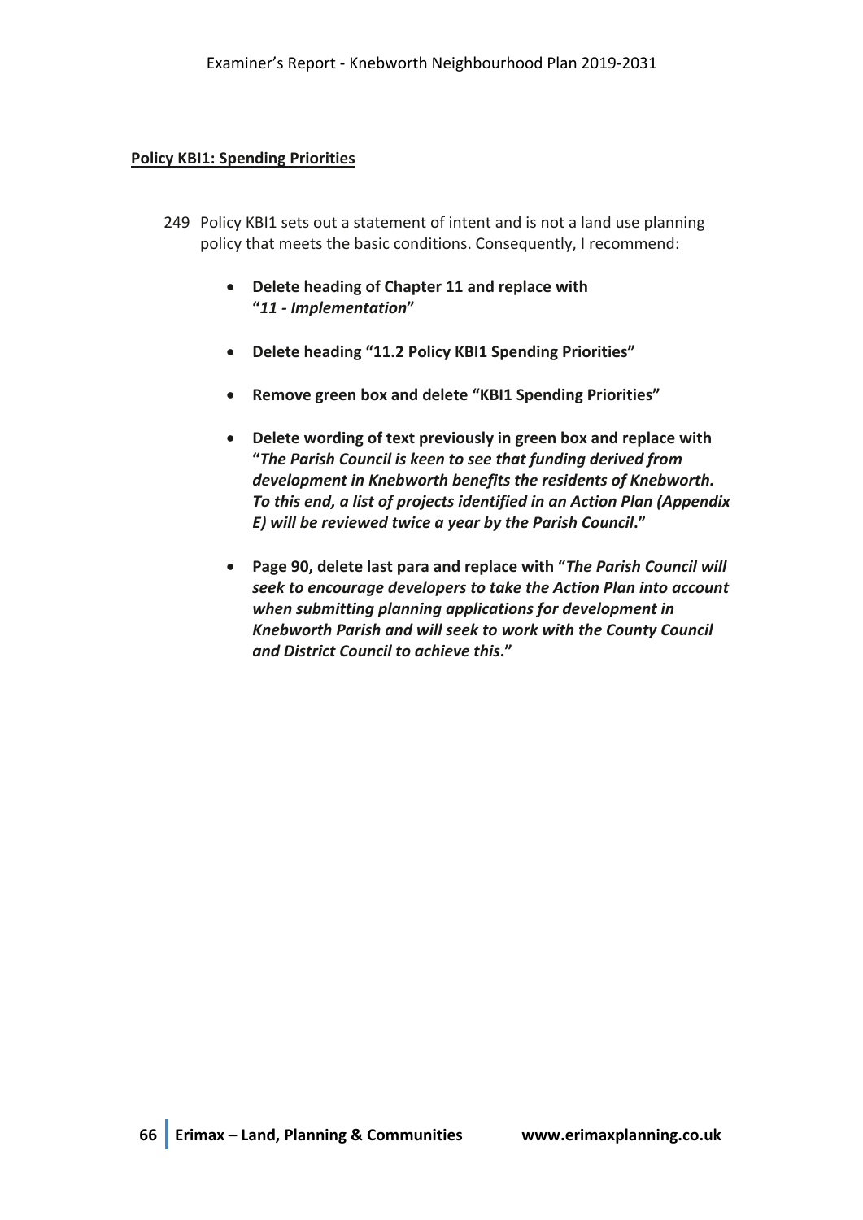**Policy KBI1: Spending Priorities**

249 Policy KBI1 sets out a statement of intent and is not a land use planning policy that meets the basic conditions. Consequently, I recommend:

- **Delete heading of Chapter 11 and replace with "*11 - Implementation*"**
- **Delete heading "11.2 Policy KBI1 Spending Priorities"**
- **Remove green box and delete "KBI1 Spending Priorities"**
- **Delete wording of text previously in green box and replace with "*The Parish Council is keen to see that funding derived from development in Knebworth benefits the residents of Knebworth. To this end, a list of projects identified in an Action Plan (Appendix E) will be reviewed twice a year by the Parish Council*."**
- **Page 90, delete last para and replace with "*The Parish Council will seek to encourage developers to take the Action Plan into account when submitting planning applications for development in Knebworth Parish and will seek to work with the County Council and District Council to achieve this*."**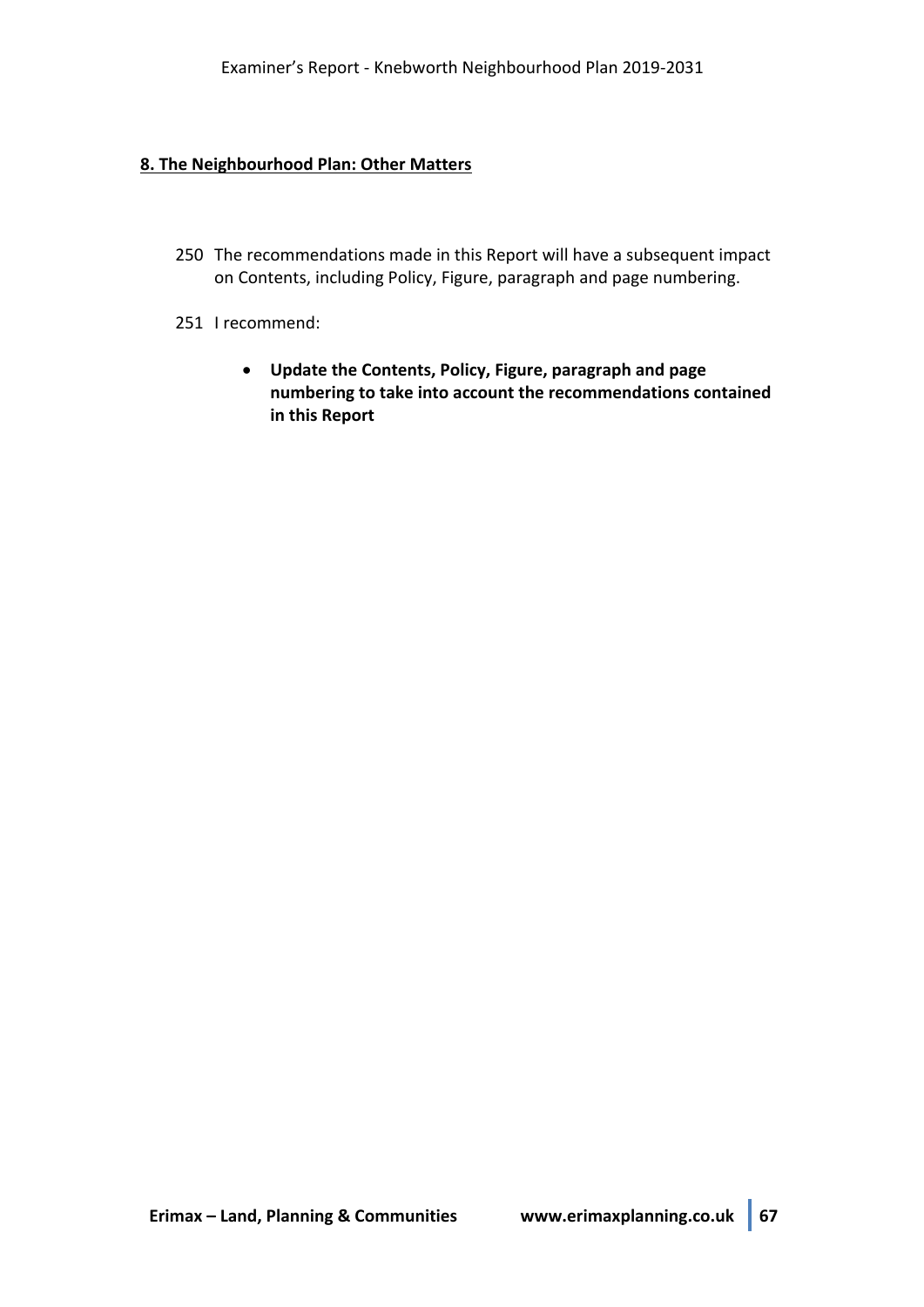## 8. The Neighbourhood Plan: Other Matters

250 The recommendations made in this Report will have a subsequent impact on Contents, including Policy, Figure, paragraph and page numbering.

251 I recommend:

- **Update the Contents, Policy, Figure, paragraph and page numbering to take into account the recommendations contained in this Report**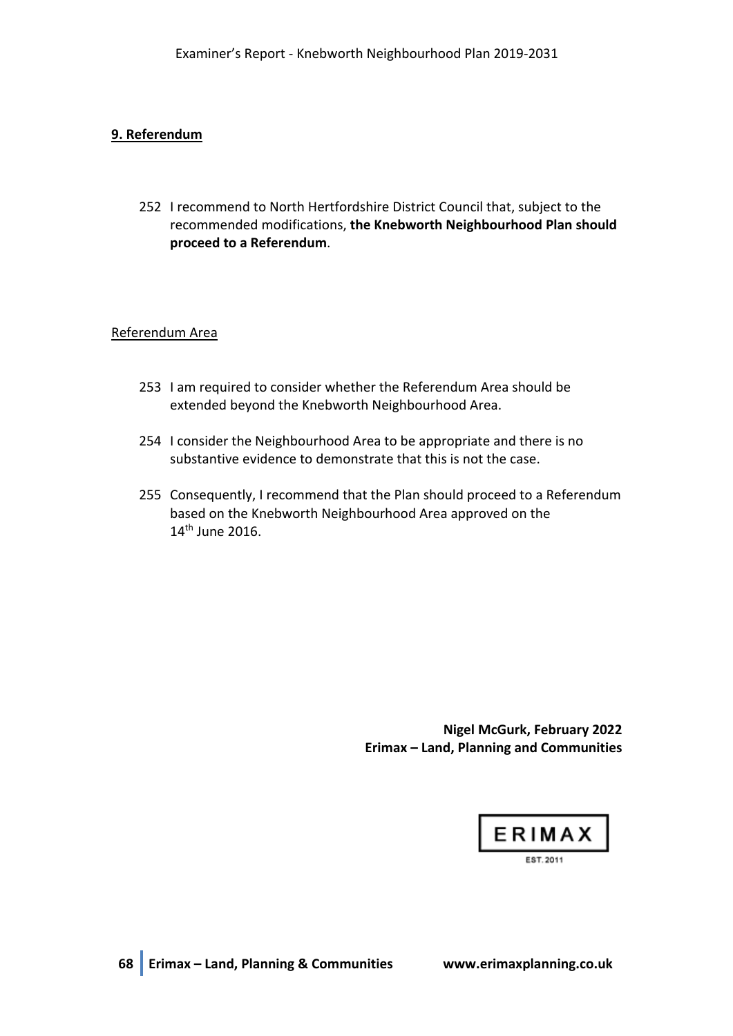## 9. Referendum

252 I recommend to North Hertfordshire District Council that, subject to the recommended modifications, **the Knebworth Neighbourhood Plan should proceed to a Referendum**.

Referendum Area

253 I am required to consider whether the Referendum Area should be extended beyond the Knebworth Neighbourhood Area.

254 I consider the Neighbourhood Area to be appropriate and there is no substantive evidence to demonstrate that this is not the case.

255 Consequently, I recommend that the Plan should proceed to a Referendum based on the Knebworth Neighbourhood Area approved on the 14th June 2016.

**Nigel McGurk, February 2022**
**Erimax – Land, Planning and Communities**

ERIMAX
EST. 2011